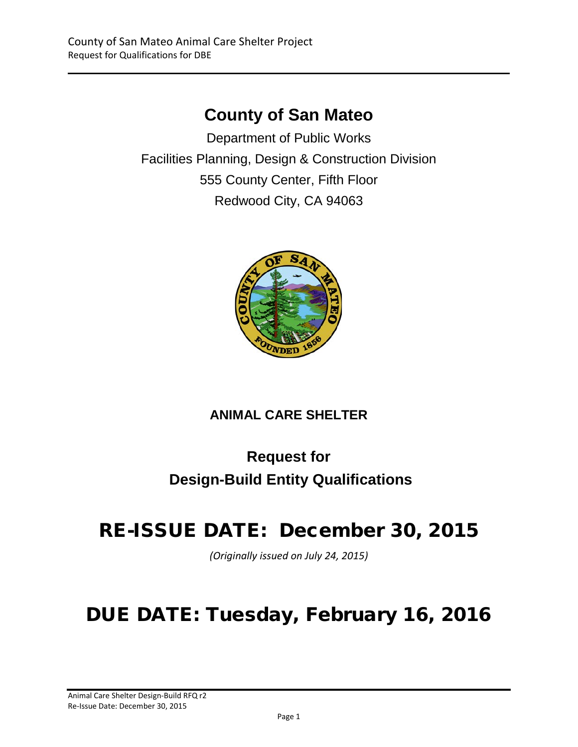# County of San Mateo

Department of Public Works

Facilities Planning, Design & Construction Division

555 County Center, Fifth Floor

Redwood City, CA 94063

**ANIMAL CARE SHELTER**

## Request for Design-Build Entity Qualifications

# RE-ISSUE DATE: December 30, 2015

*(Originally issued on July 24, 2015)*

# DUE DATE: Tuesday, February 16, 2016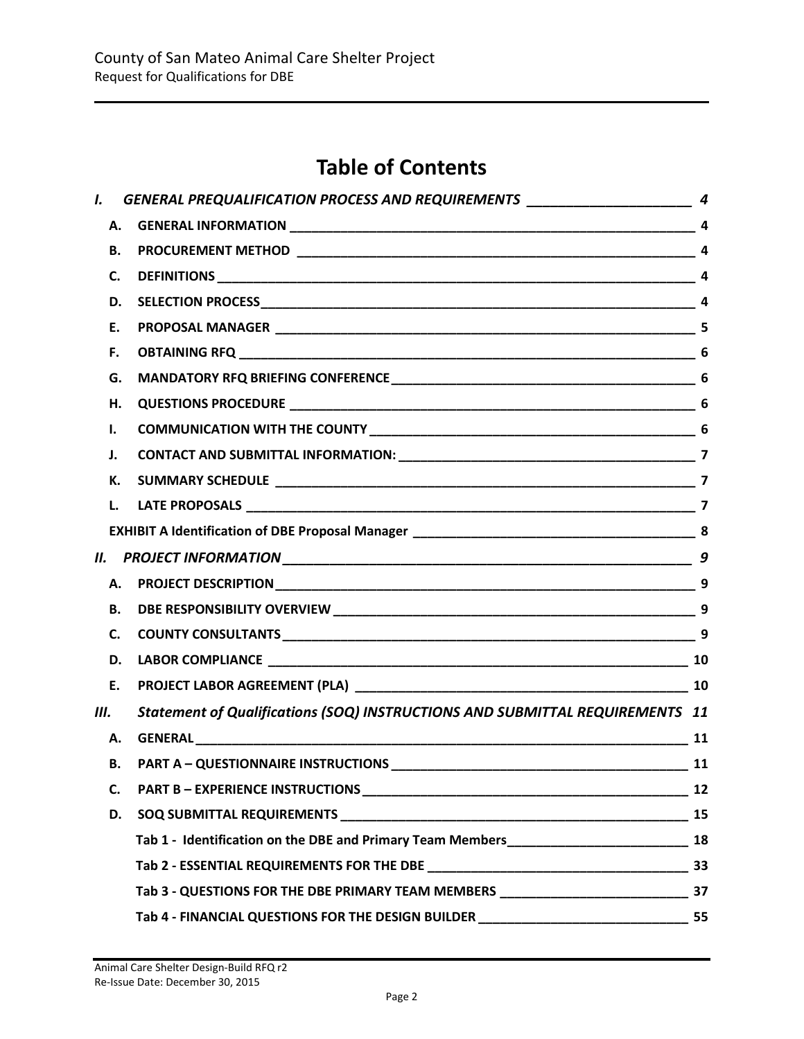# Table of Contents

*I. GENERAL PREQUALIFICATION PROCESS AND REQUIREMENTS ______________________ 4*

- **A. GENERAL INFORMATION ____________________________________________________ 4**
- **B. PROCUREMENT METHOD ___________________________________________________ 4**
- **C. DEFINITIONS ____________________________________________________________ 4**
- **D. SELECTION PROCESS______________________________________________________ 4**
- **E. PROPOSAL MANAGER _____________________________________________________ 5**
- **F. OBTAINING RFQ _________________________________________________________ 6**
- **G. MANDATORY RFQ BRIEFING CONFERENCE____________________________________ 6**
- **H. QUESTIONS PROCEDURE __________________________________________________ 6**
- **I. COMMUNICATION WITH THE COUNTY _______________________________________ 6**
- **J. CONTACT AND SUBMITTAL INFORMATION: ____________________________________ 7**
- **K. SUMMARY SCHEDULE ____________________________________________________ 7**
- **L. LATE PROPOSALS ________________________________________________________ 7**
- **EXHIBIT A Identification of DBE Proposal Manager ____________________________________ 8**

*II. PROJECT INFORMATION________________________________________________________ 9*

- **A. PROJECT DESCRIPTION____________________________________________________ 9**
- **B. DBE RESPONSIBILITY OVERVIEW ____________________________________________ 9**
- **C. COUNTY CONSULTANTS ___________________________________________________ 9**
- **D. LABOR COMPLIANCE ____________________________________________________ 10**
- **E. PROJECT LABOR AGREEMENT (PLA) _________________________________________ 10**

*III. Statement of Qualifications (SOQ) INSTRUCTIONS AND SUBMITTAL REQUIREMENTS 11*

- **A. GENERAL ______________________________________________________________ 11**
- **B. PART A – QUESTIONNAIRE INSTRUCTIONS ____________________________________ 11**
- **C. PART B – EXPERIENCE INSTRUCTIONS _______________________________________ 12**
- **D. SOQ SUBMITTAL REQUIREMENTS __________________________________________ 15**
  - **Tab 1 - Identification on the DBE and Primary Team Members_________________________ 18**
  - **Tab 2 - ESSENTIAL REQUIREMENTS FOR THE DBE _____________________________ 33**
  - **Tab 3 - QUESTIONS FOR THE DBE PRIMARY TEAM MEMBERS _____________________ 37**
  - **Tab 4 - FINANCIAL QUESTIONS FOR THE DESIGN BUILDER _______________________ 55**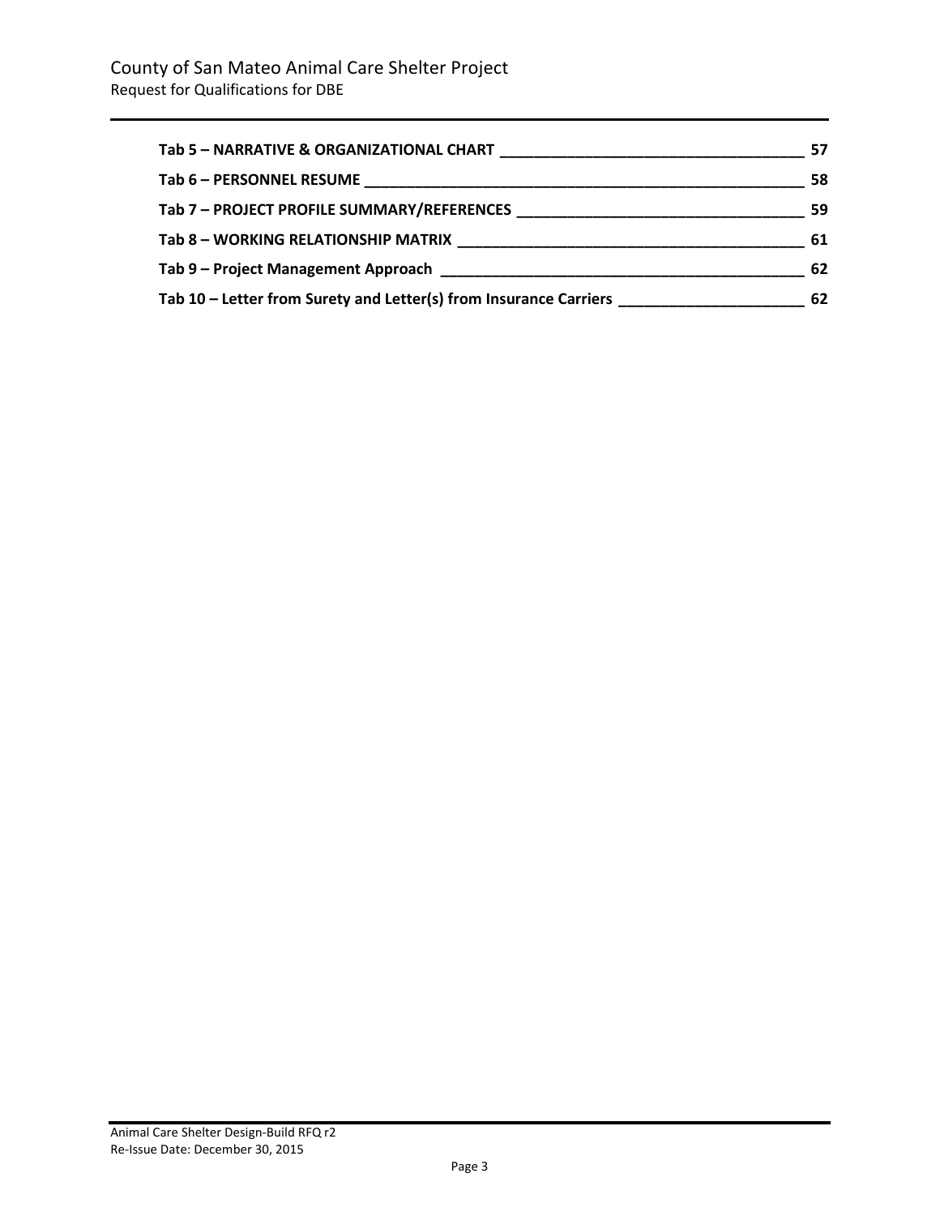**Tab 5 – NARRATIVE & ORGANIZATIONAL CHART ____________________________________ 57**

**Tab 6 – PERSONNEL RESUME ______________________________________________________ 58**

**Tab 7 – PROJECT PROFILE SUMMARY/REFERENCES __________________________________ 59**

**Tab 8 – WORKING RELATIONSHIP MATRIX ________________________________________ 61**

**Tab 9 – Project Management Approach ____________________________________________ 62**

**Tab 10 – Letter from Surety and Letter(s) from Insurance Carriers _____________________ 62**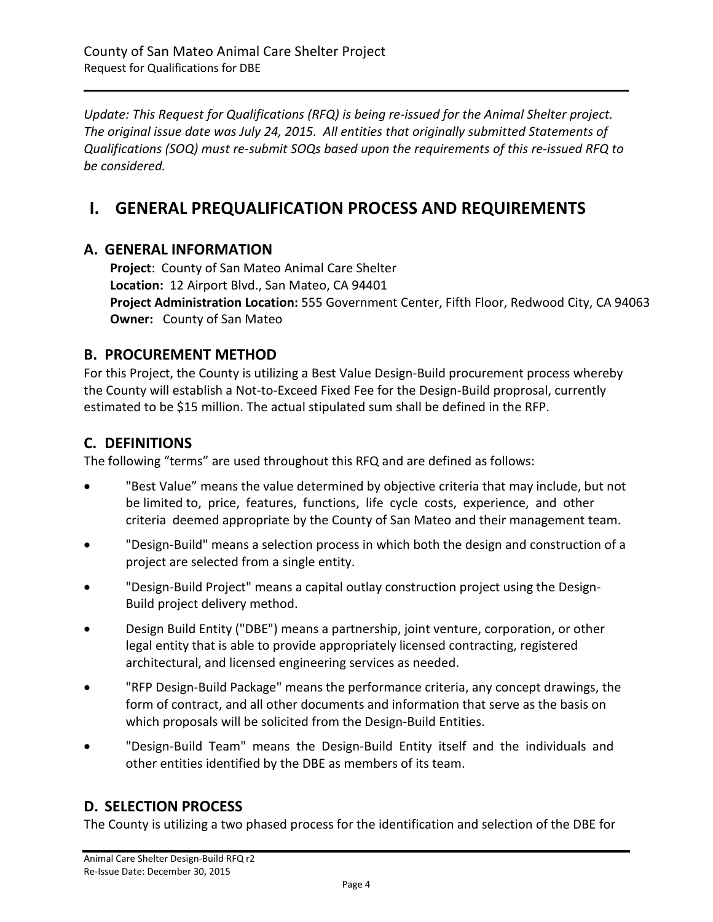*Update: This Request for Qualifications (RFQ) is being re-issued for the Animal Shelter project. The original issue date was July 24, 2015. All entities that originally submitted Statements of Qualifications (SOQ) must re-submit SOQs based upon the requirements of this re-issued RFQ to be considered.*

# I. GENERAL PREQUALIFICATION PROCESS AND REQUIREMENTS

## A. GENERAL INFORMATION

**Project**: County of San Mateo Animal Care Shelter
**Location:** 12 Airport Blvd., San Mateo, CA 94401
**Project Administration Location:** 555 Government Center, Fifth Floor, Redwood City, CA 94063
**Owner:** County of San Mateo

## B. PROCUREMENT METHOD

For this Project, the County is utilizing a Best Value Design-Build procurement process whereby the County will establish a Not-to-Exceed Fixed Fee for the Design-Build proprosal, currently estimated to be $15 million. The actual stipulated sum shall be defined in the RFP.

## C. DEFINITIONS

The following "terms" are used throughout this RFQ and are defined as follows:

- "Best Value" means the value determined by objective criteria that may include, but not be limited to, price, features, functions, life cycle costs, experience, and other criteria deemed appropriate by the County of San Mateo and their management team.
- "Design-Build" means a selection process in which both the design and construction of a project are selected from a single entity.
- "Design-Build Project" means a capital outlay construction project using the Design-Build project delivery method.
- Design Build Entity ("DBE") means a partnership, joint venture, corporation, or other legal entity that is able to provide appropriately licensed contracting, registered architectural, and licensed engineering services as needed.
- "RFP Design-Build Package" means the performance criteria, any concept drawings, the form of contract, and all other documents and information that serve as the basis on which proposals will be solicited from the Design-Build Entities.
- "Design-Build Team" means the Design-Build Entity itself and the individuals and other entities identified by the DBE as members of its team.

## D. SELECTION PROCESS

The County is utilizing a two phased process for the identification and selection of the DBE for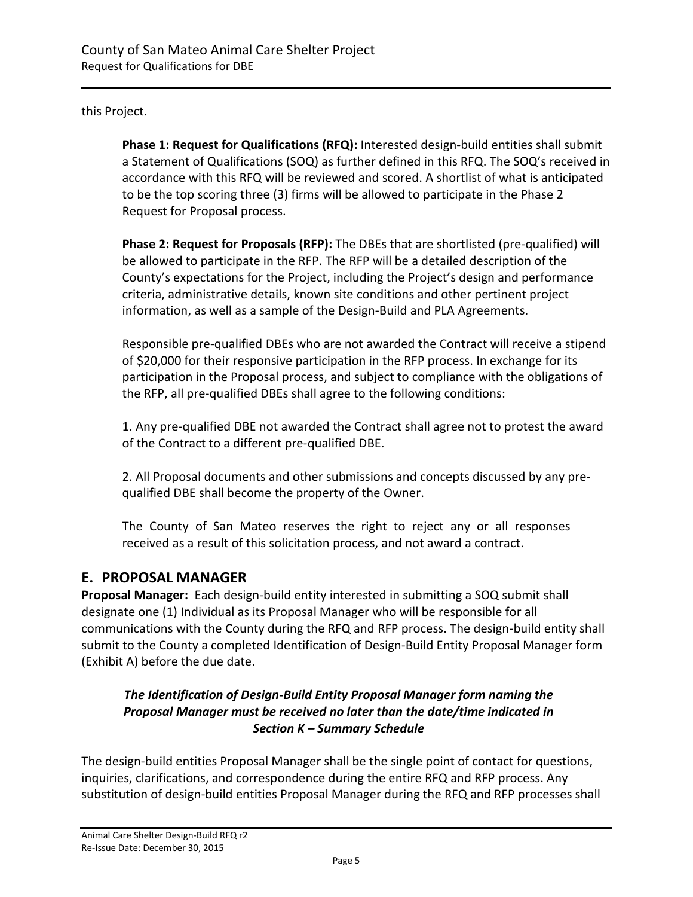this Project.

**Phase 1: Request for Qualifications (RFQ):** Interested design-build entities shall submit a Statement of Qualifications (SOQ) as further defined in this RFQ. The SOQ's received in accordance with this RFQ will be reviewed and scored. A shortlist of what is anticipated to be the top scoring three (3) firms will be allowed to participate in the Phase 2 Request for Proposal process.

**Phase 2: Request for Proposals (RFP):** The DBEs that are shortlisted (pre-qualified) will be allowed to participate in the RFP. The RFP will be a detailed description of the County's expectations for the Project, including the Project's design and performance criteria, administrative details, known site conditions and other pertinent project information, as well as a sample of the Design-Build and PLA Agreements.

Responsible pre-qualified DBEs who are not awarded the Contract will receive a stipend of $20,000 for their responsive participation in the RFP process. In exchange for its participation in the Proposal process, and subject to compliance with the obligations of the RFP, all pre-qualified DBEs shall agree to the following conditions:

1. Any pre-qualified DBE not awarded the Contract shall agree not to protest the award of the Contract to a different pre-qualified DBE.

2. All Proposal documents and other submissions and concepts discussed by any pre-qualified DBE shall become the property of the Owner.

The County of San Mateo reserves the right to reject any or all responses received as a result of this solicitation process, and not award a contract.

## E. PROPOSAL MANAGER

**Proposal Manager:** Each design-build entity interested in submitting a SOQ submit shall designate one (1) Individual as its Proposal Manager who will be responsible for all communications with the County during the RFQ and RFP process. The design-build entity shall submit to the County a completed Identification of Design-Build Entity Proposal Manager form (Exhibit A) before the due date.

***The Identification of Design-Build Entity Proposal Manager form naming the Proposal Manager must be received no later than the date/time indicated in Section K – Summary Schedule***

The design-build entities Proposal Manager shall be the single point of contact for questions, inquiries, clarifications, and correspondence during the entire RFQ and RFP process. Any substitution of design-build entities Proposal Manager during the RFQ and RFP processes shall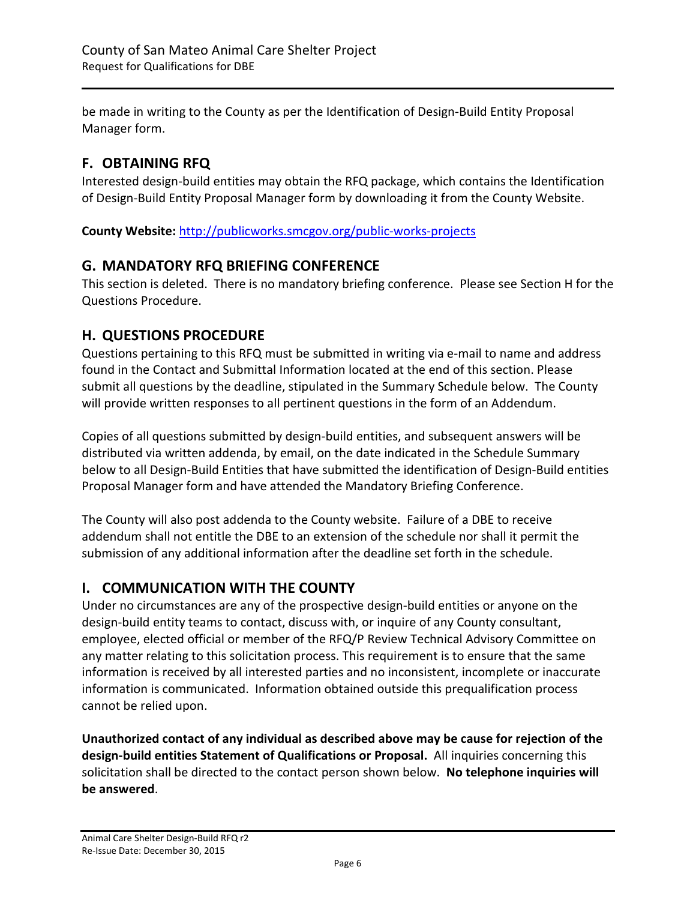be made in writing to the County as per the Identification of Design-Build Entity Proposal Manager form.

## F. OBTAINING RFQ

Interested design-build entities may obtain the RFQ package, which contains the Identification of Design-Build Entity Proposal Manager form by downloading it from the County Website.

**County Website:** http://publicworks.smcgov.org/public-works-projects

## G. MANDATORY RFQ BRIEFING CONFERENCE

This section is deleted. There is no mandatory briefing conference. Please see Section H for the Questions Procedure.

## H. QUESTIONS PROCEDURE

Questions pertaining to this RFQ must be submitted in writing via e-mail to name and address found in the Contact and Submittal Information located at the end of this section. Please submit all questions by the deadline, stipulated in the Summary Schedule below. The County will provide written responses to all pertinent questions in the form of an Addendum.

Copies of all questions submitted by design-build entities, and subsequent answers will be distributed via written addenda, by email, on the date indicated in the Schedule Summary below to all Design-Build Entities that have submitted the identification of Design-Build entities Proposal Manager form and have attended the Mandatory Briefing Conference.

The County will also post addenda to the County website. Failure of a DBE to receive addendum shall not entitle the DBE to an extension of the schedule nor shall it permit the submission of any additional information after the deadline set forth in the schedule.

## I. COMMUNICATION WITH THE COUNTY

Under no circumstances are any of the prospective design-build entities or anyone on the design-build entity teams to contact, discuss with, or inquire of any County consultant, employee, elected official or member of the RFQ/P Review Technical Advisory Committee on any matter relating to this solicitation process. This requirement is to ensure that the same information is received by all interested parties and no inconsistent, incomplete or inaccurate information is communicated. Information obtained outside this prequalification process cannot be relied upon.

**Unauthorized contact of any individual as described above may be cause for rejection of the design-build entities Statement of Qualifications or Proposal.** All inquiries concerning this solicitation shall be directed to the contact person shown below. **No telephone inquiries will be answered**.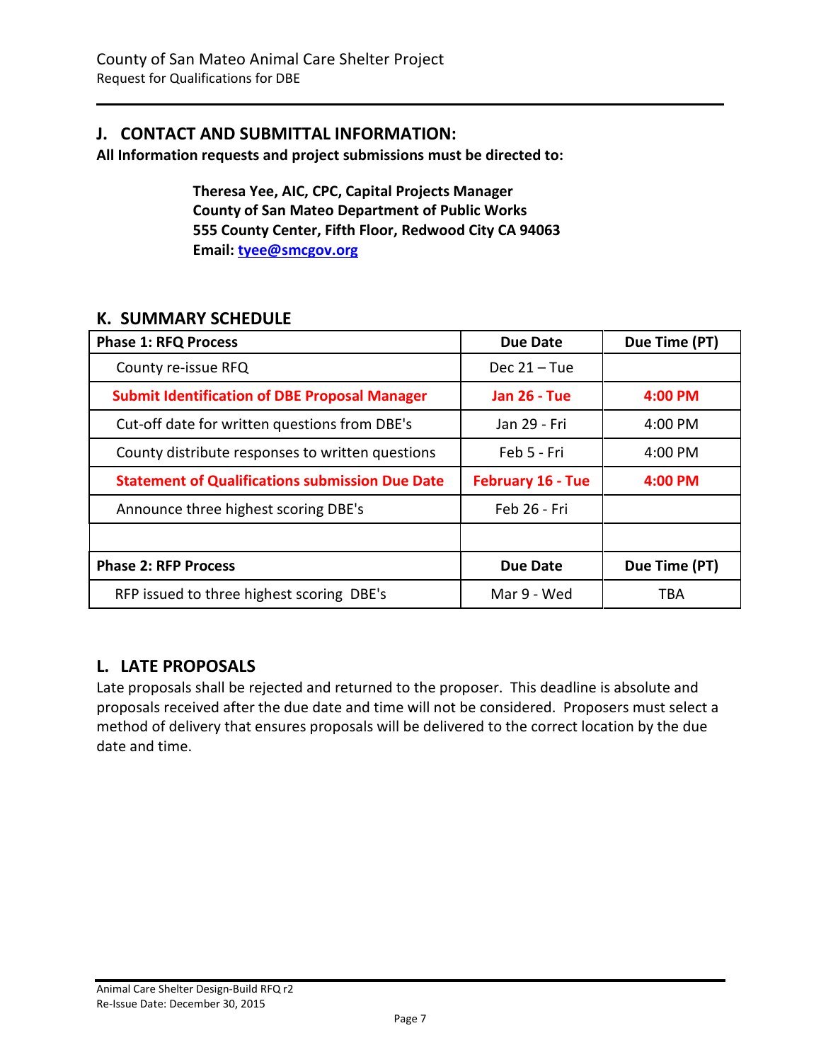## J. CONTACT AND SUBMITTAL INFORMATION:

**All Information requests and project submissions must be directed to:**

**Theresa Yee, AIC, CPC, Capital Projects Manager**
**County of San Mateo Department of Public Works**
**555 County Center, Fifth Floor, Redwood City CA 94063**
**Email: tyee@smcgov.org**

## K. SUMMARY SCHEDULE

| Phase 1: RFQ Process | Due Date | Due Time (PT) |
|---|---|---|
| County re-issue RFQ | Dec 21 – Tue | |
| **Submit Identification of DBE Proposal Manager** | **Jan 26 - Tue** | **4:00 PM** |
| Cut-off date for written questions from DBE's | Jan 29 - Fri | 4:00 PM |
| County distribute responses to written questions | Feb 5 - Fri | 4:00 PM |
| **Statement of Qualifications submission Due Date** | **February 16 - Tue** | **4:00 PM** |
| Announce three highest scoring DBE's | Feb 26 - Fri | |
| | | |
| **Phase 2: RFP Process** | **Due Date** | **Due Time (PT)** |
| RFP issued to three highest scoring DBE's | Mar 9 - Wed | TBA |

## L. LATE PROPOSALS

Late proposals shall be rejected and returned to the proposer. This deadline is absolute and proposals received after the due date and time will not be considered. Proposers must select a method of delivery that ensures proposals will be delivered to the correct location by the due date and time.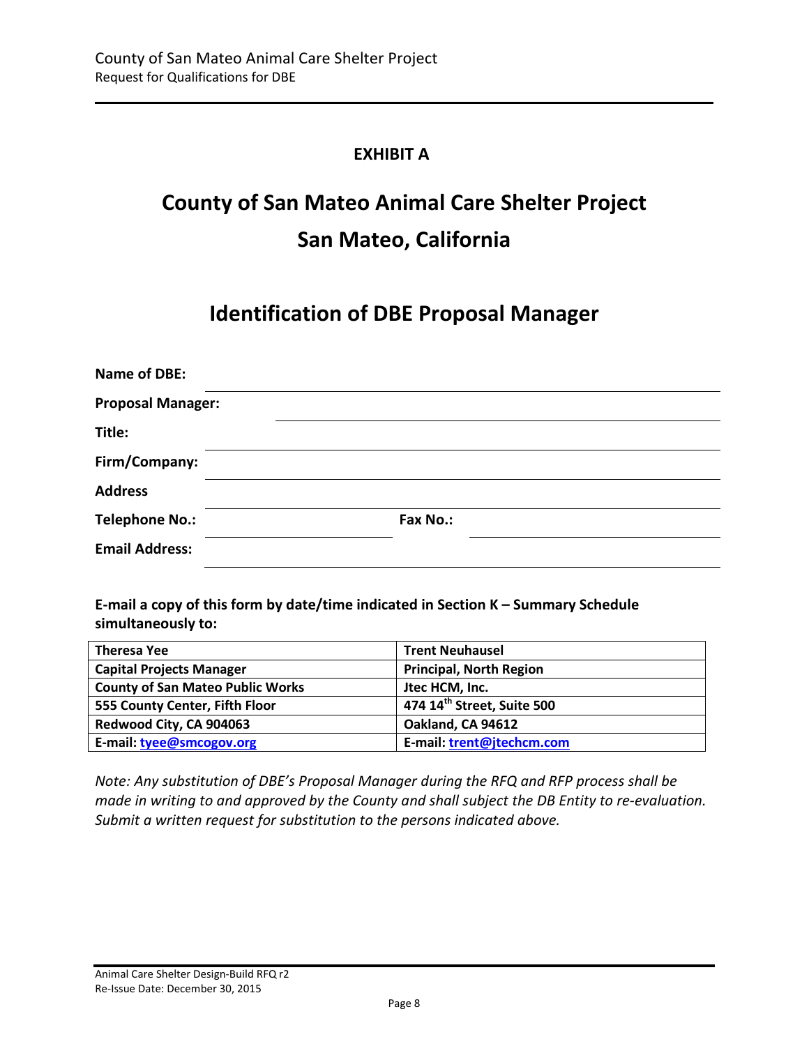# EXHIBIT A

# County of San Mateo Animal Care Shelter Project
## San Mateo, California

## Identification of DBE Proposal Manager

**Name of DBE:** ______________________________

**Proposal Manager:** ______________________________

**Title:** ______________________________

**Firm/Company:** ______________________________

**Address** ______________________________

**Telephone No.:** ______________ **Fax No.:** ______________

**Email Address:** ______________________________

**E-mail a copy of this form by date/time indicated in Section K – Summary Schedule simultaneously to:**

| **Theresa Yee** | **Trent Neuhausel** |
|---|---|
| **Capital Projects Manager** | **Principal, North Region** |
| **County of San Mateo Public Works** | **Jtec HCM, Inc.** |
| **555 County Center, Fifth Floor** | **474 14th Street, Suite 500** |
| **Redwood City, CA 904063** | **Oakland, CA 94612** |
| **E-mail: tyee@smcogov.org** | **E-mail: trent@jtechcm.com** |

*Note: Any substitution of DBE's Proposal Manager during the RFQ and RFP process shall be made in writing to and approved by the County and shall subject the DB Entity to re-evaluation. Submit a written request for substitution to the persons indicated above.*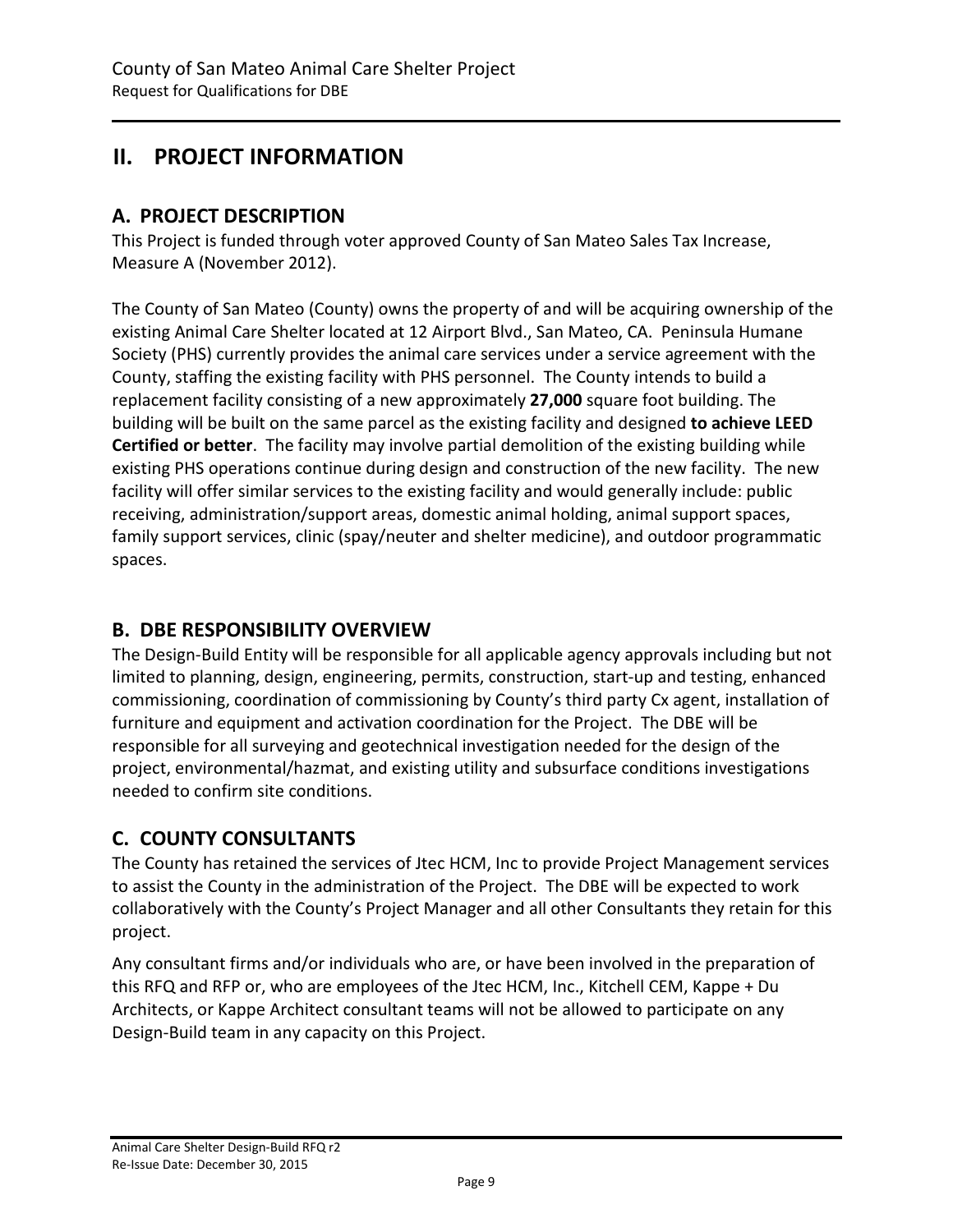## II. PROJECT INFORMATION

### A. PROJECT DESCRIPTION

This Project is funded through voter approved County of San Mateo Sales Tax Increase, Measure A (November 2012).

The County of San Mateo (County) owns the property of and will be acquiring ownership of the existing Animal Care Shelter located at 12 Airport Blvd., San Mateo, CA. Peninsula Humane Society (PHS) currently provides the animal care services under a service agreement with the County, staffing the existing facility with PHS personnel. The County intends to build a replacement facility consisting of a new approximately **27,000** square foot building. The building will be built on the same parcel as the existing facility and designed **to achieve LEED Certified or better**. The facility may involve partial demolition of the existing building while existing PHS operations continue during design and construction of the new facility. The new facility will offer similar services to the existing facility and would generally include: public receiving, administration/support areas, domestic animal holding, animal support spaces, family support services, clinic (spay/neuter and shelter medicine), and outdoor programmatic spaces.

### B. DBE RESPONSIBILITY OVERVIEW

The Design-Build Entity will be responsible for all applicable agency approvals including but not limited to planning, design, engineering, permits, construction, start-up and testing, enhanced commissioning, coordination of commissioning by County's third party Cx agent, installation of furniture and equipment and activation coordination for the Project. The DBE will be responsible for all surveying and geotechnical investigation needed for the design of the project, environmental/hazmat, and existing utility and subsurface conditions investigations needed to confirm site conditions.

### C. COUNTY CONSULTANTS

The County has retained the services of Jtec HCM, Inc to provide Project Management services to assist the County in the administration of the Project. The DBE will be expected to work collaboratively with the County's Project Manager and all other Consultants they retain for this project.

Any consultant firms and/or individuals who are, or have been involved in the preparation of this RFQ and RFP or, who are employees of the Jtec HCM, Inc., Kitchell CEM, Kappe + Du Architects, or Kappe Architect consultant teams will not be allowed to participate on any Design-Build team in any capacity on this Project.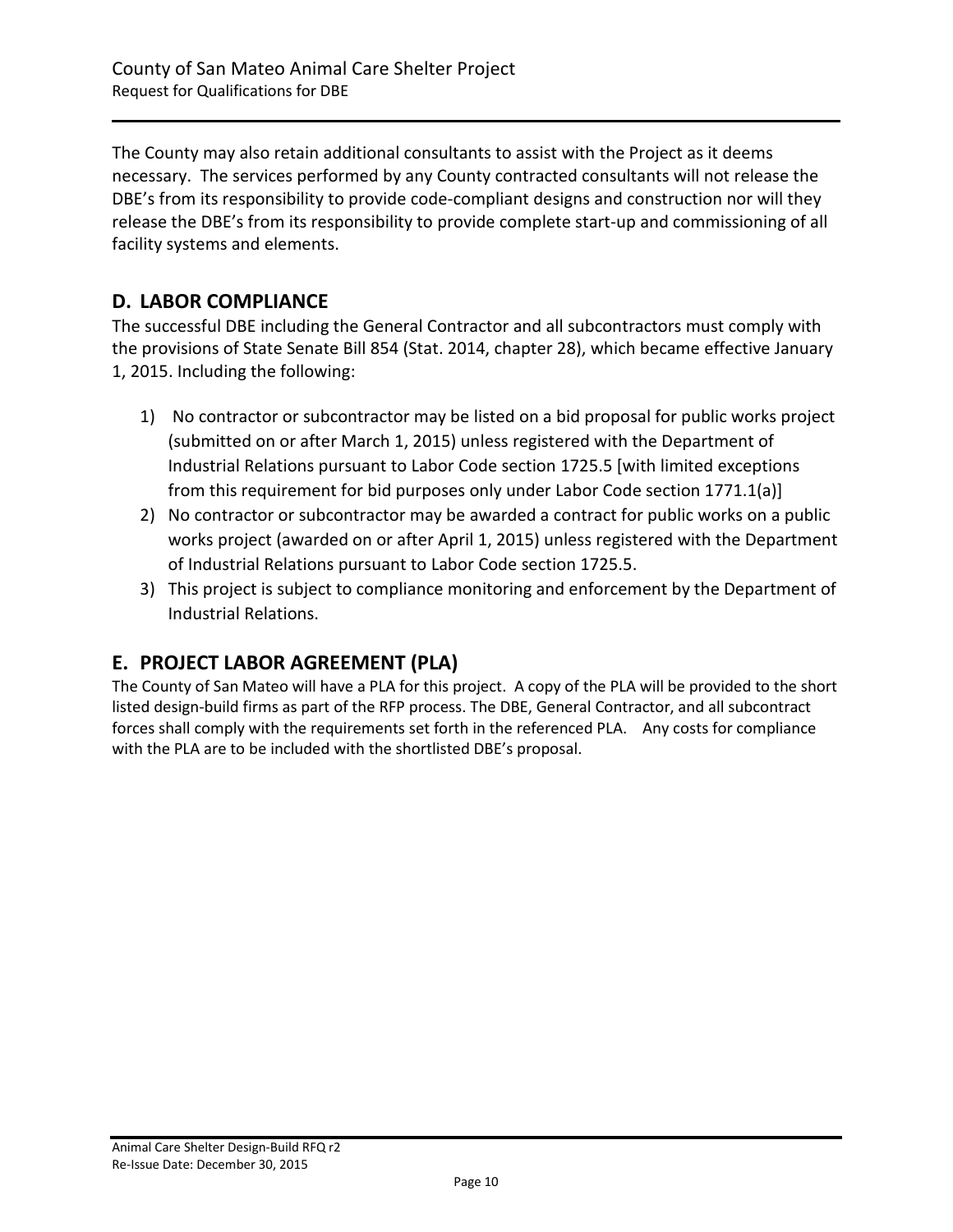The County may also retain additional consultants to assist with the Project as it deems necessary. The services performed by any County contracted consultants will not release the DBE's from its responsibility to provide code-compliant designs and construction nor will they release the DBE's from its responsibility to provide complete start-up and commissioning of all facility systems and elements.

## D. LABOR COMPLIANCE

The successful DBE including the General Contractor and all subcontractors must comply with the provisions of State Senate Bill 854 (Stat. 2014, chapter 28), which became effective January 1, 2015. Including the following:

1) No contractor or subcontractor may be listed on a bid proposal for public works project (submitted on or after March 1, 2015) unless registered with the Department of Industrial Relations pursuant to Labor Code section 1725.5 [with limited exceptions from this requirement for bid purposes only under Labor Code section 1771.1(a)]
2) No contractor or subcontractor may be awarded a contract for public works on a public works project (awarded on or after April 1, 2015) unless registered with the Department of Industrial Relations pursuant to Labor Code section 1725.5.
3) This project is subject to compliance monitoring and enforcement by the Department of Industrial Relations.

## E. PROJECT LABOR AGREEMENT (PLA)

The County of San Mateo will have a PLA for this project. A copy of the PLA will be provided to the short listed design-build firms as part of the RFP process. The DBE, General Contractor, and all subcontract forces shall comply with the requirements set forth in the referenced PLA. Any costs for compliance with the PLA are to be included with the shortlisted DBE's proposal.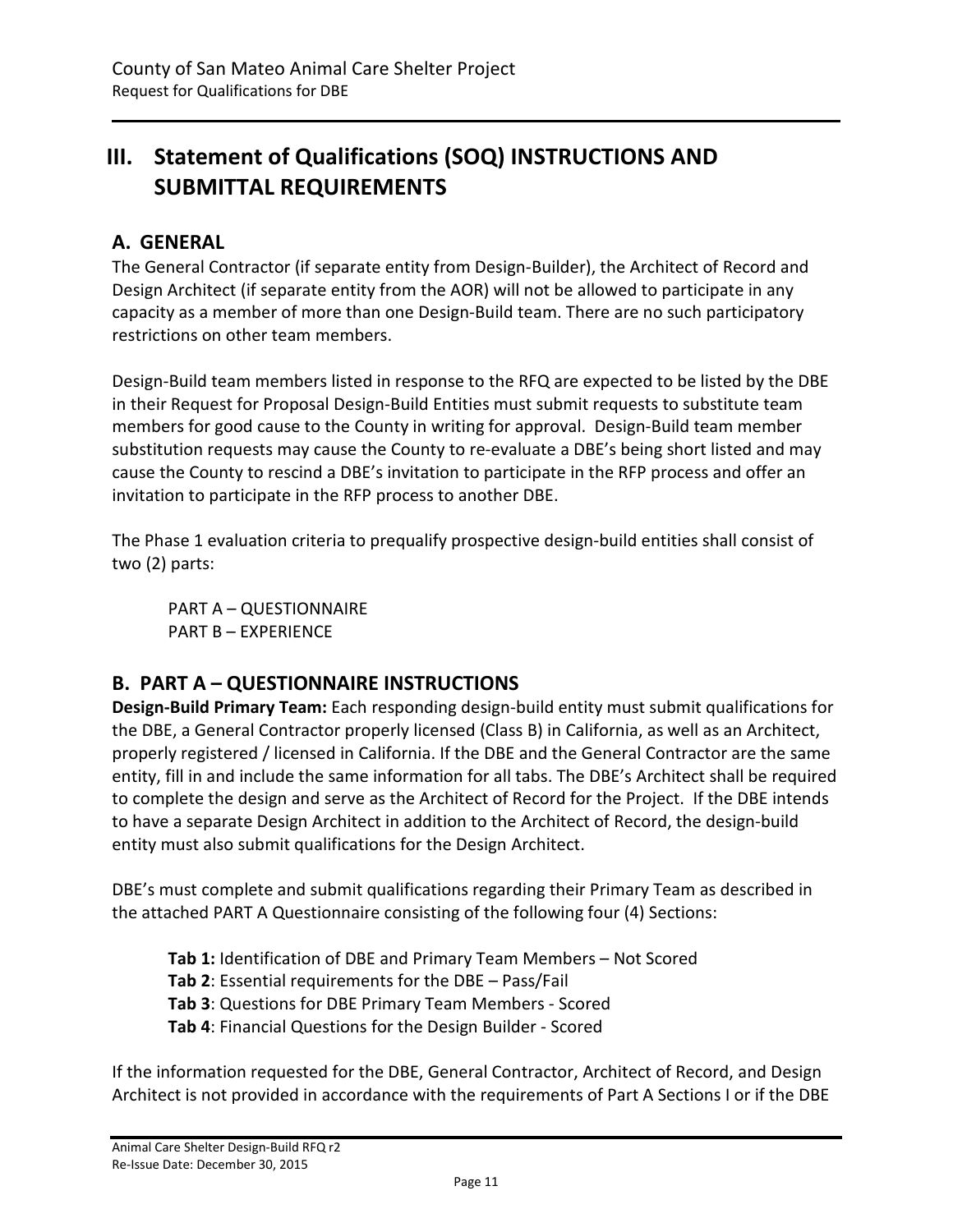## III. Statement of Qualifications (SOQ) INSTRUCTIONS AND SUBMITTAL REQUIREMENTS

### A. GENERAL

The General Contractor (if separate entity from Design-Builder), the Architect of Record and Design Architect (if separate entity from the AOR) will not be allowed to participate in any capacity as a member of more than one Design-Build team. There are no such participatory restrictions on other team members.

Design-Build team members listed in response to the RFQ are expected to be listed by the DBE in their Request for Proposal Design-Build Entities must submit requests to substitute team members for good cause to the County in writing for approval. Design-Build team member substitution requests may cause the County to re-evaluate a DBE's being short listed and may cause the County to rescind a DBE's invitation to participate in the RFP process and offer an invitation to participate in the RFP process to another DBE.

The Phase 1 evaluation criteria to prequalify prospective design-build entities shall consist of two (2) parts:

PART A – QUESTIONNAIRE
PART B – EXPERIENCE

### B. PART A – QUESTIONNAIRE INSTRUCTIONS

**Design-Build Primary Team:** Each responding design-build entity must submit qualifications for the DBE, a General Contractor properly licensed (Class B) in California, as well as an Architect, properly registered / licensed in California. If the DBE and the General Contractor are the same entity, fill in and include the same information for all tabs. The DBE's Architect shall be required to complete the design and serve as the Architect of Record for the Project. If the DBE intends to have a separate Design Architect in addition to the Architect of Record, the design-build entity must also submit qualifications for the Design Architect.

DBE's must complete and submit qualifications regarding their Primary Team as described in the attached PART A Questionnaire consisting of the following four (4) Sections:

**Tab 1:** Identification of DBE and Primary Team Members – Not Scored
**Tab 2**: Essential requirements for the DBE – Pass/Fail
**Tab 3**: Questions for DBE Primary Team Members - Scored
**Tab 4**: Financial Questions for the Design Builder - Scored

If the information requested for the DBE, General Contractor, Architect of Record, and Design Architect is not provided in accordance with the requirements of Part A Sections I or if the DBE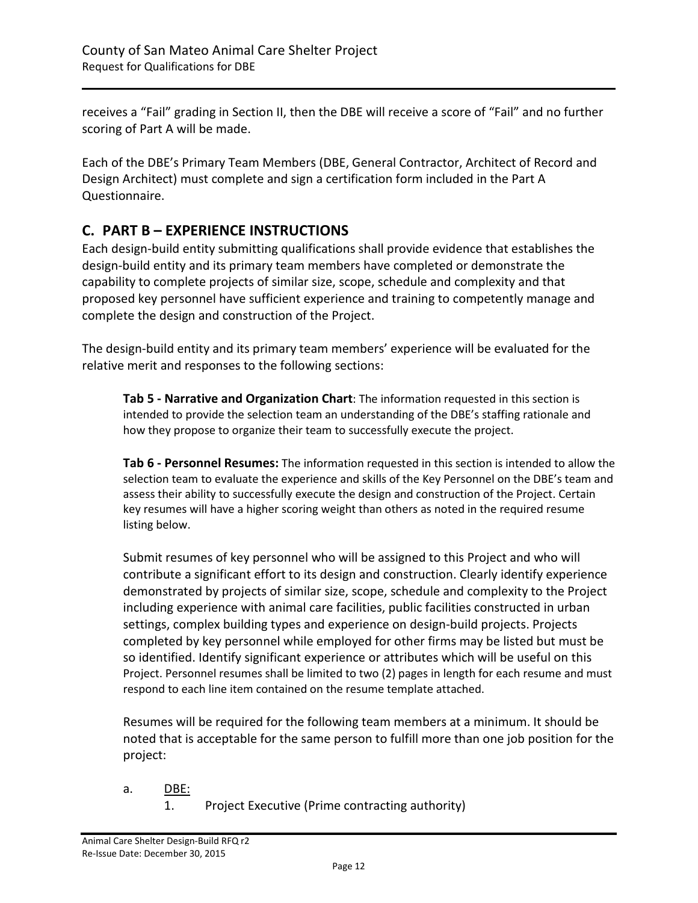receives a "Fail" grading in Section II, then the DBE will receive a score of "Fail" and no further scoring of Part A will be made.

Each of the DBE's Primary Team Members (DBE, General Contractor, Architect of Record and Design Architect) must complete and sign a certification form included in the Part A Questionnaire.

## C. PART B – EXPERIENCE INSTRUCTIONS

Each design-build entity submitting qualifications shall provide evidence that establishes the design-build entity and its primary team members have completed or demonstrate the capability to complete projects of similar size, scope, schedule and complexity and that proposed key personnel have sufficient experience and training to competently manage and complete the design and construction of the Project.

The design-build entity and its primary team members' experience will be evaluated for the relative merit and responses to the following sections:

**Tab 5 - Narrative and Organization Chart**: The information requested in this section is intended to provide the selection team an understanding of the DBE's staffing rationale and how they propose to organize their team to successfully execute the project.

**Tab 6 - Personnel Resumes:** The information requested in this section is intended to allow the selection team to evaluate the experience and skills of the Key Personnel on the DBE's team and assess their ability to successfully execute the design and construction of the Project. Certain key resumes will have a higher scoring weight than others as noted in the required resume listing below.

Submit resumes of key personnel who will be assigned to this Project and who will contribute a significant effort to its design and construction. Clearly identify experience demonstrated by projects of similar size, scope, schedule and complexity to the Project including experience with animal care facilities, public facilities constructed in urban settings, complex building types and experience on design-build projects. Projects completed by key personnel while employed for other firms may be listed but must be so identified. Identify significant experience or attributes which will be useful on this Project. Personnel resumes shall be limited to two (2) pages in length for each resume and must respond to each line item contained on the resume template attached.

Resumes will be required for the following team members at a minimum. It should be noted that is acceptable for the same person to fulfill more than one job position for the project:

a. DBE:
   1. Project Executive (Prime contracting authority)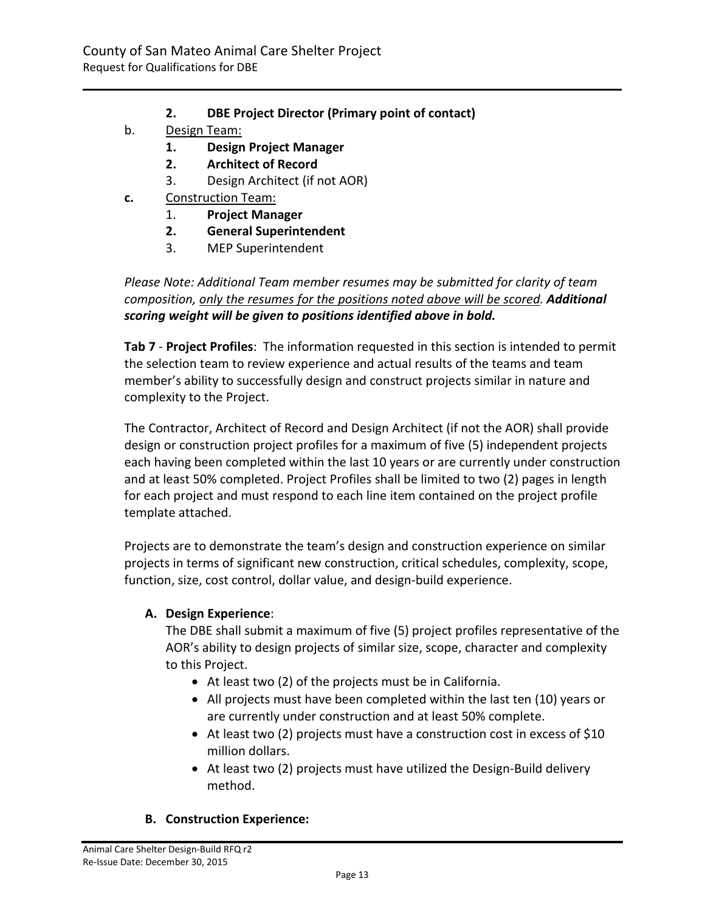2. **DBE Project Director (Primary point of contact)**

b. Design Team:

1. **Design Project Manager**
2. **Architect of Record**
3. Design Architect (if not AOR)

**c.** Construction Team:

1. **Project Manager**
2. **General Superintendent**
3. MEP Superintendent

*Please Note: Additional Team member resumes may be submitted for clarity of team composition, only the resumes for the positions noted above will be scored.* ***Additional scoring weight will be given to positions identified above in bold.***

**Tab 7** - **Project Profiles**: The information requested in this section is intended to permit the selection team to review experience and actual results of the teams and team member's ability to successfully design and construct projects similar in nature and complexity to the Project.

The Contractor, Architect of Record and Design Architect (if not the AOR) shall provide design or construction project profiles for a maximum of five (5) independent projects each having been completed within the last 10 years or are currently under construction and at least 50% completed. Project Profiles shall be limited to two (2) pages in length for each project and must respond to each line item contained on the project profile template attached.

Projects are to demonstrate the team's design and construction experience on similar projects in terms of significant new construction, critical schedules, complexity, scope, function, size, cost control, dollar value, and design-build experience.

**A. Design Experience**:

The DBE shall submit a maximum of five (5) project profiles representative of the AOR's ability to design projects of similar size, scope, character and complexity to this Project.

- At least two (2) of the projects must be in California.
- All projects must have been completed within the last ten (10) years or are currently under construction and at least 50% complete.
- At least two (2) projects must have a construction cost in excess of $10 million dollars.
- At least two (2) projects must have utilized the Design-Build delivery method.

**B. Construction Experience:**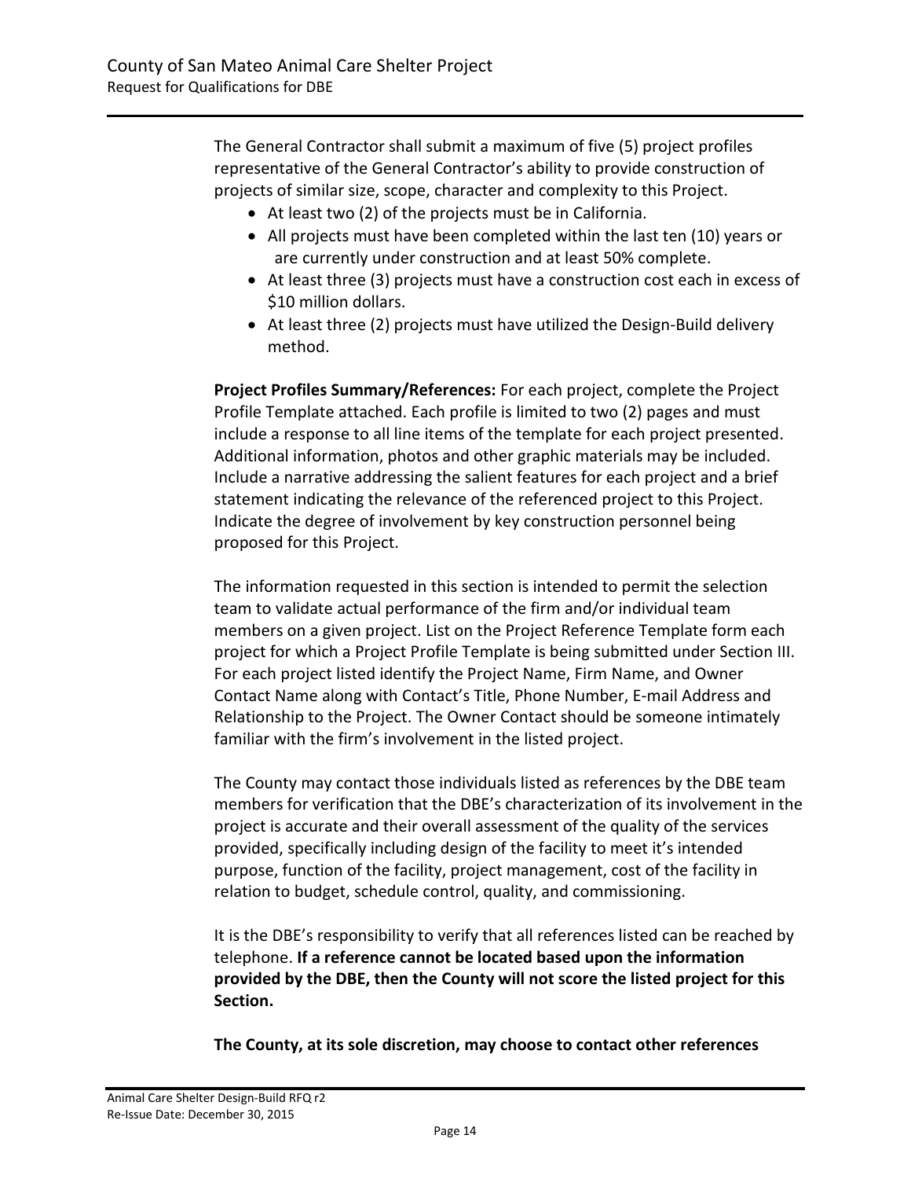The General Contractor shall submit a maximum of five (5) project profiles representative of the General Contractor's ability to provide construction of projects of similar size, scope, character and complexity to this Project.

- At least two (2) of the projects must be in California.
- All projects must have been completed within the last ten (10) years or are currently under construction and at least 50% complete.
- At least three (3) projects must have a construction cost each in excess of $10 million dollars.
- At least three (2) projects must have utilized the Design-Build delivery method.

**Project Profiles Summary/References:** For each project, complete the Project Profile Template attached. Each profile is limited to two (2) pages and must include a response to all line items of the template for each project presented. Additional information, photos and other graphic materials may be included. Include a narrative addressing the salient features for each project and a brief statement indicating the relevance of the referenced project to this Project. Indicate the degree of involvement by key construction personnel being proposed for this Project.

The information requested in this section is intended to permit the selection team to validate actual performance of the firm and/or individual team members on a given project. List on the Project Reference Template form each project for which a Project Profile Template is being submitted under Section III. For each project listed identify the Project Name, Firm Name, and Owner Contact Name along with Contact's Title, Phone Number, E-mail Address and Relationship to the Project. The Owner Contact should be someone intimately familiar with the firm's involvement in the listed project.

The County may contact those individuals listed as references by the DBE team members for verification that the DBE's characterization of its involvement in the project is accurate and their overall assessment of the quality of the services provided, specifically including design of the facility to meet it's intended purpose, function of the facility, project management, cost of the facility in relation to budget, schedule control, quality, and commissioning.

It is the DBE's responsibility to verify that all references listed can be reached by telephone. **If a reference cannot be located based upon the information provided by the DBE, then the County will not score the listed project for this Section.**

**The County, at its sole discretion, may choose to contact other references**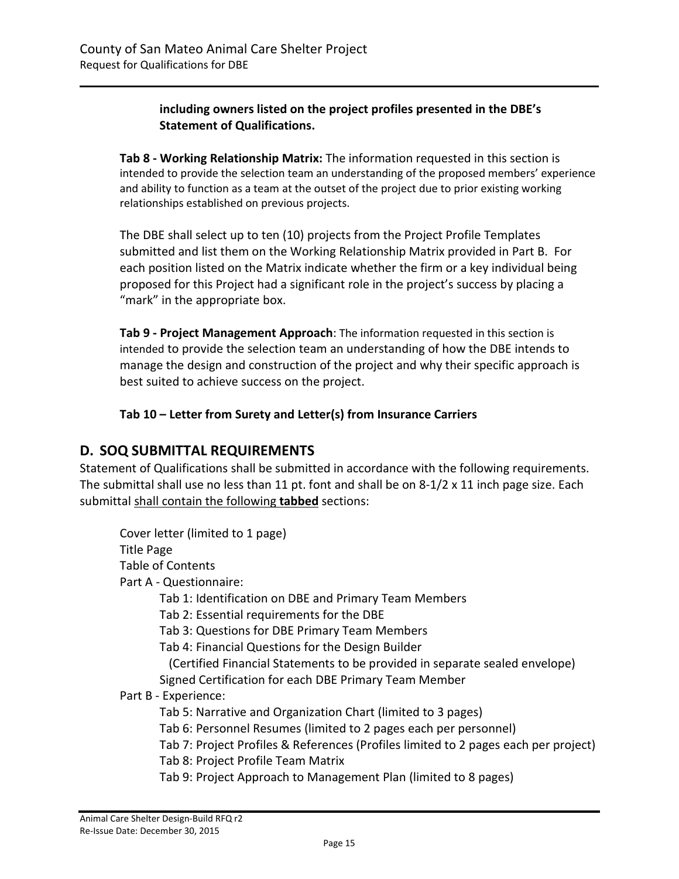**including owners listed on the project profiles presented in the DBE's Statement of Qualifications.**

**Tab 8 - Working Relationship Matrix:** The information requested in this section is intended to provide the selection team an understanding of the proposed members' experience and ability to function as a team at the outset of the project due to prior existing working relationships established on previous projects.

The DBE shall select up to ten (10) projects from the Project Profile Templates submitted and list them on the Working Relationship Matrix provided in Part B. For each position listed on the Matrix indicate whether the firm or a key individual being proposed for this Project had a significant role in the project's success by placing a "mark" in the appropriate box.

**Tab 9 - Project Management Approach**: The information requested in this section is intended to provide the selection team an understanding of how the DBE intends to manage the design and construction of the project and why their specific approach is best suited to achieve success on the project.

**Tab 10 – Letter from Surety and Letter(s) from Insurance Carriers**

## D. SOQ SUBMITTAL REQUIREMENTS

Statement of Qualifications shall be submitted in accordance with the following requirements. The submittal shall use no less than 11 pt. font and shall be on 8-1/2 x 11 inch page size. Each submittal <u>shall contain the following **tabbed**</u> sections:

- Cover letter (limited to 1 page)
- Title Page
- Table of Contents
- Part A - Questionnaire:
  - Tab 1: Identification on DBE and Primary Team Members
  - Tab 2: Essential requirements for the DBE
  - Tab 3: Questions for DBE Primary Team Members
  - Tab 4: Financial Questions for the Design Builder
    (Certified Financial Statements to be provided in separate sealed envelope)
  - Signed Certification for each DBE Primary Team Member
- Part B - Experience:
  - Tab 5: Narrative and Organization Chart (limited to 3 pages)
  - Tab 6: Personnel Resumes (limited to 2 pages each per personnel)
  - Tab 7: Project Profiles & References (Profiles limited to 2 pages each per project)
  - Tab 8: Project Profile Team Matrix
  - Tab 9: Project Approach to Management Plan (limited to 8 pages)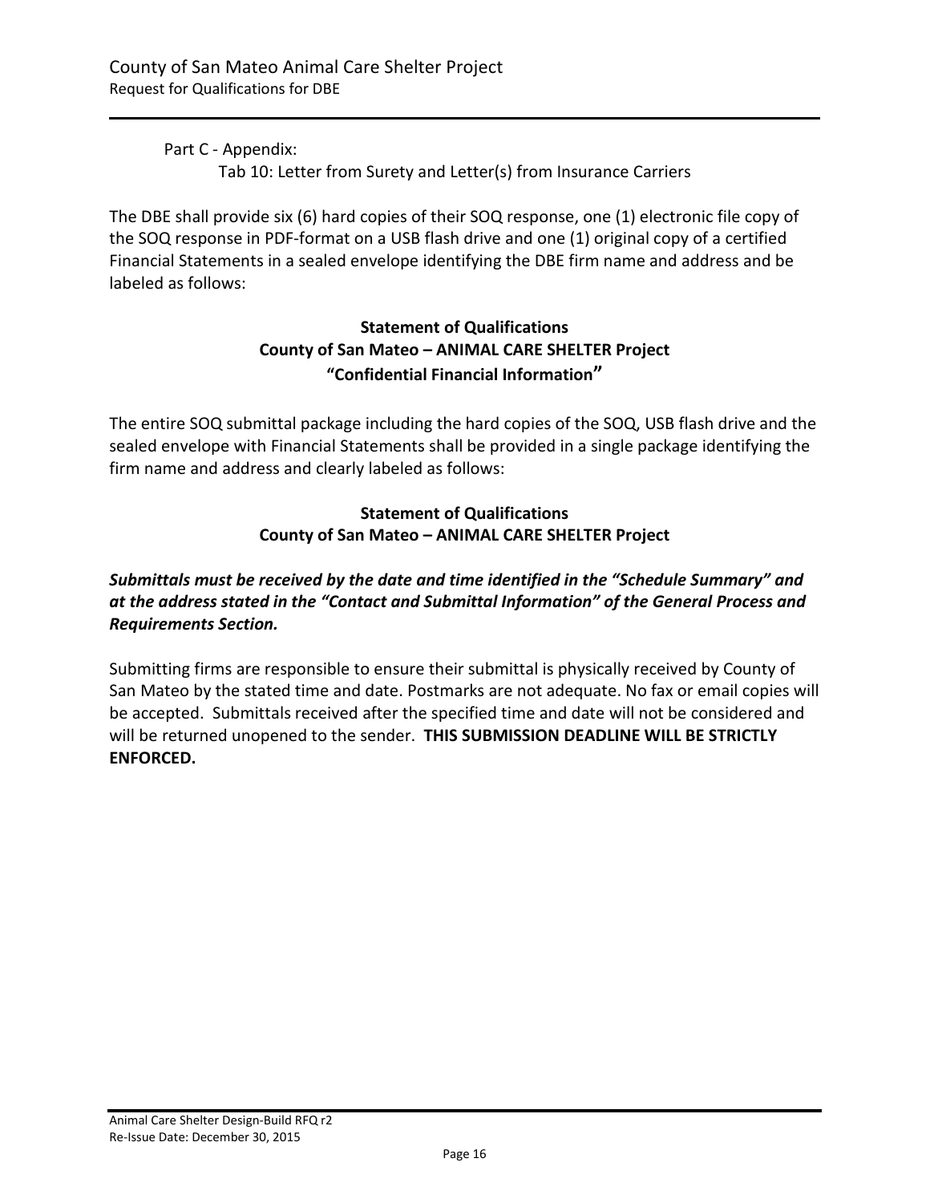Part C - Appendix:

Tab 10: Letter from Surety and Letter(s) from Insurance Carriers

The DBE shall provide six (6) hard copies of their SOQ response, one (1) electronic file copy of the SOQ response in PDF-format on a USB flash drive and one (1) original copy of a certified Financial Statements in a sealed envelope identifying the DBE firm name and address and be labeled as follows:

**Statement of Qualifications**
**County of San Mateo – ANIMAL CARE SHELTER Project**
**"Confidential Financial Information"**

The entire SOQ submittal package including the hard copies of the SOQ, USB flash drive and the sealed envelope with Financial Statements shall be provided in a single package identifying the firm name and address and clearly labeled as follows:

**Statement of Qualifications**
**County of San Mateo – ANIMAL CARE SHELTER Project**

***Submittals must be received by the date and time identified in the "Schedule Summary" and at the address stated in the "Contact and Submittal Information" of the General Process and Requirements Section.***

Submitting firms are responsible to ensure their submittal is physically received by County of San Mateo by the stated time and date. Postmarks are not adequate. No fax or email copies will be accepted. Submittals received after the specified time and date will not be considered and will be returned unopened to the sender. **THIS SUBMISSION DEADLINE WILL BE STRICTLY ENFORCED.**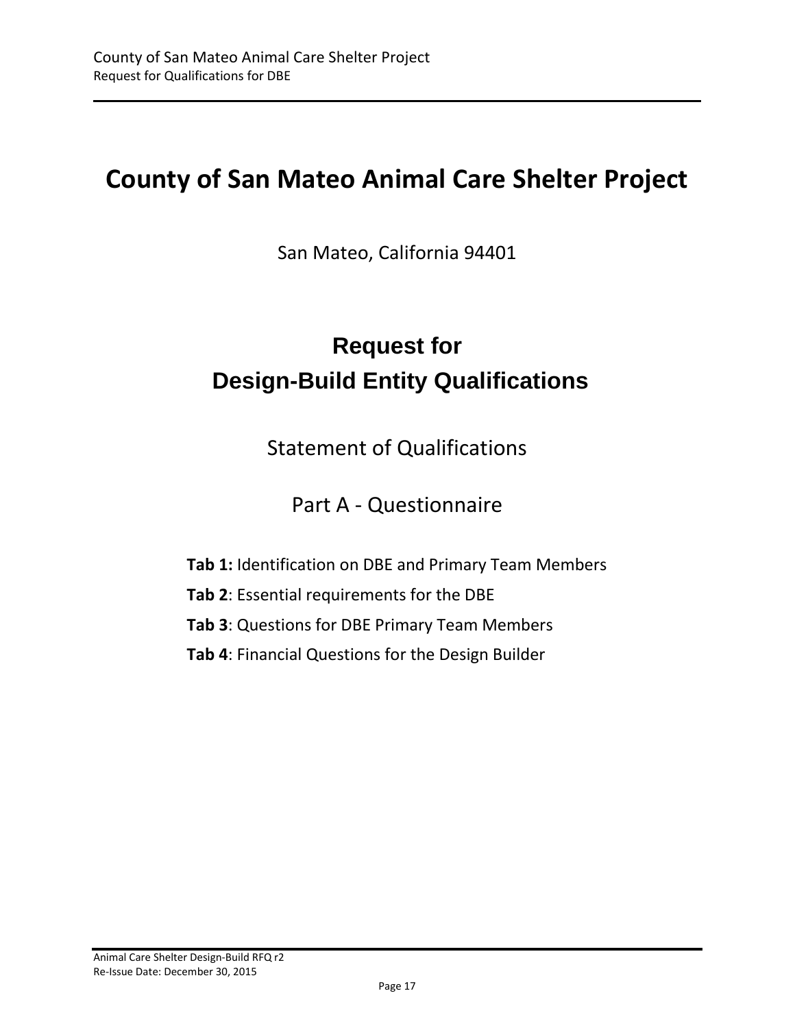# County of San Mateo Animal Care Shelter Project

San Mateo, California 94401

## Request for Design-Build Entity Qualifications

Statement of Qualifications

Part A - Questionnaire

**Tab 1:** Identification on DBE and Primary Team Members

**Tab 2**: Essential requirements for the DBE

**Tab 3**: Questions for DBE Primary Team Members

**Tab 4**: Financial Questions for the Design Builder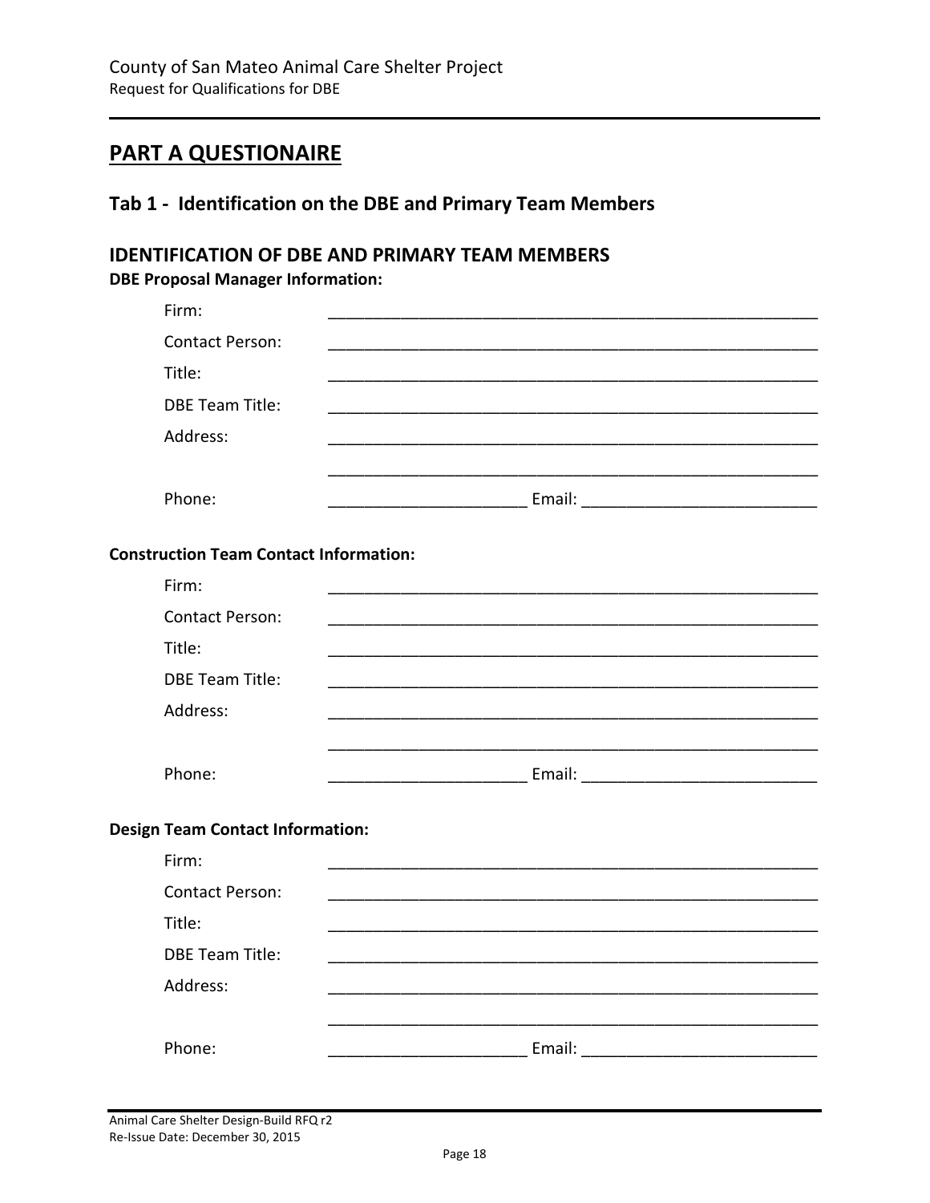# PART A QUESTIONAIRE

## Tab 1 - Identification on the DBE and Primary Team Members

### IDENTIFICATION OF DBE AND PRIMARY TEAM MEMBERS

**DBE Proposal Manager Information:**

Firm: _______________________________________________

Contact Person: _______________________________________________

Title: _______________________________________________

DBE Team Title: _______________________________________________

Address: _______________________________________________

_______________________________________________

Phone: ____________________ Email: ________________________

**Construction Team Contact Information:**

Firm: _______________________________________________

Contact Person: _______________________________________________

Title: _______________________________________________

DBE Team Title: _______________________________________________

Address: _______________________________________________

_______________________________________________

Phone: ____________________ Email: ________________________

**Design Team Contact Information:**

Firm: _______________________________________________

Contact Person: _______________________________________________

Title: _______________________________________________

DBE Team Title: _______________________________________________

Address: _______________________________________________

_______________________________________________

Phone: ____________________ Email: ________________________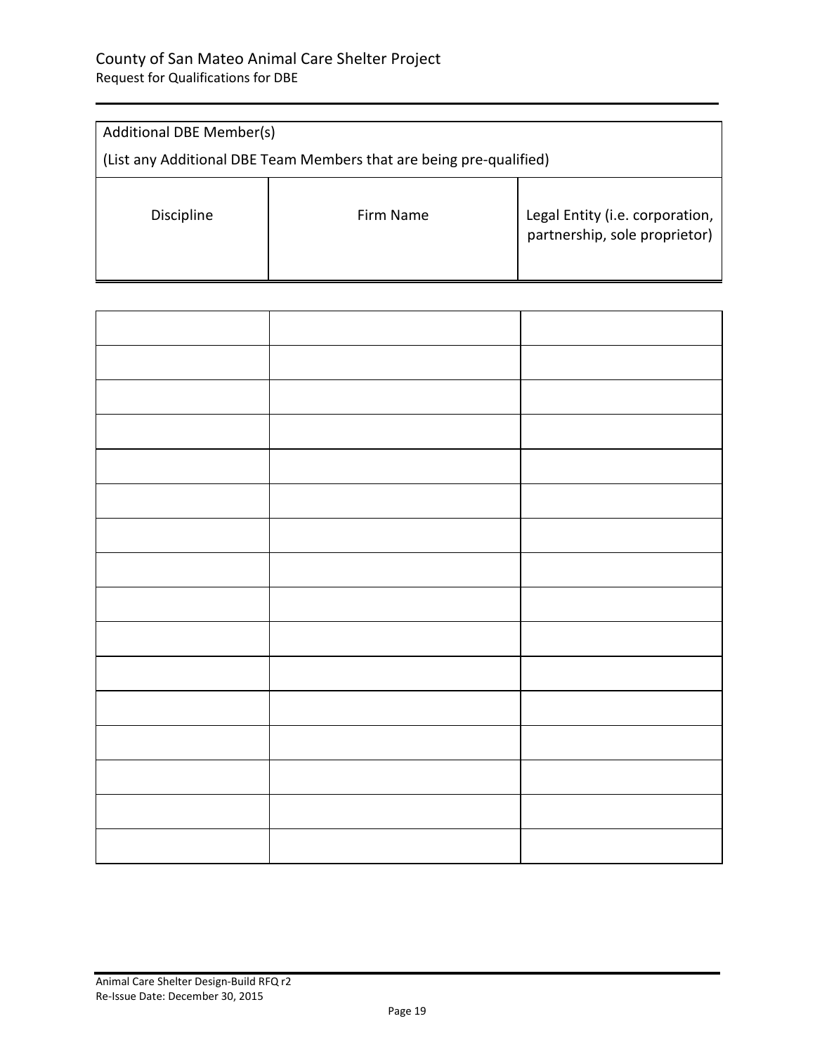Additional DBE Member(s)

(List any Additional DBE Team Members that are being pre-qualified)

| Discipline | Firm Name | Legal Entity (i.e. corporation, partnership, sole proprietor) |
|---|---|---|
| | | |
| | | |
| | | |
| | | |
| | | |
| | | |
| | | |
| | | |
| | | |
| | | |
| | | |
| | | |
| | | |
| | | |
| | | |
| | | |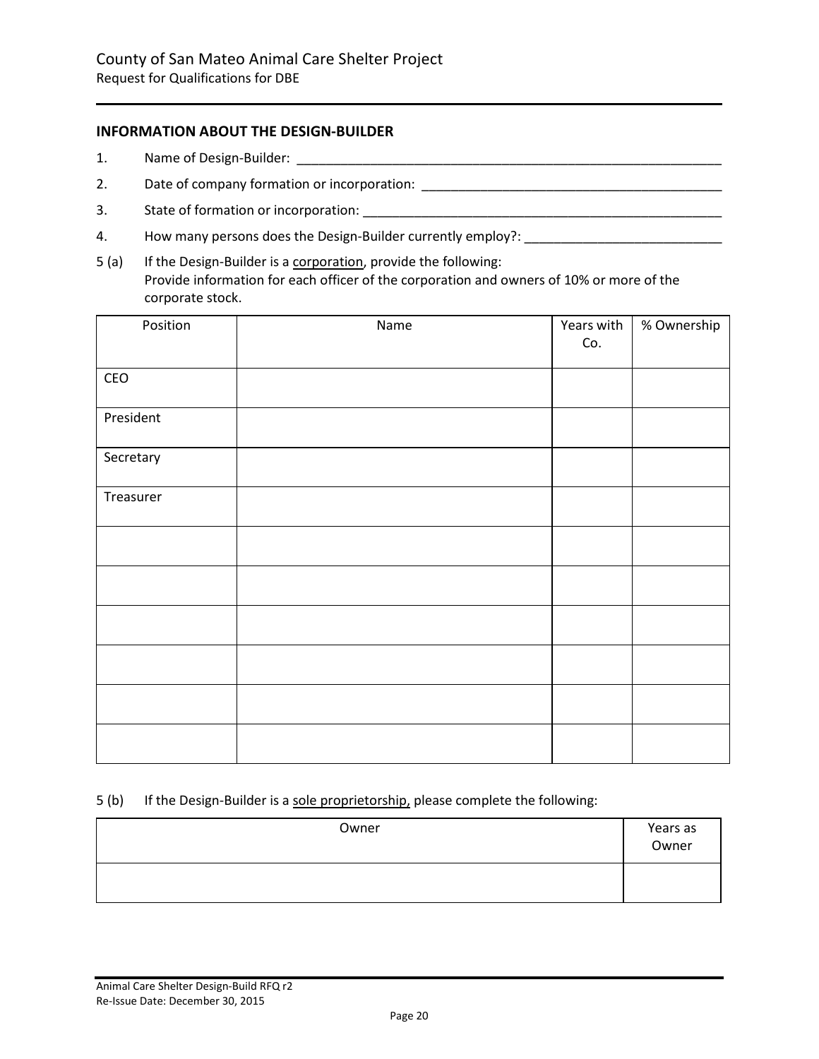## INFORMATION ABOUT THE DESIGN-BUILDER

1. Name of Design-Builder: ____________________________________________________________

2. Date of company formation or incorporation: __________________________________________

3. State of formation or incorporation: _________________________________________________

4. How many persons does the Design-Builder currently employ?: ___________________________

5 (a) If the Design-Builder is a corporation, provide the following:
Provide information for each officer of the corporation and owners of 10% or more of the corporate stock.

| Position | Name | Years with Co. | % Ownership |
| --- | --- | --- | --- |
| CEO | | | |
| President | | | |
| Secretary | | | |
| Treasurer | | | |
| | | | |
| | | | |
| | | | |
| | | | |
| | | | |
| | | | |

5 (b) If the Design-Builder is a sole proprietorship, please complete the following:

| Owner | Years as Owner |
| --- | --- |
| | |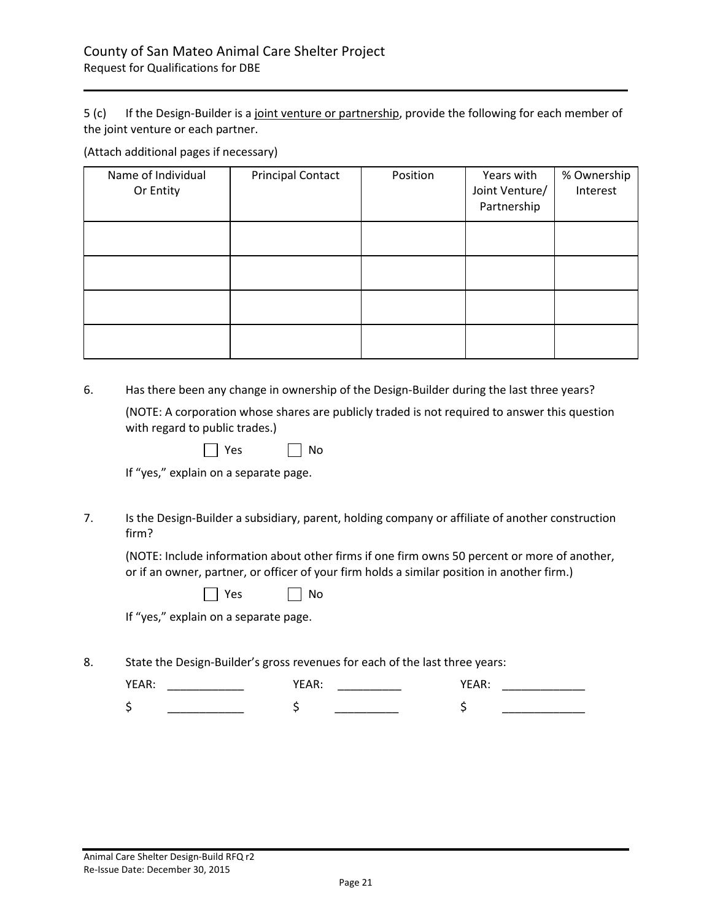5 (c) If the Design-Builder is a joint venture or partnership, provide the following for each member of the joint venture or each partner.

(Attach additional pages if necessary)

| Name of Individual Or Entity | Principal Contact | Position | Years with Joint Venture/ Partnership | % Ownership Interest |
|---|---|---|---|---|
| | | | | |
| | | | | |
| | | | | |
| | | | | |

6. Has there been any change in ownership of the Design-Builder during the last three years?

   (NOTE: A corporation whose shares are publicly traded is not required to answer this question with regard to public trades.)

   ☐ Yes ☐ No

   If "yes," explain on a separate page.

7. Is the Design-Builder a subsidiary, parent, holding company or affiliate of another construction firm?

   (NOTE: Include information about other firms if one firm owns 50 percent or more of another, or if an owner, partner, or officer of your firm holds a similar position in another firm.)

   ☐ Yes ☐ No

   If "yes," explain on a separate page.

8. State the Design-Builder's gross revenues for each of the last three years:

   YEAR: ____________ YEAR: __________ YEAR: _____________

   $ ____________ $ __________ $ _____________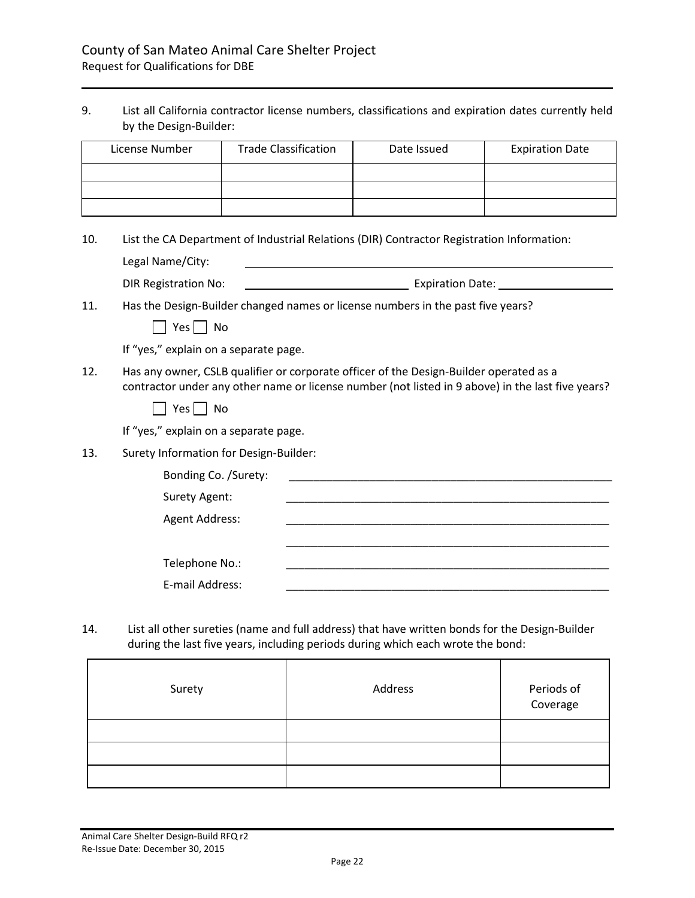9. List all California contractor license numbers, classifications and expiration dates currently held by the Design-Builder:

| License Number | Trade Classification | Date Issued | Expiration Date |
|---|---|---|---|
| | | | |
| | | | |
| | | | |

10. List the CA Department of Industrial Relations (DIR) Contractor Registration Information:

    Legal Name/City: ______________________________

    DIR Registration No: ____________________ Expiration Date: ____________________

11. Has the Design-Builder changed names or license numbers in the past five years?

    ☐ Yes ☐ No

    If "yes," explain on a separate page.

12. Has any owner, CSLB qualifier or corporate officer of the Design-Builder operated as a contractor under any other name or license number (not listed in 9 above) in the last five years?

    ☐ Yes ☐ No

    If "yes," explain on a separate page.

13. Surety Information for Design-Builder:

    Bonding Co. /Surety: ______________________________________________________

    Surety Agent: ______________________________________________________

    Agent Address: ______________________________________________________

    ______________________________________________________

    Telephone No.: ______________________________________________________

    E-mail Address: ______________________________________________________

14. List all other sureties (name and full address) that have written bonds for the Design-Builder during the last five years, including periods during which each wrote the bond:

| Surety | Address | Periods of Coverage |
|---|---|---|
| | | |
| | | |
| | | |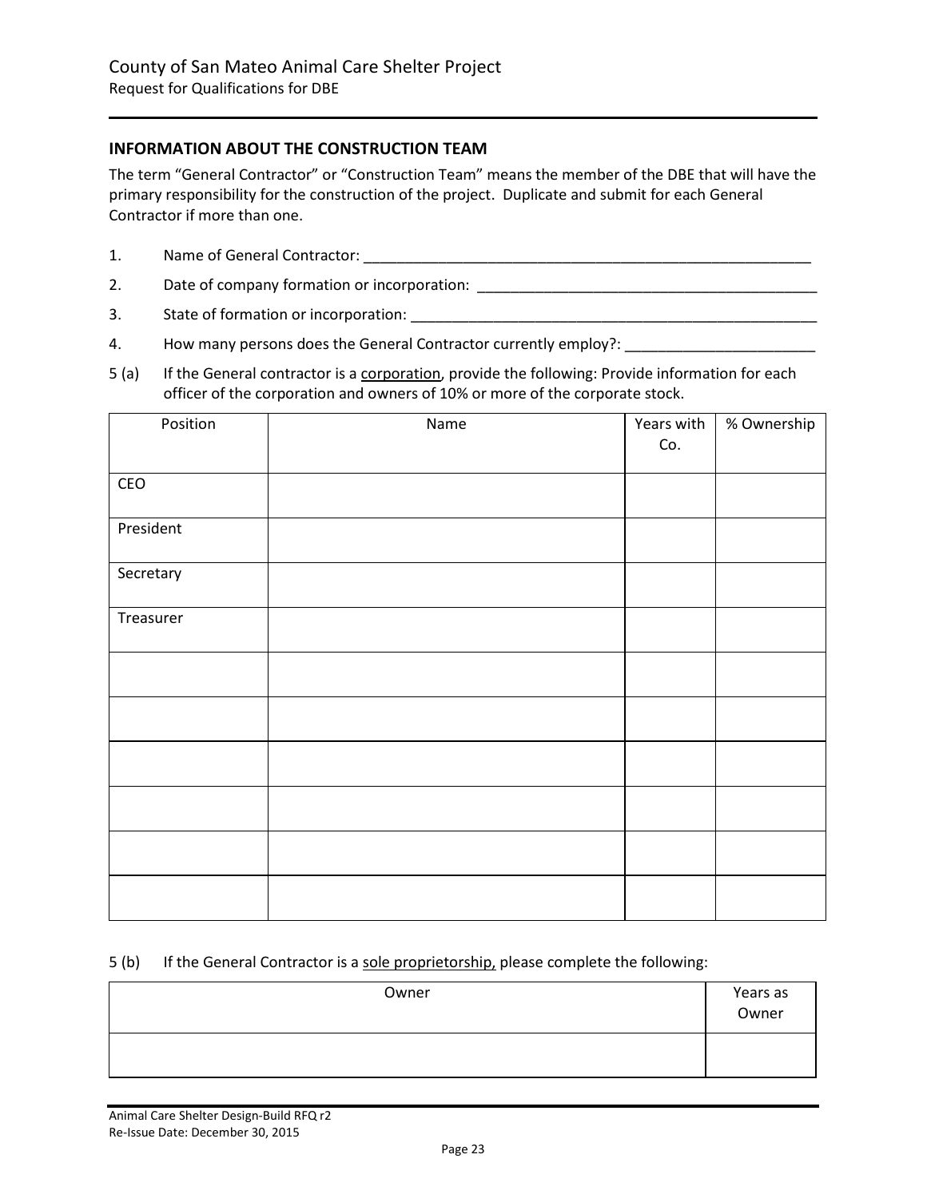## INFORMATION ABOUT THE CONSTRUCTION TEAM

The term "General Contractor" or "Construction Team" means the member of the DBE that will have the primary responsibility for the construction of the project. Duplicate and submit for each General Contractor if more than one.

1. Name of General Contractor: ___________________________________________________________

2. Date of company formation or incorporation: _____________________________________________

3. State of formation or incorporation: _____________________________________________________

4. How many persons does the General Contractor currently employ?: _______________________

5 (a) If the General contractor is a <u>corporation</u>, provide the following: Provide information for each officer of the corporation and owners of 10% or more of the corporate stock.

| Position | Name | Years with Co. | % Ownership |
|---|---|---|---|
| CEO | | | |
| President | | | |
| Secretary | | | |
| Treasurer | | | |
| | | | |
| | | | |
| | | | |
| | | | |
| | | | |
| | | | |

5 (b) If the General Contractor is a <u>sole proprietorship,</u> please complete the following:

| Owner | Years as Owner |
|---|---|
| | |

Animal Care Shelter Design-Build RFQ r2
Re-Issue Date: December 30, 2015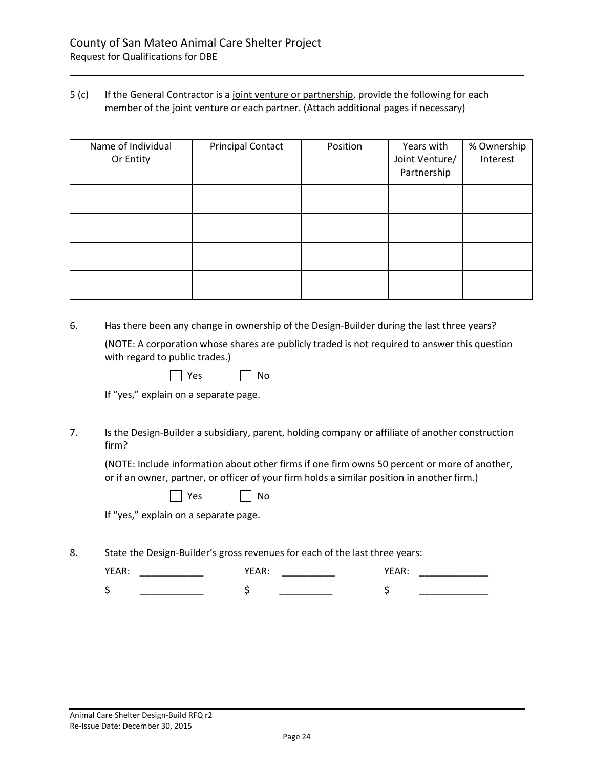5 (c) If the General Contractor is a joint venture or partnership, provide the following for each member of the joint venture or each partner. (Attach additional pages if necessary)

| Name of Individual Or Entity | Principal Contact | Position | Years with Joint Venture/ Partnership | % Ownership Interest |
|---|---|---|---|---|
| | | | | |
| | | | | |
| | | | | |
| | | | | |

6. Has there been any change in ownership of the Design-Builder during the last three years?

   (NOTE: A corporation whose shares are publicly traded is not required to answer this question with regard to public trades.)

   ☐ Yes ☐ No

   If "yes," explain on a separate page.

7. Is the Design-Builder a subsidiary, parent, holding company or affiliate of another construction firm?

   (NOTE: Include information about other firms if one firm owns 50 percent or more of another, or if an owner, partner, or officer of your firm holds a similar position in another firm.)

   ☐ Yes ☐ No

   If "yes," explain on a separate page.

8. State the Design-Builder's gross revenues for each of the last three years:

   YEAR: ____________ YEAR: __________ YEAR: _____________

   $ ____________ $ __________ $ _____________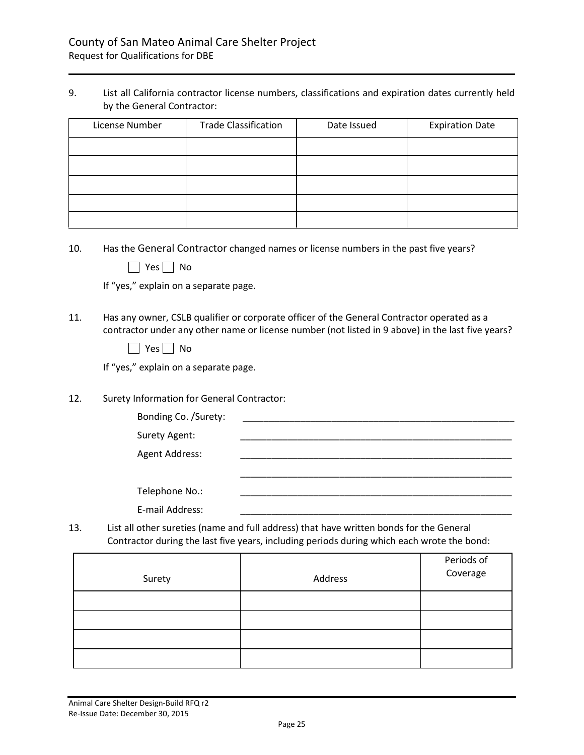9. List all California contractor license numbers, classifications and expiration dates currently held by the General Contractor:

| License Number | Trade Classification | Date Issued | Expiration Date |
|---|---|---|---|
| | | | |
| | | | |
| | | | |
| | | | |
| | | | |

10. Has the General Contractor changed names or license numbers in the past five years?

☐ Yes ☐ No

If "yes," explain on a separate page.

11. Has any owner, CSLB qualifier or corporate officer of the General Contractor operated as a contractor under any other name or license number (not listed in 9 above) in the last five years?

☐ Yes ☐ No

If "yes," explain on a separate page.

12. Surety Information for General Contractor:

Bonding Co. /Surety: _______________________________________________

Surety Agent: _______________________________________________

Agent Address: _______________________________________________

_______________________________________________

Telephone No.: _______________________________________________

E-mail Address: _______________________________________________

13. List all other sureties (name and full address) that have written bonds for the General Contractor during the last five years, including periods during which each wrote the bond:

| Surety | Address | Periods of Coverage |
|---|---|---|
| | | |
| | | |
| | | |
| | | |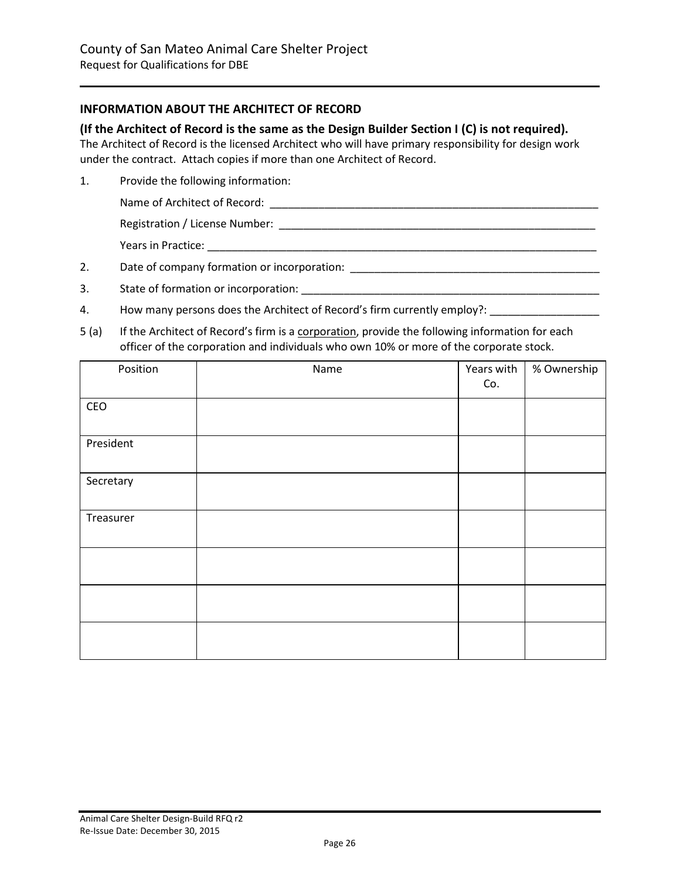### INFORMATION ABOUT THE ARCHITECT OF RECORD

**(If the Architect of Record is the same as the Design Builder Section I (C) is not required).**

The Architect of Record is the licensed Architect who will have primary responsibility for design work under the contract. Attach copies if more than one Architect of Record.

1. Provide the following information:

   Name of Architect of Record: ___________________________________________________________

   Registration / License Number: ________________________________________________________

   Years in Practice: ______________________________________________________________________

2. Date of company formation or incorporation: ____________________________________________

3. State of formation or incorporation: _____________________________________________________

4. How many persons does the Architect of Record's firm currently employ?: __________________

5 (a) If the Architect of Record's firm is a corporation, provide the following information for each officer of the corporation and individuals who own 10% or more of the corporate stock.

| Position | Name | Years with Co. | % Ownership |
|---|---|---|---|
| CEO | | | |
| President | | | |
| Secretary | | | |
| Treasurer | | | |
| | | | |
| | | | |
| | | | |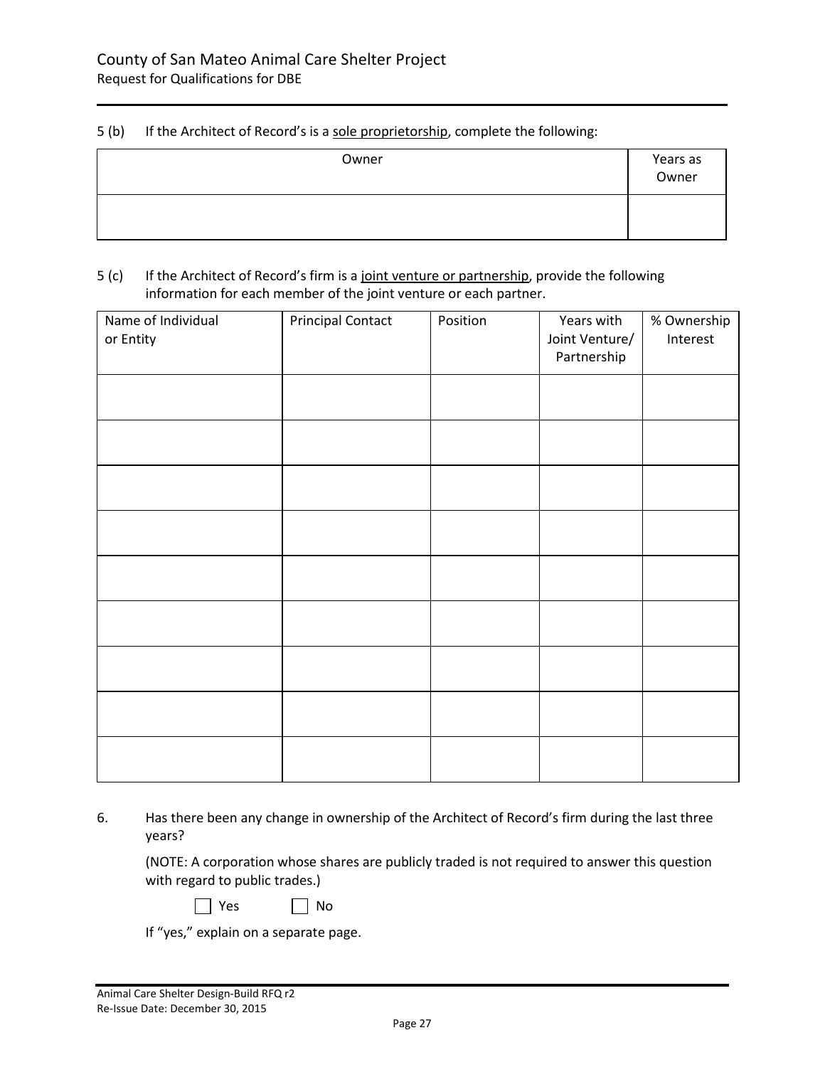5 (b) If the Architect of Record's is a <u>sole proprietorship</u>, complete the following:

| Owner | Years as Owner |
|---|---|
| | |

5 (c) If the Architect of Record's firm is a <u>joint venture or partnership</u>, provide the following information for each member of the joint venture or each partner.

| Name of Individual or Entity | Principal Contact | Position | Years with Joint Venture/ Partnership | % Ownership Interest |
|---|---|---|---|---|
| | | | | |
| | | | | |
| | | | | |
| | | | | |
| | | | | |
| | | | | |
| | | | | |
| | | | | |
| | | | | |

6. Has there been any change in ownership of the Architect of Record's firm during the last three years?

(NOTE: A corporation whose shares are publicly traded is not required to answer this question with regard to public trades.)

☐ Yes ☐ No

If "yes," explain on a separate page.

Animal Care Shelter Design-Build RFQ r2
Re-Issue Date: December 30, 2015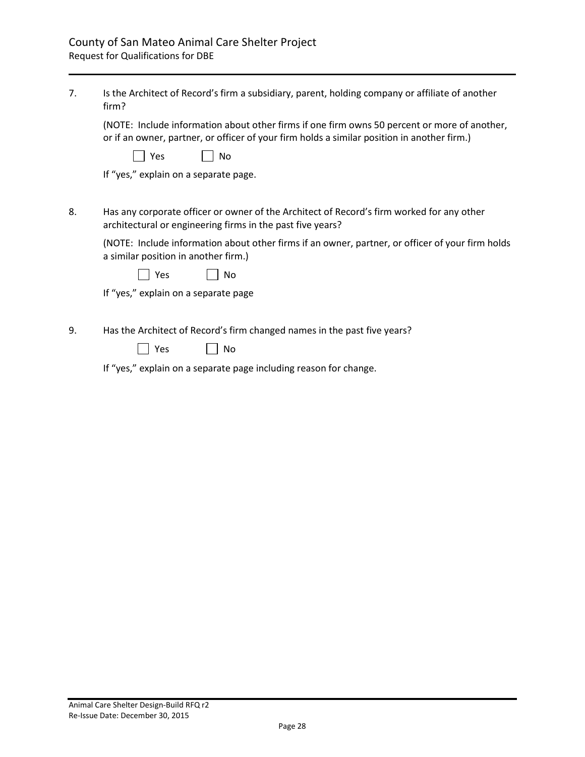7. Is the Architect of Record's firm a subsidiary, parent, holding company or affiliate of another firm?

   (NOTE: Include information about other firms if one firm owns 50 percent or more of another, or if an owner, partner, or officer of your firm holds a similar position in another firm.)

   ☐ Yes ☐ No

   If "yes," explain on a separate page.

8. Has any corporate officer or owner of the Architect of Record's firm worked for any other architectural or engineering firms in the past five years?

   (NOTE: Include information about other firms if an owner, partner, or officer of your firm holds a similar position in another firm.)

   ☐ Yes ☐ No

   If "yes," explain on a separate page

9. Has the Architect of Record's firm changed names in the past five years?

   ☐ Yes ☐ No

   If "yes," explain on a separate page including reason for change.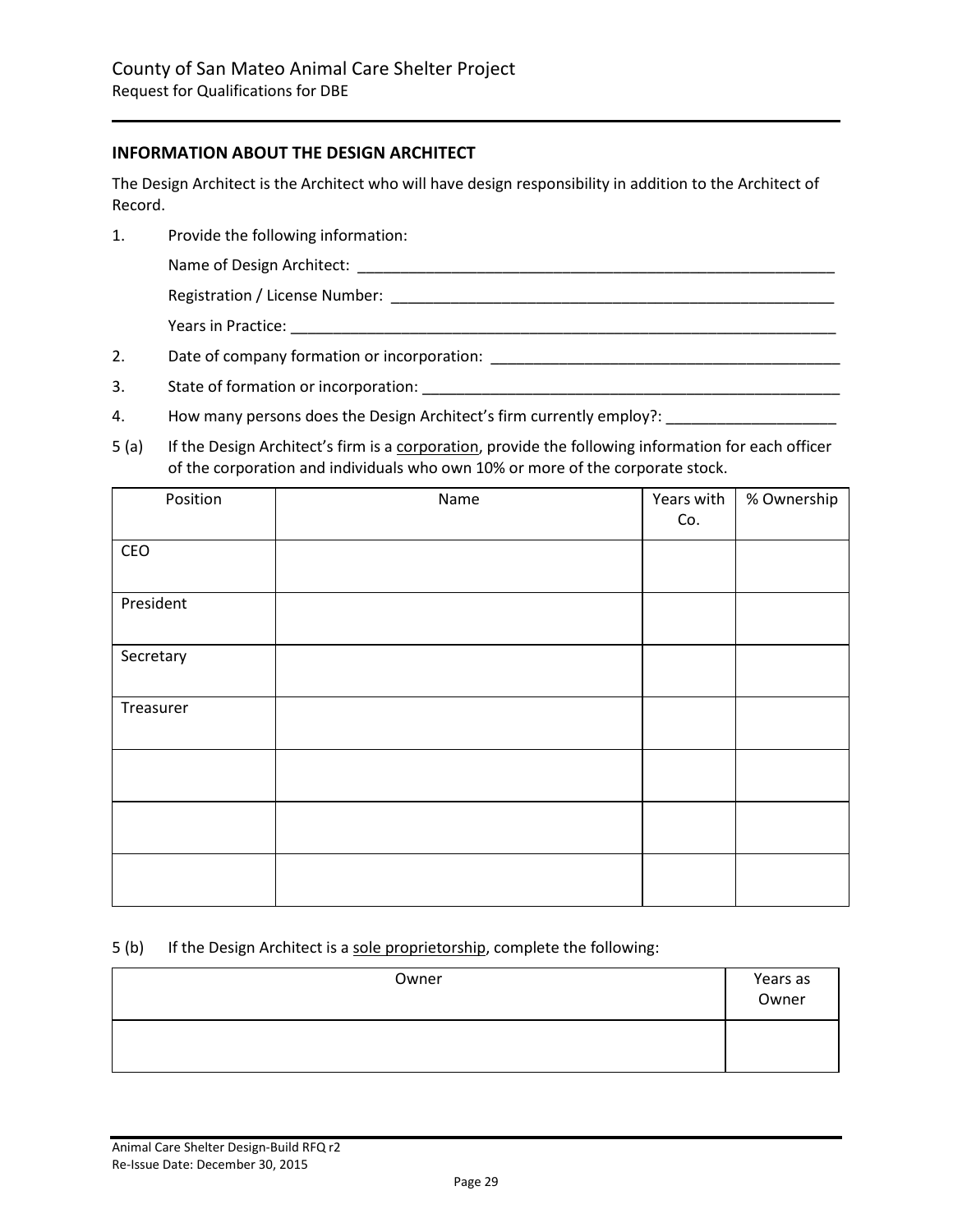## INFORMATION ABOUT THE DESIGN ARCHITECT

The Design Architect is the Architect who will have design responsibility in addition to the Architect of Record.

1. Provide the following information:

   Name of Design Architect: ____________________________________________________________

   Registration / License Number: ________________________________________________________

   Years in Practice: ____________________________________________________________________

2. Date of company formation or incorporation: ___________________________________________

3. State of formation or incorporation: _________________________________________________

4. How many persons does the Design Architect's firm currently employ?: ____________________

5 (a) If the Design Architect's firm is a corporation, provide the following information for each officer of the corporation and individuals who own 10% or more of the corporate stock.

| Position | Name | Years with Co. | % Ownership |
|---|---|---|---|
| CEO | | | |
| President | | | |
| Secretary | | | |
| Treasurer | | | |
| | | | |
| | | | |
| | | | |

5 (b) If the Design Architect is a sole proprietorship, complete the following:

| Owner | Years as Owner |
|---|---|
| | |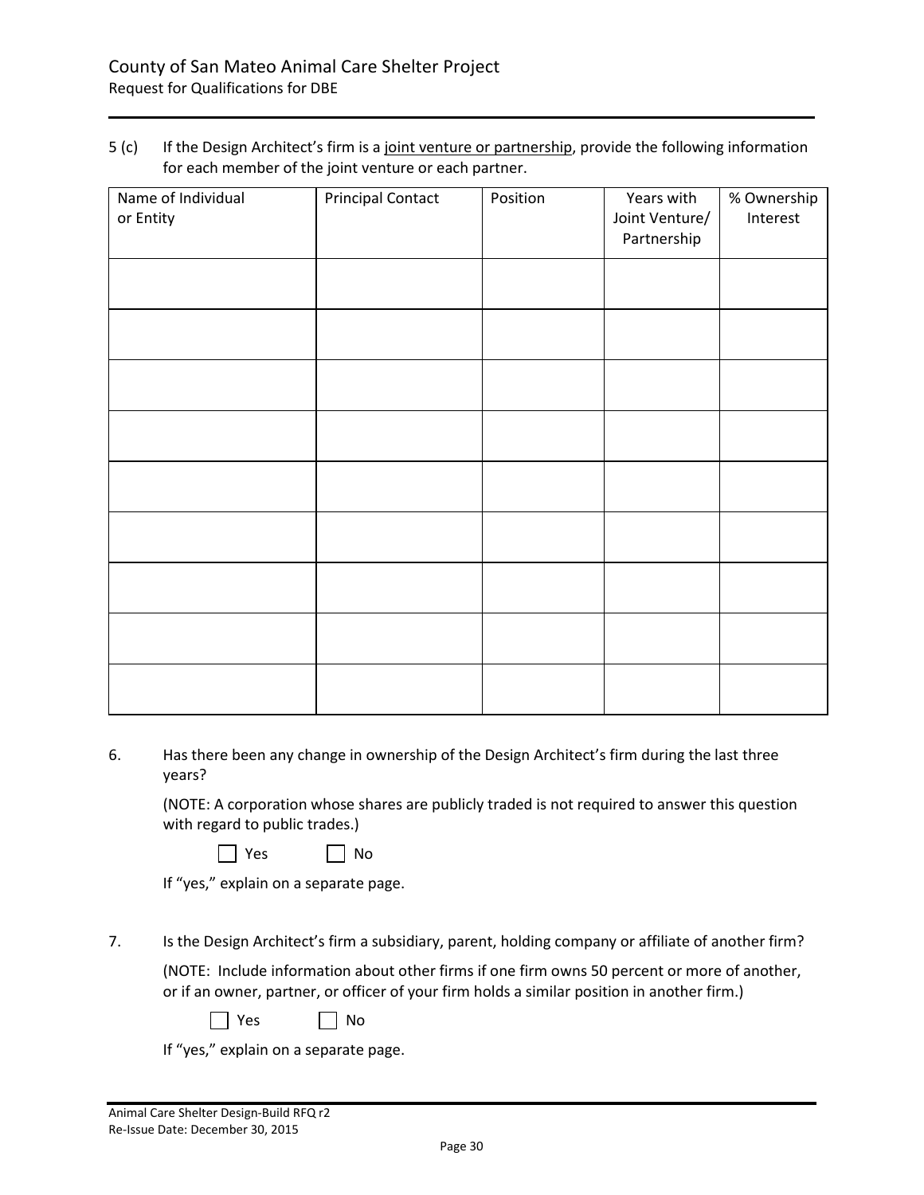5 (c) If the Design Architect's firm is a joint venture or partnership, provide the following information for each member of the joint venture or each partner.

| Name of Individual or Entity | Principal Contact | Position | Years with Joint Venture/ Partnership | % Ownership Interest |
|---|---|---|---|---|
| | | | | |
| | | | | |
| | | | | |
| | | | | |
| | | | | |
| | | | | |
| | | | | |
| | | | | |
| | | | | |

6. Has there been any change in ownership of the Design Architect's firm during the last three years?

   (NOTE: A corporation whose shares are publicly traded is not required to answer this question with regard to public trades.)

   ☐ Yes ☐ No

   If "yes," explain on a separate page.

7. Is the Design Architect's firm a subsidiary, parent, holding company or affiliate of another firm?

   (NOTE: Include information about other firms if one firm owns 50 percent or more of another, or if an owner, partner, or officer of your firm holds a similar position in another firm.)

   ☐ Yes ☐ No

   If "yes," explain on a separate page.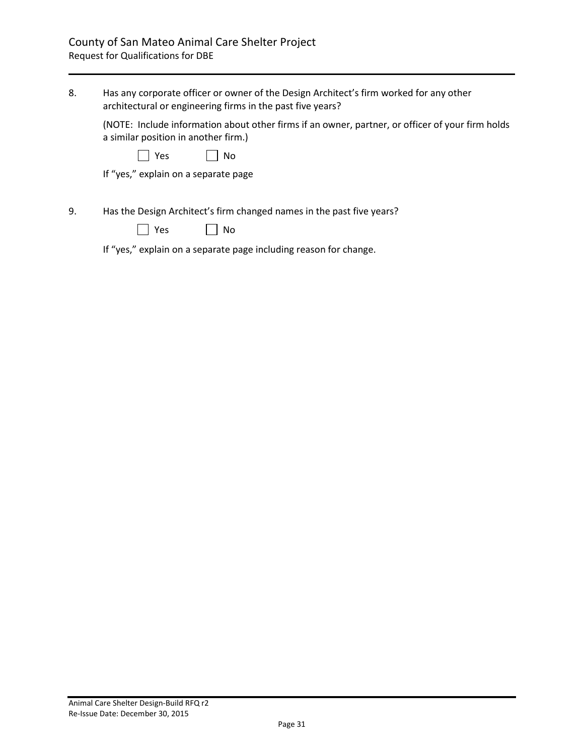8. Has any corporate officer or owner of the Design Architect's firm worked for any other architectural or engineering firms in the past five years?

   (NOTE: Include information about other firms if an owner, partner, or officer of your firm holds a similar position in another firm.)

   ☐ Yes ☐ No

   If "yes," explain on a separate page

9. Has the Design Architect's firm changed names in the past five years?

   ☐ Yes ☐ No

   If "yes," explain on a separate page including reason for change.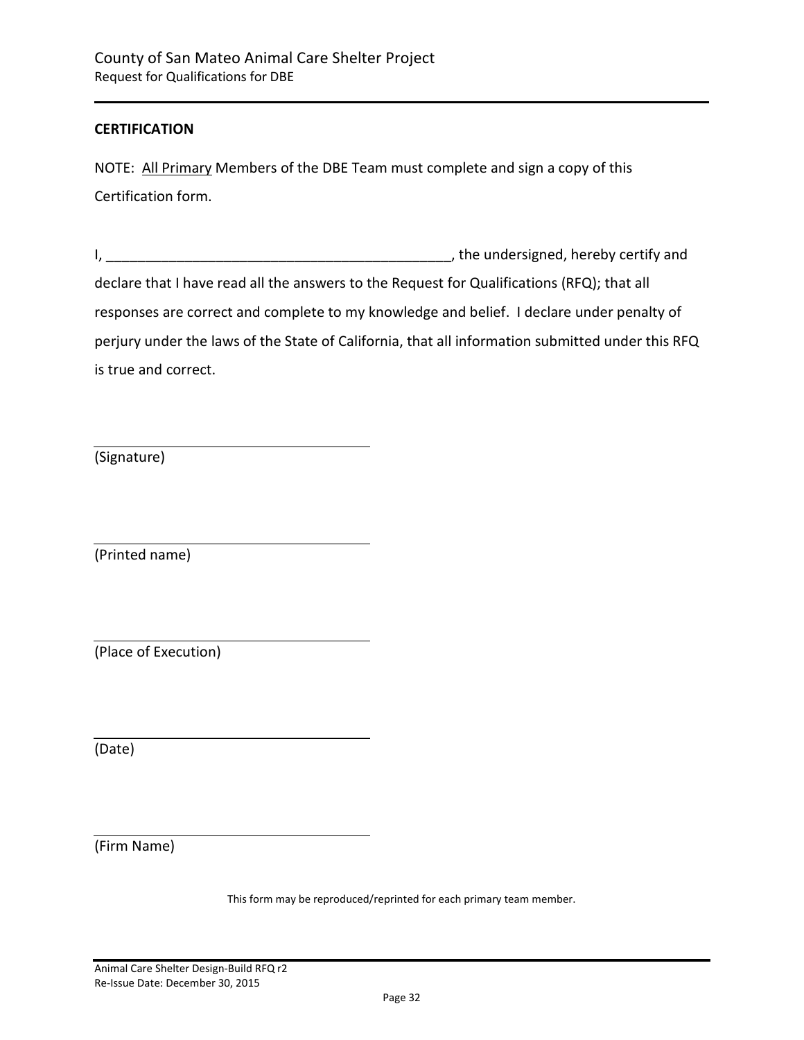## CERTIFICATION

NOTE: <u>All Primary</u> Members of the DBE Team must complete and sign a copy of this Certification form.

I, ______________________________________________, the undersigned, hereby certify and declare that I have read all the answers to the Request for Qualifications (RFQ); that all responses are correct and complete to my knowledge and belief. I declare under penalty of perjury under the laws of the State of California, that all information submitted under this RFQ is true and correct.

______________________________
(Signature)

______________________________
(Printed name)

______________________________
(Place of Execution)

______________________________
(Date)

______________________________
(Firm Name)

This form may be reproduced/reprinted for each primary team member.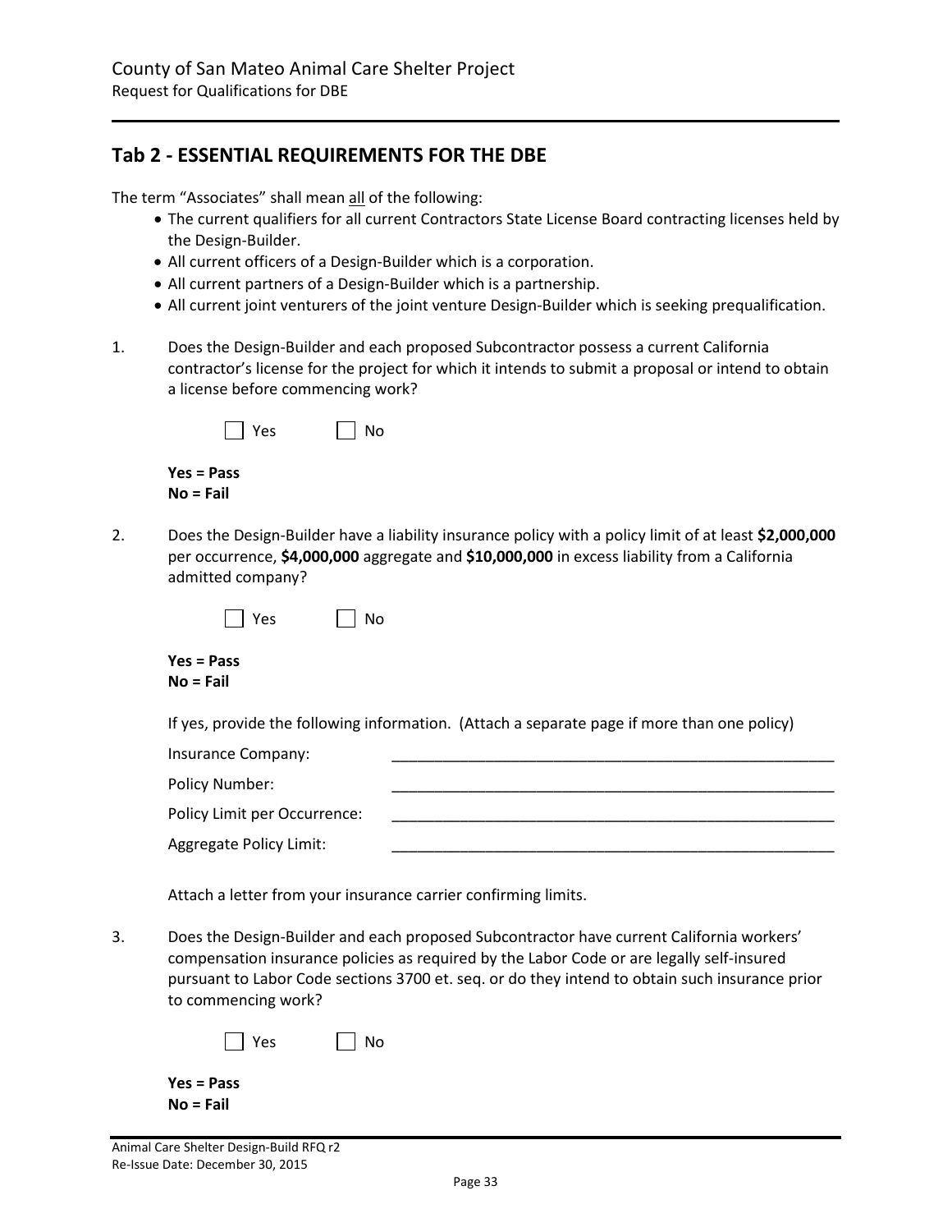## Tab 2 - ESSENTIAL REQUIREMENTS FOR THE DBE

The term "Associates" shall mean all of the following:

- The current qualifiers for all current Contractors State License Board contracting licenses held by the Design-Builder.
- All current officers of a Design-Builder which is a corporation.
- All current partners of a Design-Builder which is a partnership.
- All current joint venturers of the joint venture Design-Builder which is seeking prequalification.

1. Does the Design-Builder and each proposed Subcontractor possess a current California contractor's license for the project for which it intends to submit a proposal or intend to obtain a license before commencing work?

   ☐ Yes ☐ No

   **Yes = Pass**
   **No = Fail**

2. Does the Design-Builder have a liability insurance policy with a policy limit of at least **$2,000,000** per occurrence, **$4,000,000** aggregate and **$10,000,000** in excess liability from a California admitted company?

   ☐ Yes ☐ No

   **Yes = Pass**
   **No = Fail**

   If yes, provide the following information. (Attach a separate page if more than one policy)

   Insurance Company: ______________________________

   Policy Number: ______________________________

   Policy Limit per Occurrence: ______________________________

   Aggregate Policy Limit: ______________________________

   Attach a letter from your insurance carrier confirming limits.

3. Does the Design-Builder and each proposed Subcontractor have current California workers' compensation insurance policies as required by the Labor Code or are legally self-insured pursuant to Labor Code sections 3700 et. seq. or do they intend to obtain such insurance prior to commencing work?

   ☐ Yes ☐ No

   **Yes = Pass**
   **No = Fail**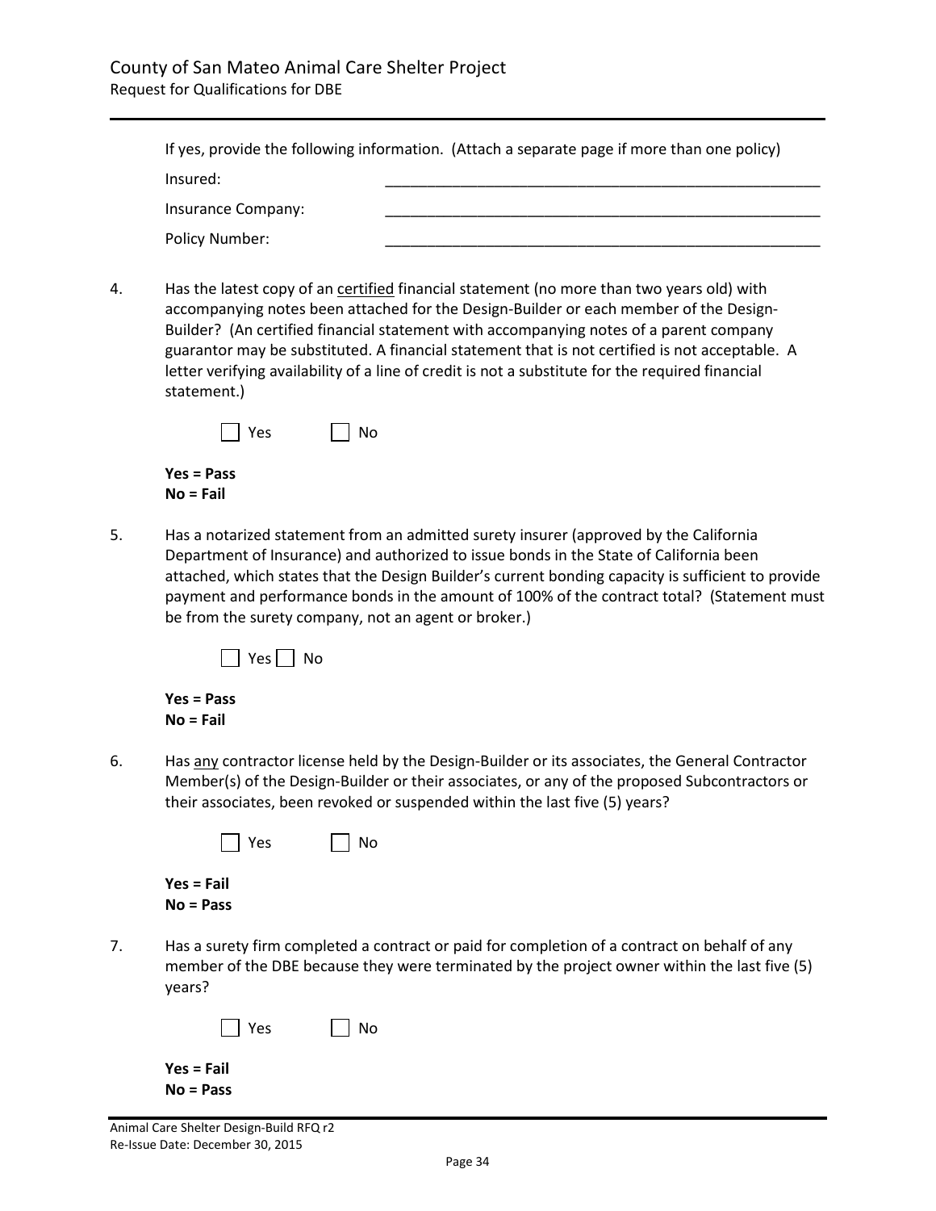If yes, provide the following information. (Attach a separate page if more than one policy)

Insured: \_\_\_\_\_\_\_\_\_\_\_\_\_\_\_\_\_\_\_\_\_\_\_\_\_\_\_\_\_\_\_\_\_\_\_\_\_\_\_\_\_\_\_\_\_\_\_\_\_\_

Insurance Company: \_\_\_\_\_\_\_\_\_\_\_\_\_\_\_\_\_\_\_\_\_\_\_\_\_\_\_\_\_\_\_\_\_\_\_\_\_\_\_\_\_\_\_\_\_\_\_\_\_\_

Policy Number: \_\_\_\_\_\_\_\_\_\_\_\_\_\_\_\_\_\_\_\_\_\_\_\_\_\_\_\_\_\_\_\_\_\_\_\_\_\_\_\_\_\_\_\_\_\_\_\_\_\_

4. Has the latest copy of an <u>certified</u> financial statement (no more than two years old) with accompanying notes been attached for the Design-Builder or each member of the Design-Builder? (An certified financial statement with accompanying notes of a parent company guarantor may be substituted. A financial statement that is not certified is not acceptable. A letter verifying availability of a line of credit is not a substitute for the required financial statement.)

   ☐ Yes ☐ No

   **Yes = Pass**
   **No = Fail**

5. Has a notarized statement from an admitted surety insurer (approved by the California Department of Insurance) and authorized to issue bonds in the State of California been attached, which states that the Design Builder's current bonding capacity is sufficient to provide payment and performance bonds in the amount of 100% of the contract total? (Statement must be from the surety company, not an agent or broker.)

   ☐ Yes ☐ No

   **Yes = Pass**
   **No = Fail**

6. Has <u>any</u> contractor license held by the Design-Builder or its associates, the General Contractor Member(s) of the Design-Builder or their associates, or any of the proposed Subcontractors or their associates, been revoked or suspended within the last five (5) years?

   ☐ Yes ☐ No

   **Yes = Fail**
   **No = Pass**

7. Has a surety firm completed a contract or paid for completion of a contract on behalf of any member of the DBE because they were terminated by the project owner within the last five (5) years?

   ☐ Yes ☐ No

   **Yes = Fail**
   **No = Pass**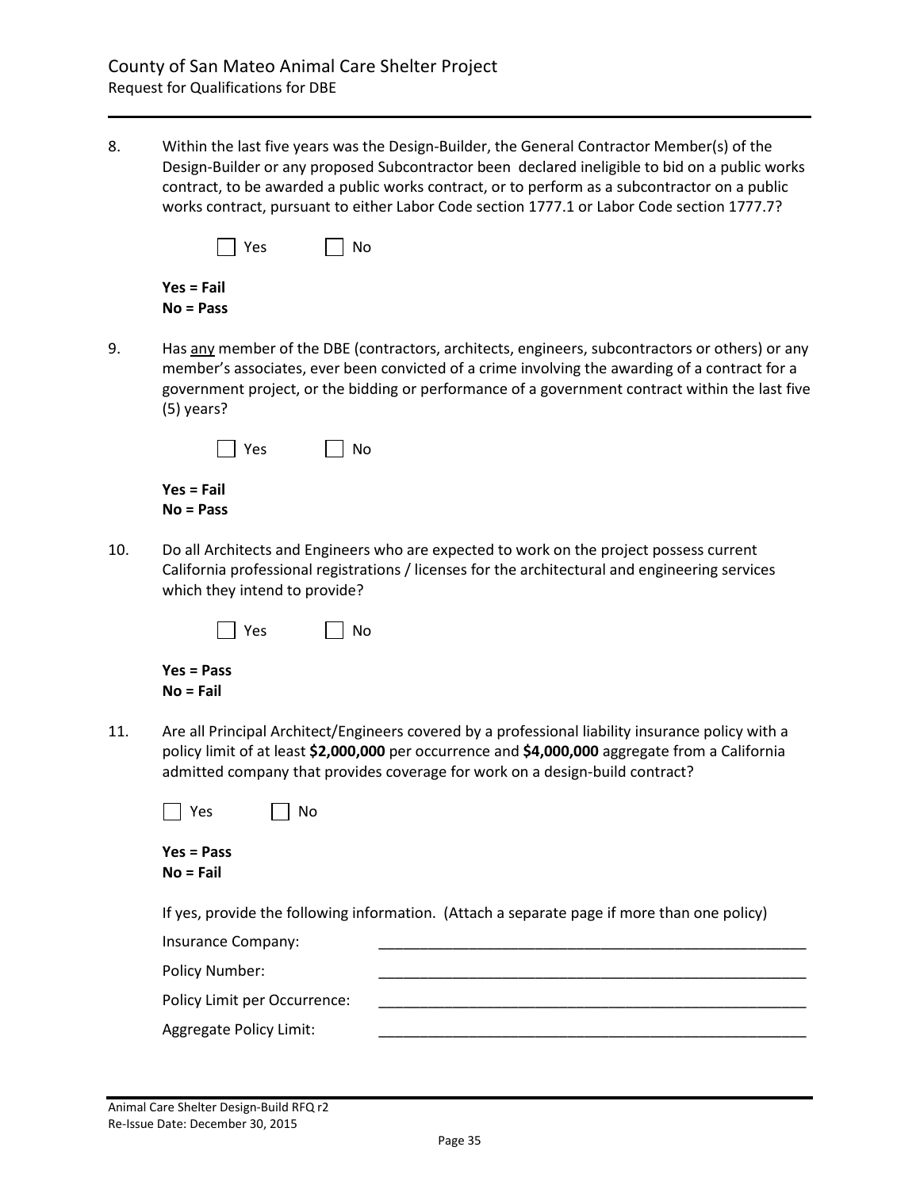8. Within the last five years was the Design-Builder, the General Contractor Member(s) of the Design-Builder or any proposed Subcontractor been declared ineligible to bid on a public works contract, to be awarded a public works contract, or to perform as a subcontractor on a public works contract, pursuant to either Labor Code section 1777.1 or Labor Code section 1777.7?

   ☐ Yes ☐ No

   **Yes = Fail**
   **No = Pass**

9. Has <u>any</u> member of the DBE (contractors, architects, engineers, subcontractors or others) or any member's associates, ever been convicted of a crime involving the awarding of a contract for a government project, or the bidding or performance of a government contract within the last five (5) years?

   ☐ Yes ☐ No

   **Yes = Fail**
   **No = Pass**

10. Do all Architects and Engineers who are expected to work on the project possess current California professional registrations / licenses for the architectural and engineering services which they intend to provide?

    ☐ Yes ☐ No

    **Yes = Pass**
    **No = Fail**

11. Are all Principal Architect/Engineers covered by a professional liability insurance policy with a policy limit of at least **$2,000,000** per occurrence and **$4,000,000** aggregate from a California admitted company that provides coverage for work on a design-build contract?

    ☐ Yes ☐ No

    **Yes = Pass**
    **No = Fail**

    If yes, provide the following information. (Attach a separate page if more than one policy)

    Insurance Company: ______________________________________________________

    Policy Number: ______________________________________________________

    Policy Limit per Occurrence: ______________________________________________________

    Aggregate Policy Limit: ______________________________________________________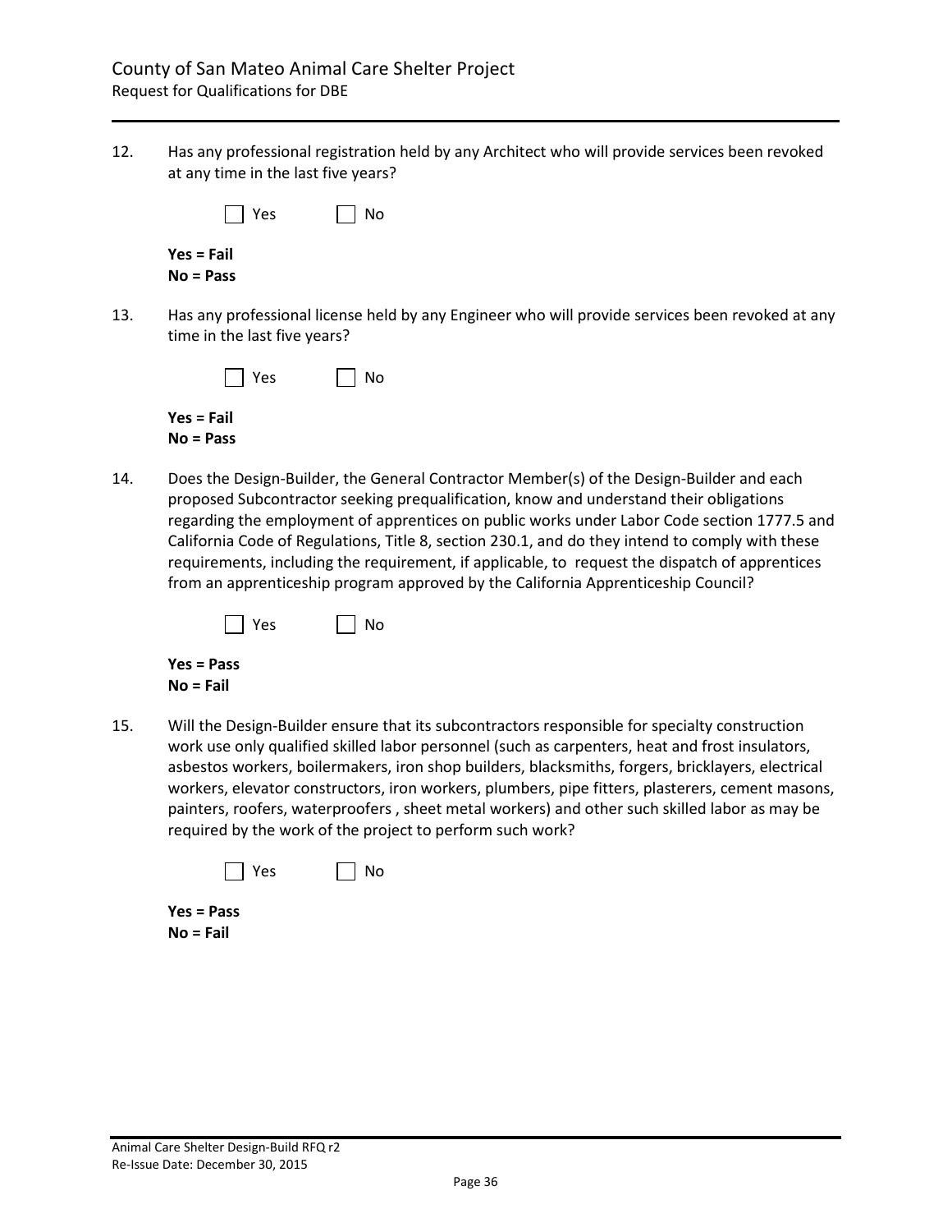12. Has any professional registration held by any Architect who will provide services been revoked at any time in the last five years?

 ☐ Yes ☐ No

 **Yes = Fail**
 **No = Pass**

13. Has any professional license held by any Engineer who will provide services been revoked at any time in the last five years?

 ☐ Yes ☐ No

 **Yes = Fail**
 **No = Pass**

14. Does the Design-Builder, the General Contractor Member(s) of the Design-Builder and each proposed Subcontractor seeking prequalification, know and understand their obligations regarding the employment of apprentices on public works under Labor Code section 1777.5 and California Code of Regulations, Title 8, section 230.1, and do they intend to comply with these requirements, including the requirement, if applicable, to request the dispatch of apprentices from an apprenticeship program approved by the California Apprenticeship Council?

 ☐ Yes ☐ No

 **Yes = Pass**
 **No = Fail**

15. Will the Design-Builder ensure that its subcontractors responsible for specialty construction work use only qualified skilled labor personnel (such as carpenters, heat and frost insulators, asbestos workers, boilermakers, iron shop builders, blacksmiths, forgers, bricklayers, electrical workers, elevator constructors, iron workers, plumbers, pipe fitters, plasterers, cement masons, painters, roofers, waterproofers , sheet metal workers) and other such skilled labor as may be required by the work of the project to perform such work?

 ☐ Yes ☐ No

 **Yes = Pass**
 **No = Fail**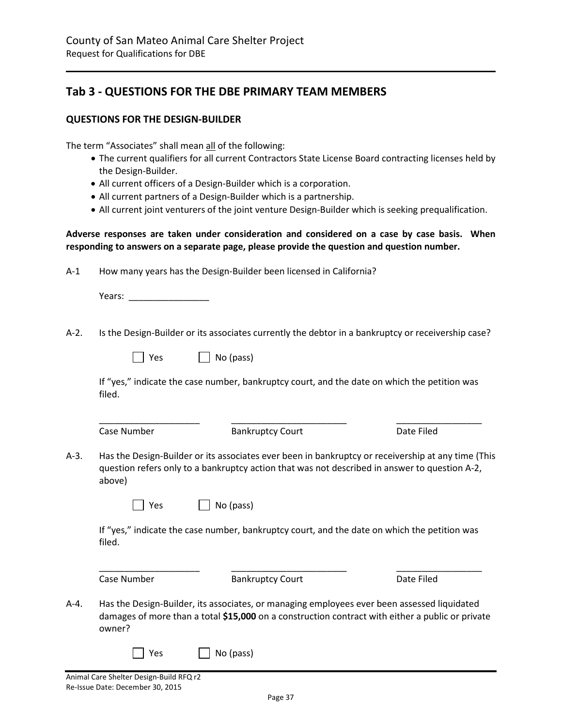## Tab 3 - QUESTIONS FOR THE DBE PRIMARY TEAM MEMBERS

### QUESTIONS FOR THE DESIGN-BUILDER

The term "Associates" shall mean all of the following:

- The current qualifiers for all current Contractors State License Board contracting licenses held by the Design-Builder.
- All current officers of a Design-Builder which is a corporation.
- All current partners of a Design-Builder which is a partnership.
- All current joint venturers of the joint venture Design-Builder which is seeking prequalification.

**Adverse responses are taken under consideration and considered on a case by case basis. When responding to answers on a separate page, please provide the question and question number.**

A-1 How many years has the Design-Builder been licensed in California?

Years: ________________

A-2. Is the Design-Builder or its associates currently the debtor in a bankruptcy or receivership case?

☐ Yes ☐ No (pass)

If "yes," indicate the case number, bankruptcy court, and the date on which the petition was filed.

| ____________________ | _______________________ | _________________ |
|---|---|---|
| Case Number | Bankruptcy Court | Date Filed |

A-3. Has the Design-Builder or its associates ever been in bankruptcy or receivership at any time (This question refers only to a bankruptcy action that was not described in answer to question A-2, above)

☐ Yes ☐ No (pass)

If "yes," indicate the case number, bankruptcy court, and the date on which the petition was filed.

| ____________________ | _______________________ | _________________ |
|---|---|---|
| Case Number | Bankruptcy Court | Date Filed |

A-4. Has the Design-Builder, its associates, or managing employees ever been assessed liquidated damages of more than a total **$15,000** on a construction contract with either a public or private owner?

☐ Yes ☐ No (pass)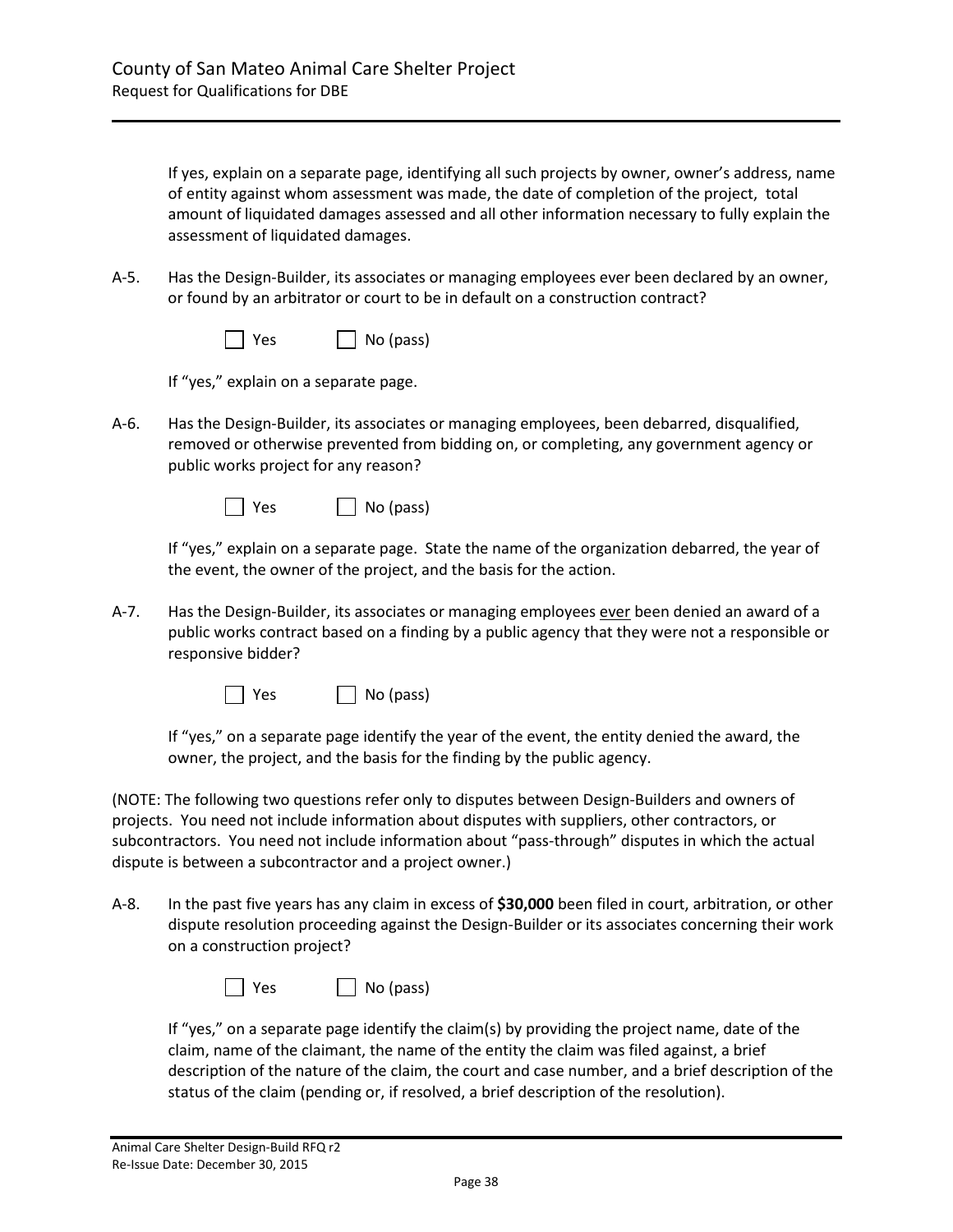If yes, explain on a separate page, identifying all such projects by owner, owner's address, name of entity against whom assessment was made, the date of completion of the project, total amount of liquidated damages assessed and all other information necessary to fully explain the assessment of liquidated damages.

A-5. Has the Design-Builder, its associates or managing employees ever been declared by an owner, or found by an arbitrator or court to be in default on a construction contract?

☐ Yes ☐ No (pass)

If "yes," explain on a separate page.

A-6. Has the Design-Builder, its associates or managing employees, been debarred, disqualified, removed or otherwise prevented from bidding on, or completing, any government agency or public works project for any reason?

☐ Yes ☐ No (pass)

If "yes," explain on a separate page. State the name of the organization debarred, the year of the event, the owner of the project, and the basis for the action.

A-7. Has the Design-Builder, its associates or managing employees <u>ever</u> been denied an award of a public works contract based on a finding by a public agency that they were not a responsible or responsive bidder?

☐ Yes ☐ No (pass)

If "yes," on a separate page identify the year of the event, the entity denied the award, the owner, the project, and the basis for the finding by the public agency.

(NOTE: The following two questions refer only to disputes between Design-Builders and owners of projects. You need not include information about disputes with suppliers, other contractors, or subcontractors. You need not include information about "pass-through" disputes in which the actual dispute is between a subcontractor and a project owner.)

A-8. In the past five years has any claim in excess of **$30,000** been filed in court, arbitration, or other dispute resolution proceeding against the Design-Builder or its associates concerning their work on a construction project?

☐ Yes ☐ No (pass)

If "yes," on a separate page identify the claim(s) by providing the project name, date of the claim, name of the claimant, the name of the entity the claim was filed against, a brief description of the nature of the claim, the court and case number, and a brief description of the status of the claim (pending or, if resolved, a brief description of the resolution).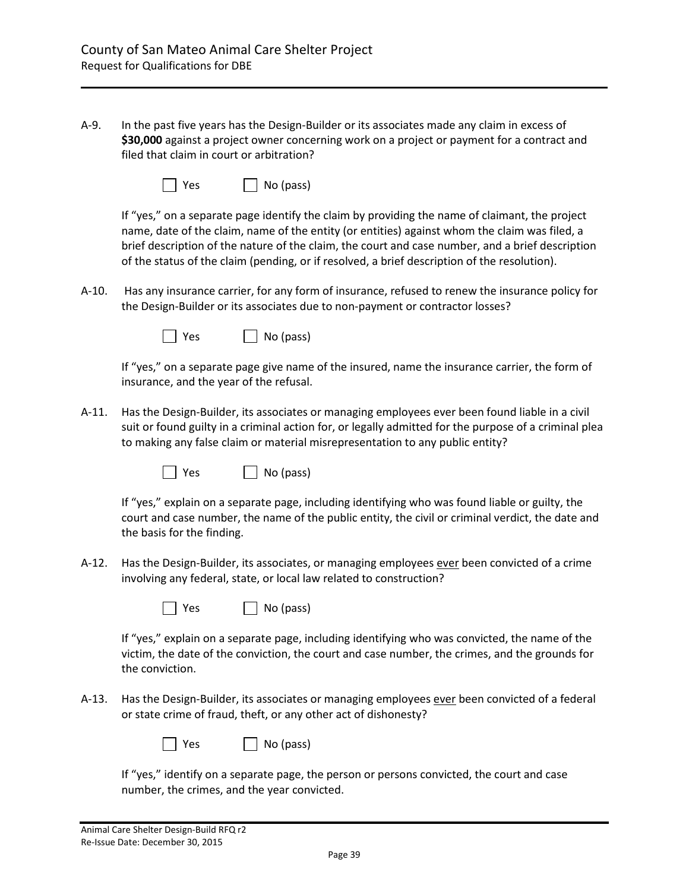A-9. In the past five years has the Design-Builder or its associates made any claim in excess of **$30,000** against a project owner concerning work on a project or payment for a contract and filed that claim in court or arbitration?

☐ Yes ☐ No (pass)

If "yes," on a separate page identify the claim by providing the name of claimant, the project name, date of the claim, name of the entity (or entities) against whom the claim was filed, a brief description of the nature of the claim, the court and case number, and a brief description of the status of the claim (pending, or if resolved, a brief description of the resolution).

A-10. Has any insurance carrier, for any form of insurance, refused to renew the insurance policy for the Design-Builder or its associates due to non-payment or contractor losses?

☐ Yes ☐ No (pass)

If "yes," on a separate page give name of the insured, name the insurance carrier, the form of insurance, and the year of the refusal.

A-11. Has the Design-Builder, its associates or managing employees ever been found liable in a civil suit or found guilty in a criminal action for, or legally admitted for the purpose of a criminal plea to making any false claim or material misrepresentation to any public entity?

☐ Yes ☐ No (pass)

If "yes," explain on a separate page, including identifying who was found liable or guilty, the court and case number, the name of the public entity, the civil or criminal verdict, the date and the basis for the finding.

A-12. Has the Design-Builder, its associates, or managing employees <u>ever</u> been convicted of a crime involving any federal, state, or local law related to construction?

☐ Yes ☐ No (pass)

If "yes," explain on a separate page, including identifying who was convicted, the name of the victim, the date of the conviction, the court and case number, the crimes, and the grounds for the conviction.

A-13. Has the Design-Builder, its associates or managing employees <u>ever</u> been convicted of a federal or state crime of fraud, theft, or any other act of dishonesty?

☐ Yes ☐ No (pass)

If "yes," identify on a separate page, the person or persons convicted, the court and case number, the crimes, and the year convicted.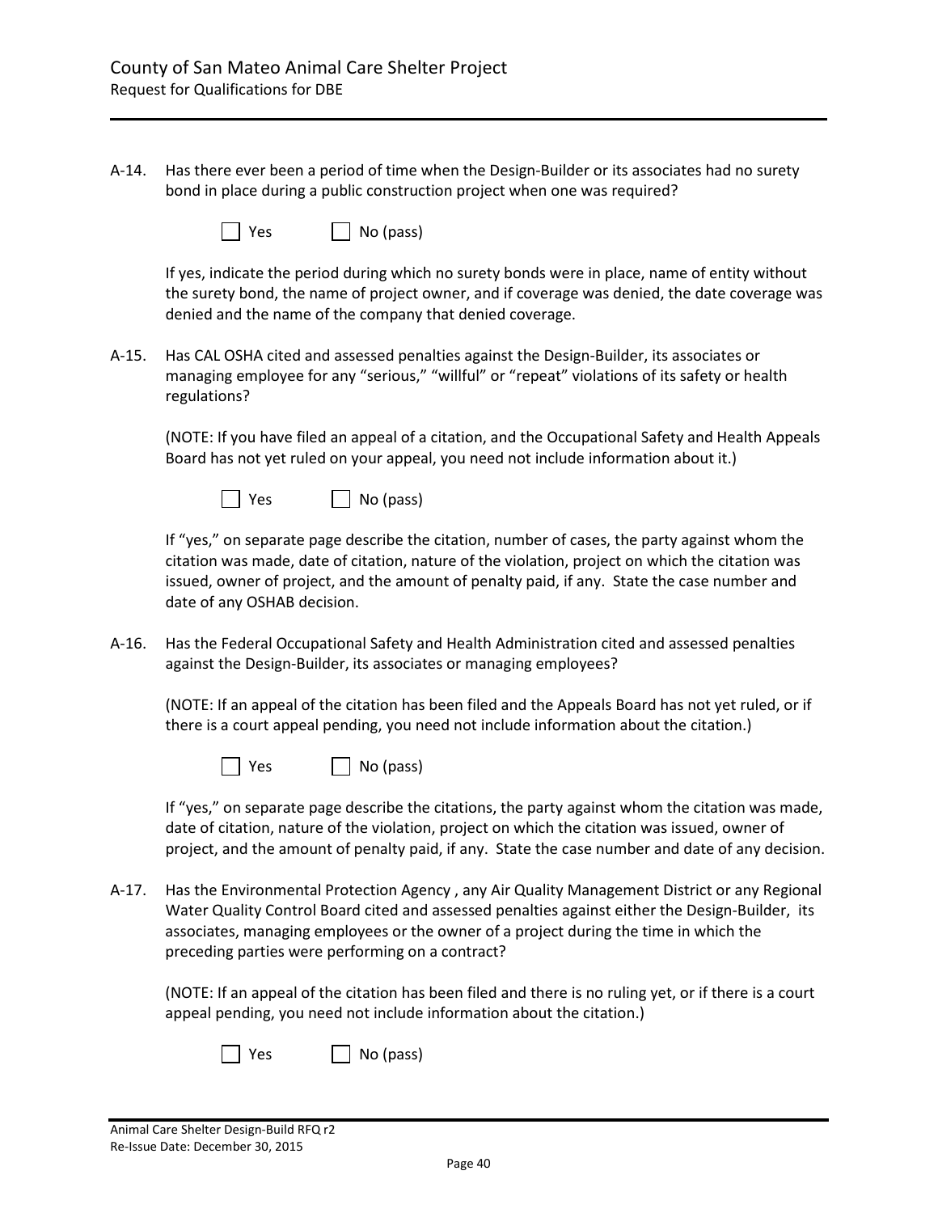A-14. Has there ever been a period of time when the Design-Builder or its associates had no surety bond in place during a public construction project when one was required?

☐ Yes ☐ No (pass)

If yes, indicate the period during which no surety bonds were in place, name of entity without the surety bond, the name of project owner, and if coverage was denied, the date coverage was denied and the name of the company that denied coverage.

A-15. Has CAL OSHA cited and assessed penalties against the Design-Builder, its associates or managing employee for any "serious," "willful" or "repeat" violations of its safety or health regulations?

(NOTE: If you have filed an appeal of a citation, and the Occupational Safety and Health Appeals Board has not yet ruled on your appeal, you need not include information about it.)

☐ Yes ☐ No (pass)

If "yes," on separate page describe the citation, number of cases, the party against whom the citation was made, date of citation, nature of the violation, project on which the citation was issued, owner of project, and the amount of penalty paid, if any. State the case number and date of any OSHAB decision.

A-16. Has the Federal Occupational Safety and Health Administration cited and assessed penalties against the Design-Builder, its associates or managing employees?

(NOTE: If an appeal of the citation has been filed and the Appeals Board has not yet ruled, or if there is a court appeal pending, you need not include information about the citation.)

☐ Yes ☐ No (pass)

If "yes," on separate page describe the citations, the party against whom the citation was made, date of citation, nature of the violation, project on which the citation was issued, owner of project, and the amount of penalty paid, if any. State the case number and date of any decision.

A-17. Has the Environmental Protection Agency , any Air Quality Management District or any Regional Water Quality Control Board cited and assessed penalties against either the Design-Builder, its associates, managing employees or the owner of a project during the time in which the preceding parties were performing on a contract?

(NOTE: If an appeal of the citation has been filed and there is no ruling yet, or if there is a court appeal pending, you need not include information about the citation.)

☐ Yes ☐ No (pass)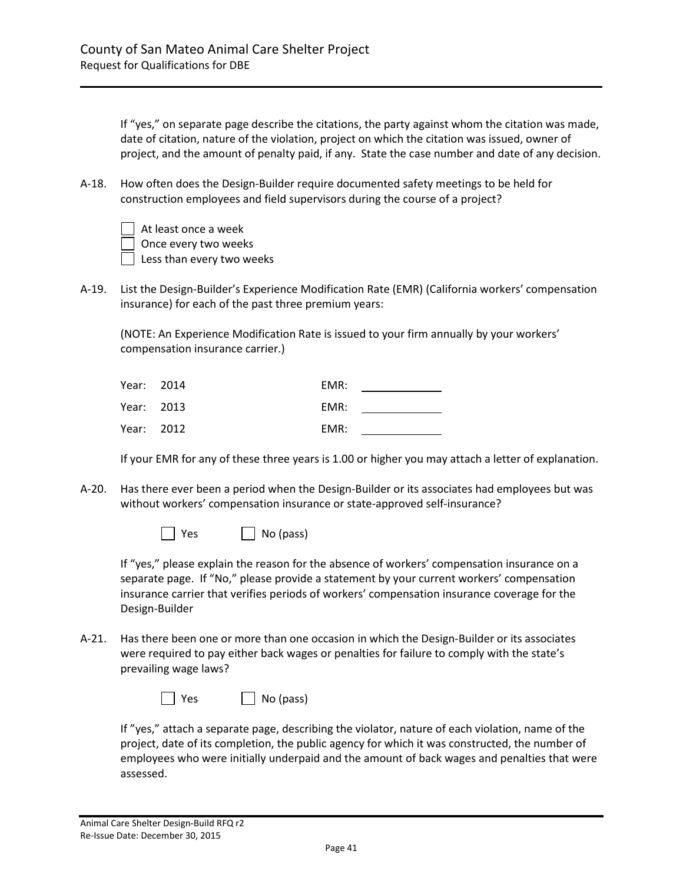If "yes," on separate page describe the citations, the party against whom the citation was made, date of citation, nature of the violation, project on which the citation was issued, owner of project, and the amount of penalty paid, if any. State the case number and date of any decision.

A-18. How often does the Design-Builder require documented safety meetings to be held for construction employees and field supervisors during the course of a project?

- ☐ At least once a week
- ☐ Once every two weeks
- ☐ Less than every two weeks

A-19. List the Design-Builder's Experience Modification Rate (EMR) (California workers' compensation insurance) for each of the past three premium years:

(NOTE: An Experience Modification Rate is issued to your firm annually by your workers' compensation insurance carrier.)

| | | | |
|---|---|---|---|
| Year: | 2014 | EMR: | ______________ |
| Year: | 2013 | EMR: | ______________ |
| Year: | 2012 | EMR: | ______________ |

If your EMR for any of these three years is 1.00 or higher you may attach a letter of explanation.

A-20. Has there ever been a period when the Design-Builder or its associates had employees but was without workers' compensation insurance or state-approved self-insurance?

☐ Yes ☐ No (pass)

If "yes," please explain the reason for the absence of workers' compensation insurance on a separate page. If "No," please provide a statement by your current workers' compensation insurance carrier that verifies periods of workers' compensation insurance coverage for the Design-Builder

A-21. Has there been one or more than one occasion in which the Design-Builder or its associates were required to pay either back wages or penalties for failure to comply with the state's prevailing wage laws?

☐ Yes ☐ No (pass)

If "yes," attach a separate page, describing the violator, nature of each violation, name of the project, date of its completion, the public agency for which it was constructed, the number of employees who were initially underpaid and the amount of back wages and penalties that were assessed.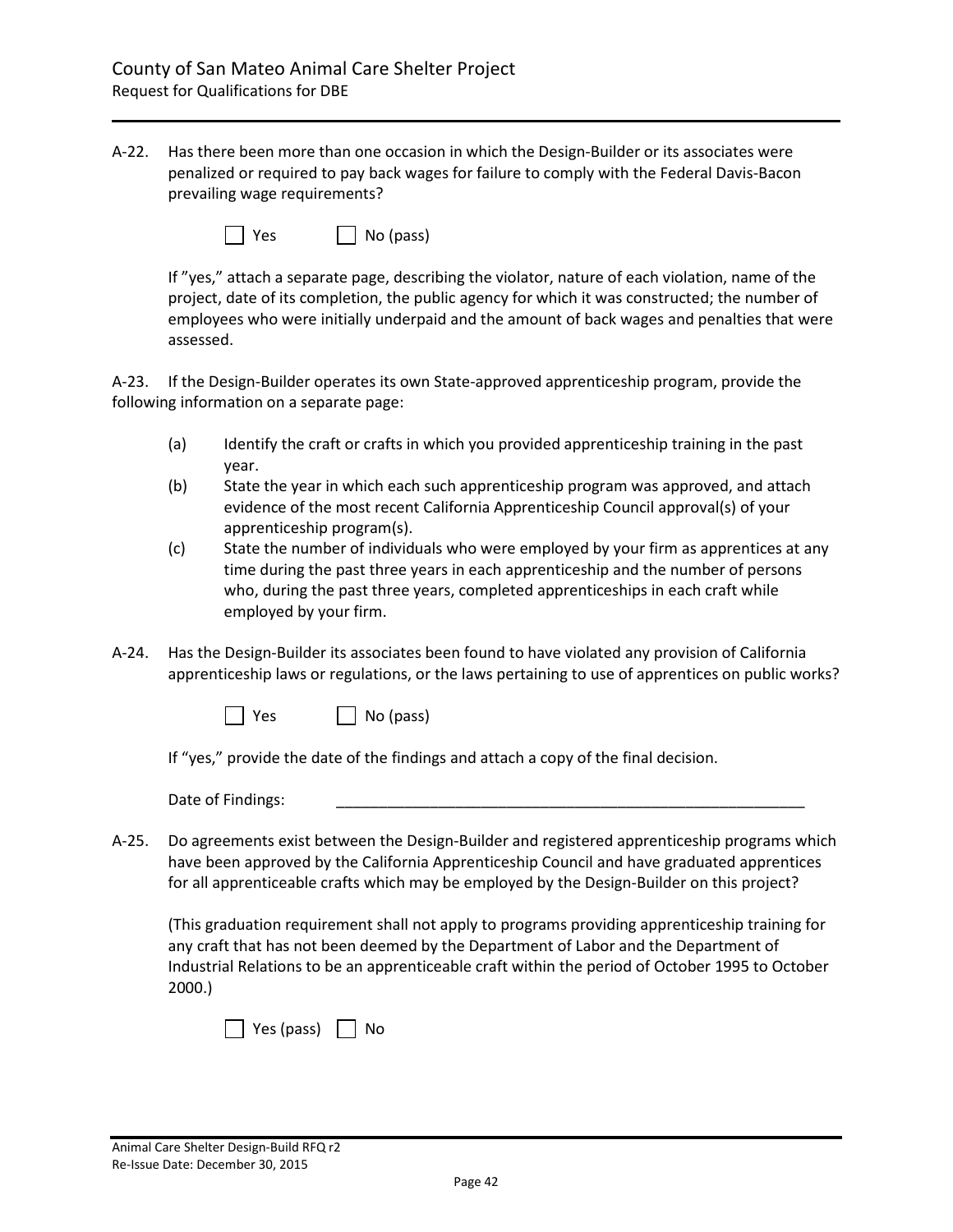A-22. Has there been more than one occasion in which the Design-Builder or its associates were penalized or required to pay back wages for failure to comply with the Federal Davis-Bacon prevailing wage requirements?

☐ Yes ☐ No (pass)

If "yes," attach a separate page, describing the violator, nature of each violation, name of the project, date of its completion, the public agency for which it was constructed; the number of employees who were initially underpaid and the amount of back wages and penalties that were assessed.

A-23. If the Design-Builder operates its own State-approved apprenticeship program, provide the following information on a separate page:

(a) Identify the craft or crafts in which you provided apprenticeship training in the past year.

(b) State the year in which each such apprenticeship program was approved, and attach evidence of the most recent California Apprenticeship Council approval(s) of your apprenticeship program(s).

(c) State the number of individuals who were employed by your firm as apprentices at any time during the past three years in each apprenticeship and the number of persons who, during the past three years, completed apprenticeships in each craft while employed by your firm.

A-24. Has the Design-Builder its associates been found to have violated any provision of California apprenticeship laws or regulations, or the laws pertaining to use of apprentices on public works?

☐ Yes ☐ No (pass)

If "yes," provide the date of the findings and attach a copy of the final decision.

Date of Findings: ____________________________________________________________

A-25. Do agreements exist between the Design-Builder and registered apprenticeship programs which have been approved by the California Apprenticeship Council and have graduated apprentices for all apprenticeable crafts which may be employed by the Design-Builder on this project?

(This graduation requirement shall not apply to programs providing apprenticeship training for any craft that has not been deemed by the Department of Labor and the Department of Industrial Relations to be an apprenticeable craft within the period of October 1995 to October 2000.)

☐ Yes (pass) ☐ No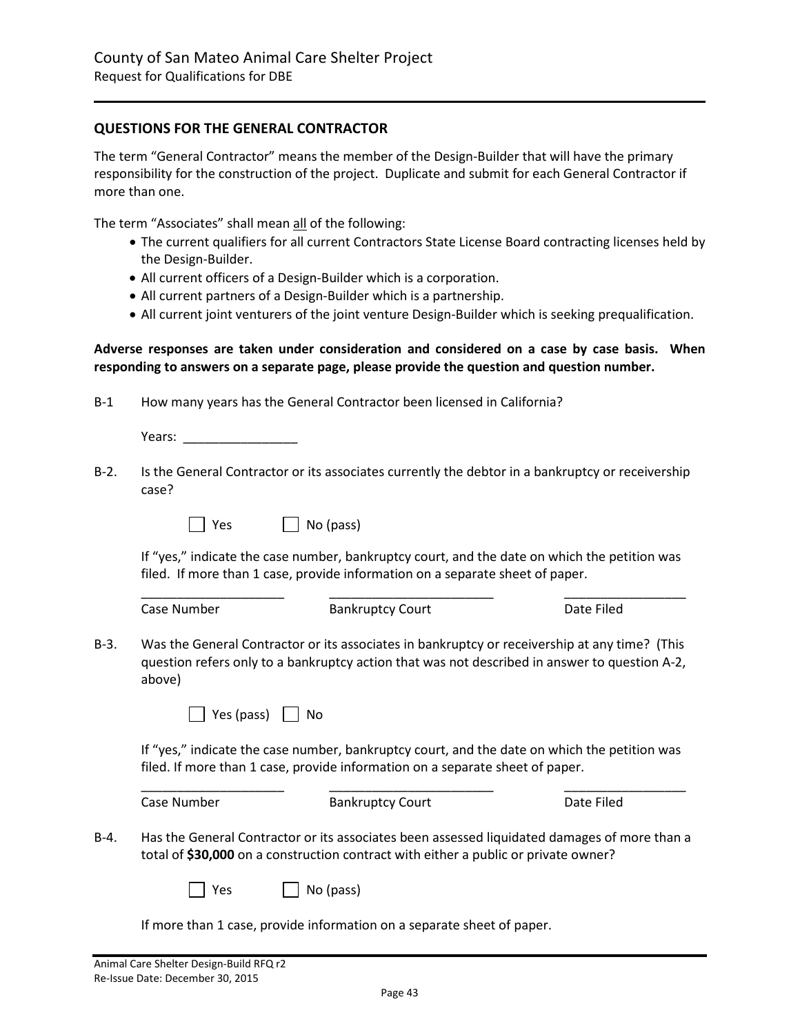## QUESTIONS FOR THE GENERAL CONTRACTOR

The term "General Contractor" means the member of the Design-Builder that will have the primary responsibility for the construction of the project. Duplicate and submit for each General Contractor if more than one.

The term "Associates" shall mean all of the following:

- The current qualifiers for all current Contractors State License Board contracting licenses held by the Design-Builder.
- All current officers of a Design-Builder which is a corporation.
- All current partners of a Design-Builder which is a partnership.
- All current joint venturers of the joint venture Design-Builder which is seeking prequalification.

**Adverse responses are taken under consideration and considered on a case by case basis. When responding to answers on a separate page, please provide the question and question number.**

B-1 How many years has the General Contractor been licensed in California?

Years: ________________

B-2. Is the General Contractor or its associates currently the debtor in a bankruptcy or receivership case?

☐ Yes ☐ No (pass)

If "yes," indicate the case number, bankruptcy court, and the date on which the petition was filed. If more than 1 case, provide information on a separate sheet of paper.

| ____________________ | ______________________ | ________________ |
|---|---|---|
| Case Number | Bankruptcy Court | Date Filed |

B-3. Was the General Contractor or its associates in bankruptcy or receivership at any time? (This question refers only to a bankruptcy action that was not described in answer to question A-2, above)

☐ Yes (pass) ☐ No

If "yes," indicate the case number, bankruptcy court, and the date on which the petition was filed. If more than 1 case, provide information on a separate sheet of paper.

| ____________________ | ______________________ | ________________ |
|---|---|---|
| Case Number | Bankruptcy Court | Date Filed |

B-4. Has the General Contractor or its associates been assessed liquidated damages of more than a total of **$30,000** on a construction contract with either a public or private owner?

☐ Yes ☐ No (pass)

If more than 1 case, provide information on a separate sheet of paper.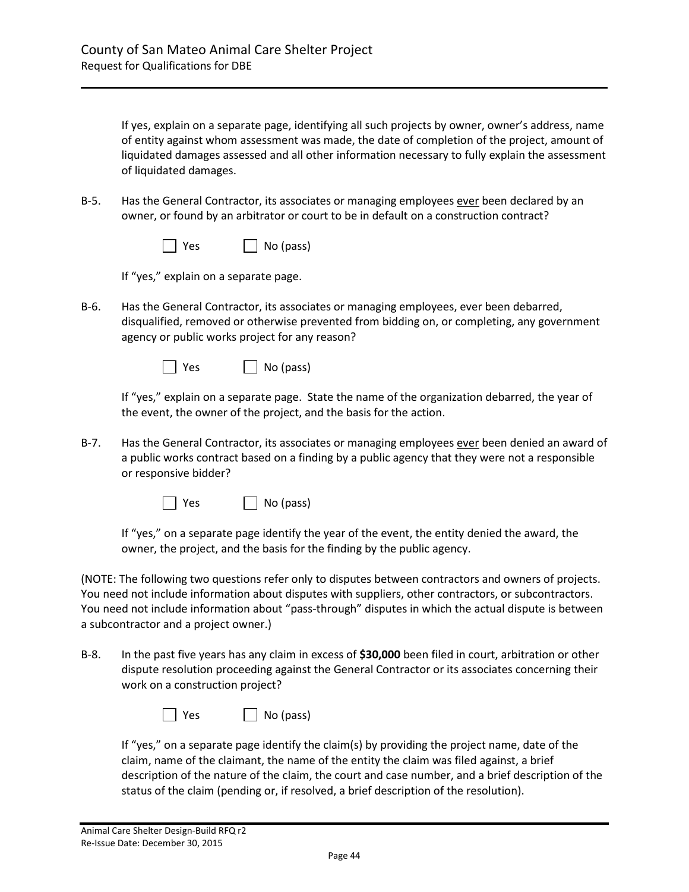If yes, explain on a separate page, identifying all such projects by owner, owner's address, name of entity against whom assessment was made, the date of completion of the project, amount of liquidated damages assessed and all other information necessary to fully explain the assessment of liquidated damages.

B-5. Has the General Contractor, its associates or managing employees ever been declared by an owner, or found by an arbitrator or court to be in default on a construction contract?

☐ Yes ☐ No (pass)

If "yes," explain on a separate page.

B-6. Has the General Contractor, its associates or managing employees, ever been debarred, disqualified, removed or otherwise prevented from bidding on, or completing, any government agency or public works project for any reason?

☐ Yes ☐ No (pass)

If "yes," explain on a separate page. State the name of the organization debarred, the year of the event, the owner of the project, and the basis for the action.

B-7. Has the General Contractor, its associates or managing employees ever been denied an award of a public works contract based on a finding by a public agency that they were not a responsible or responsive bidder?

☐ Yes ☐ No (pass)

If "yes," on a separate page identify the year of the event, the entity denied the award, the owner, the project, and the basis for the finding by the public agency.

(NOTE: The following two questions refer only to disputes between contractors and owners of projects. You need not include information about disputes with suppliers, other contractors, or subcontractors. You need not include information about "pass-through" disputes in which the actual dispute is between a subcontractor and a project owner.)

B-8. In the past five years has any claim in excess of **$30,000** been filed in court, arbitration or other dispute resolution proceeding against the General Contractor or its associates concerning their work on a construction project?

☐ Yes ☐ No (pass)

If "yes," on a separate page identify the claim(s) by providing the project name, date of the claim, name of the claimant, the name of the entity the claim was filed against, a brief description of the nature of the claim, the court and case number, and a brief description of the status of the claim (pending or, if resolved, a brief description of the resolution).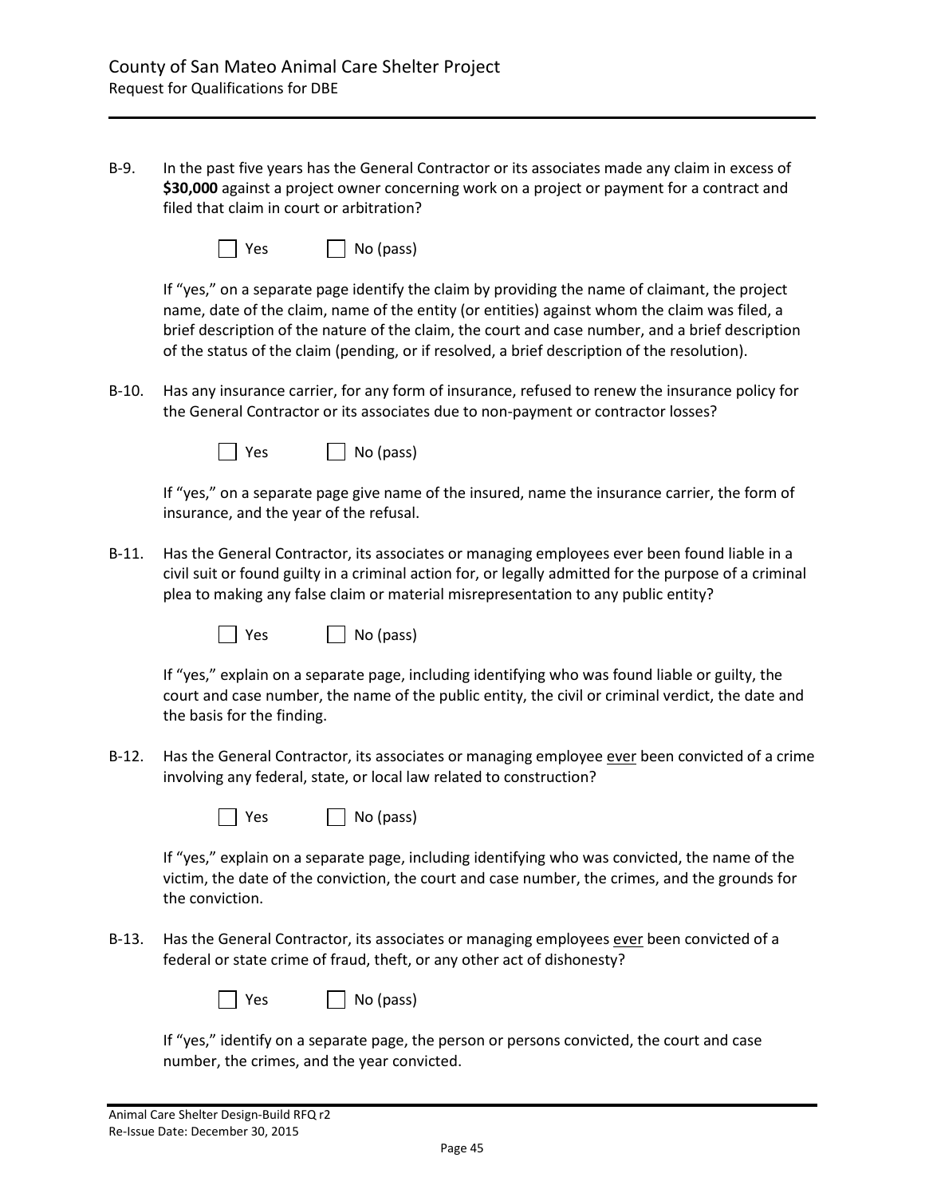B-9. In the past five years has the General Contractor or its associates made any claim in excess of **$30,000** against a project owner concerning work on a project or payment for a contract and filed that claim in court or arbitration?

☐ Yes ☐ No (pass)

If "yes," on a separate page identify the claim by providing the name of claimant, the project name, date of the claim, name of the entity (or entities) against whom the claim was filed, a brief description of the nature of the claim, the court and case number, and a brief description of the status of the claim (pending, or if resolved, a brief description of the resolution).

B-10. Has any insurance carrier, for any form of insurance, refused to renew the insurance policy for the General Contractor or its associates due to non-payment or contractor losses?

☐ Yes ☐ No (pass)

If "yes," on a separate page give name of the insured, name the insurance carrier, the form of insurance, and the year of the refusal.

B-11. Has the General Contractor, its associates or managing employees ever been found liable in a civil suit or found guilty in a criminal action for, or legally admitted for the purpose of a criminal plea to making any false claim or material misrepresentation to any public entity?

☐ Yes ☐ No (pass)

If "yes," explain on a separate page, including identifying who was found liable or guilty, the court and case number, the name of the public entity, the civil or criminal verdict, the date and the basis for the finding.

B-12. Has the General Contractor, its associates or managing employee <u>ever</u> been convicted of a crime involving any federal, state, or local law related to construction?

☐ Yes ☐ No (pass)

If "yes," explain on a separate page, including identifying who was convicted, the name of the victim, the date of the conviction, the court and case number, the crimes, and the grounds for the conviction.

B-13. Has the General Contractor, its associates or managing employees <u>ever</u> been convicted of a federal or state crime of fraud, theft, or any other act of dishonesty?

☐ Yes ☐ No (pass)

If "yes," identify on a separate page, the person or persons convicted, the court and case number, the crimes, and the year convicted.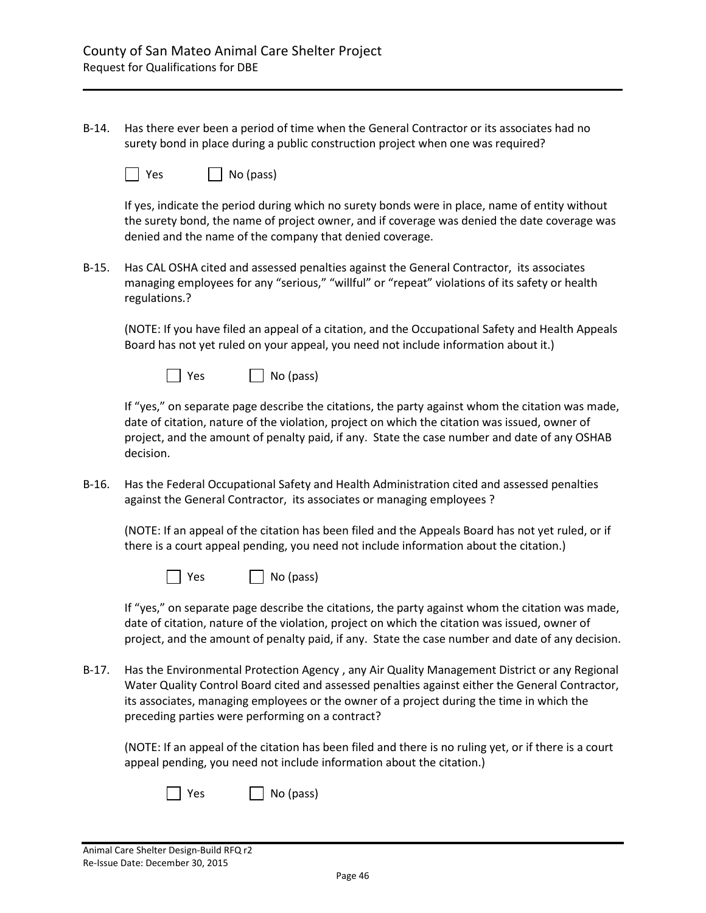B-14. Has there ever been a period of time when the General Contractor or its associates had no surety bond in place during a public construction project when one was required?

☐ Yes ☐ No (pass)

If yes, indicate the period during which no surety bonds were in place, name of entity without the surety bond, the name of project owner, and if coverage was denied the date coverage was denied and the name of the company that denied coverage.

B-15. Has CAL OSHA cited and assessed penalties against the General Contractor, its associates managing employees for any "serious," "willful" or "repeat" violations of its safety or health regulations.?

(NOTE: If you have filed an appeal of a citation, and the Occupational Safety and Health Appeals Board has not yet ruled on your appeal, you need not include information about it.)

☐ Yes ☐ No (pass)

If "yes," on separate page describe the citations, the party against whom the citation was made, date of citation, nature of the violation, project on which the citation was issued, owner of project, and the amount of penalty paid, if any. State the case number and date of any OSHAB decision.

B-16. Has the Federal Occupational Safety and Health Administration cited and assessed penalties against the General Contractor, its associates or managing employees ?

(NOTE: If an appeal of the citation has been filed and the Appeals Board has not yet ruled, or if there is a court appeal pending, you need not include information about the citation.)

☐ Yes ☐ No (pass)

If "yes," on separate page describe the citations, the party against whom the citation was made, date of citation, nature of the violation, project on which the citation was issued, owner of project, and the amount of penalty paid, if any. State the case number and date of any decision.

B-17. Has the Environmental Protection Agency , any Air Quality Management District or any Regional Water Quality Control Board cited and assessed penalties against either the General Contractor, its associates, managing employees or the owner of a project during the time in which the preceding parties were performing on a contract?

(NOTE: If an appeal of the citation has been filed and there is no ruling yet, or if there is a court appeal pending, you need not include information about the citation.)

☐ Yes ☐ No (pass)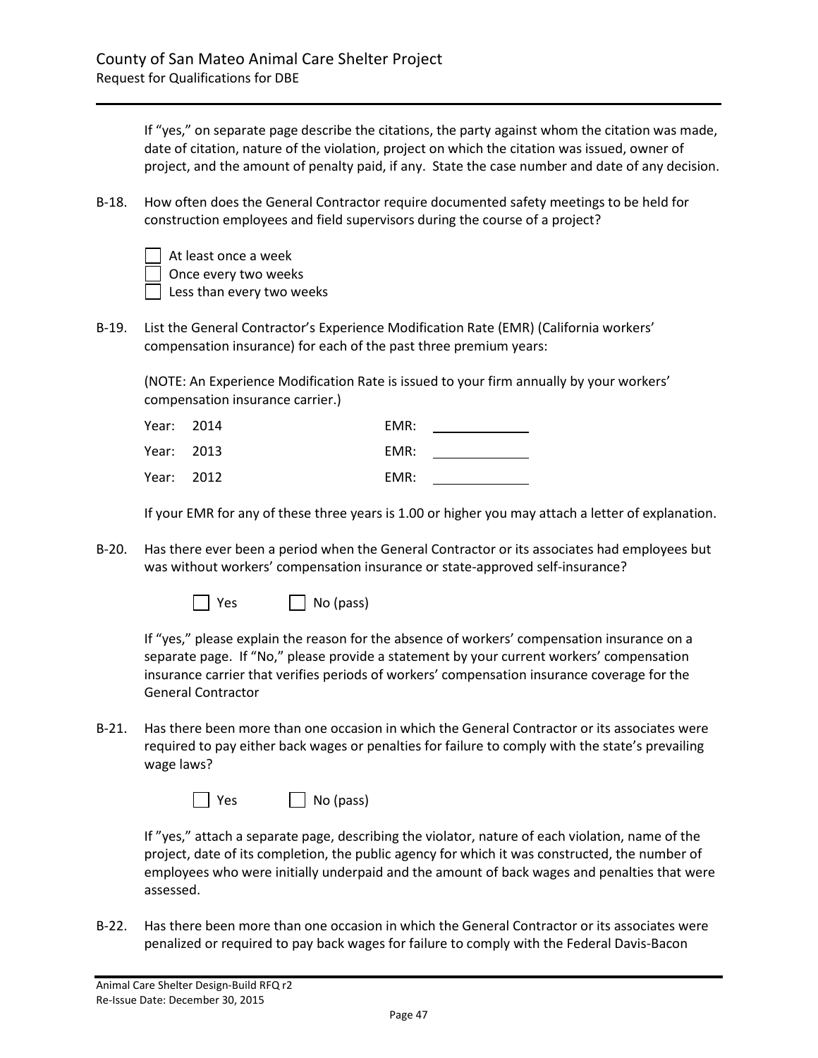If "yes," on separate page describe the citations, the party against whom the citation was made, date of citation, nature of the violation, project on which the citation was issued, owner of project, and the amount of penalty paid, if any. State the case number and date of any decision.

B-18. How often does the General Contractor require documented safety meetings to be held for construction employees and field supervisors during the course of a project?

☐ At least once a week
☐ Once every two weeks
☐ Less than every two weeks

B-19. List the General Contractor's Experience Modification Rate (EMR) (California workers' compensation insurance) for each of the past three premium years:

(NOTE: An Experience Modification Rate is issued to your firm annually by your workers' compensation insurance carrier.)

| Year: 2014 | EMR: ____________ |
|---|---|
| Year: 2013 | EMR: ____________ |
| Year: 2012 | EMR: ____________ |

If your EMR for any of these three years is 1.00 or higher you may attach a letter of explanation.

B-20. Has there ever been a period when the General Contractor or its associates had employees but was without workers' compensation insurance or state-approved self-insurance?

☐ Yes ☐ No (pass)

If "yes," please explain the reason for the absence of workers' compensation insurance on a separate page. If "No," please provide a statement by your current workers' compensation insurance carrier that verifies periods of workers' compensation insurance coverage for the General Contractor

B-21. Has there been more than one occasion in which the General Contractor or its associates were required to pay either back wages or penalties for failure to comply with the state's prevailing wage laws?

☐ Yes ☐ No (pass)

If "yes," attach a separate page, describing the violator, nature of each violation, name of the project, date of its completion, the public agency for which it was constructed, the number of employees who were initially underpaid and the amount of back wages and penalties that were assessed.

B-22. Has there been more than one occasion in which the General Contractor or its associates were penalized or required to pay back wages for failure to comply with the Federal Davis-Bacon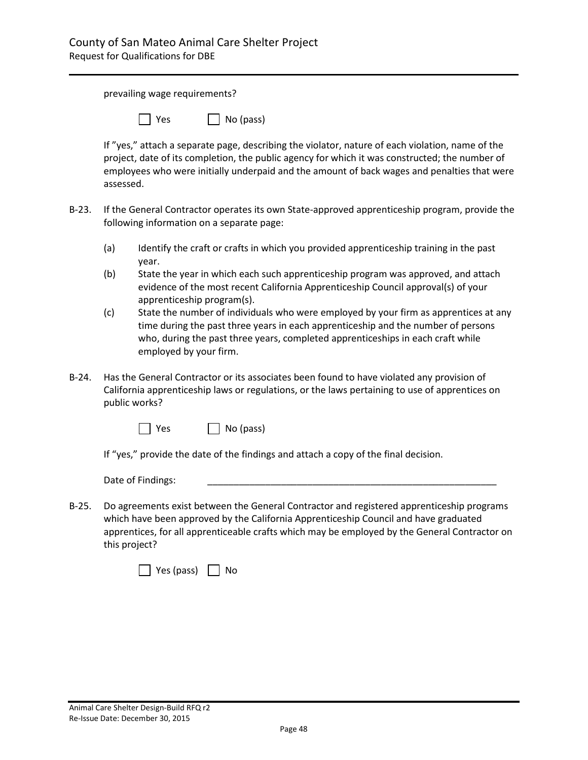prevailing wage requirements?

☐ Yes ☐ No (pass)

If "yes," attach a separate page, describing the violator, nature of each violation, name of the project, date of its completion, the public agency for which it was constructed; the number of employees who were initially underpaid and the amount of back wages and penalties that were assessed.

B-23. If the General Contractor operates its own State-approved apprenticeship program, provide the following information on a separate page:

(a) Identify the craft or crafts in which you provided apprenticeship training in the past year.

(b) State the year in which each such apprenticeship program was approved, and attach evidence of the most recent California Apprenticeship Council approval(s) of your apprenticeship program(s).

(c) State the number of individuals who were employed by your firm as apprentices at any time during the past three years in each apprenticeship and the number of persons who, during the past three years, completed apprenticeships in each craft while employed by your firm.

B-24. Has the General Contractor or its associates been found to have violated any provision of California apprenticeship laws or regulations, or the laws pertaining to use of apprentices on public works?

☐ Yes ☐ No (pass)

If "yes," provide the date of the findings and attach a copy of the final decision.

Date of Findings: ____________________________________________________________

B-25. Do agreements exist between the General Contractor and registered apprenticeship programs which have been approved by the California Apprenticeship Council and have graduated apprentices, for all apprenticeable crafts which may be employed by the General Contractor on this project?

☐ Yes (pass) ☐ No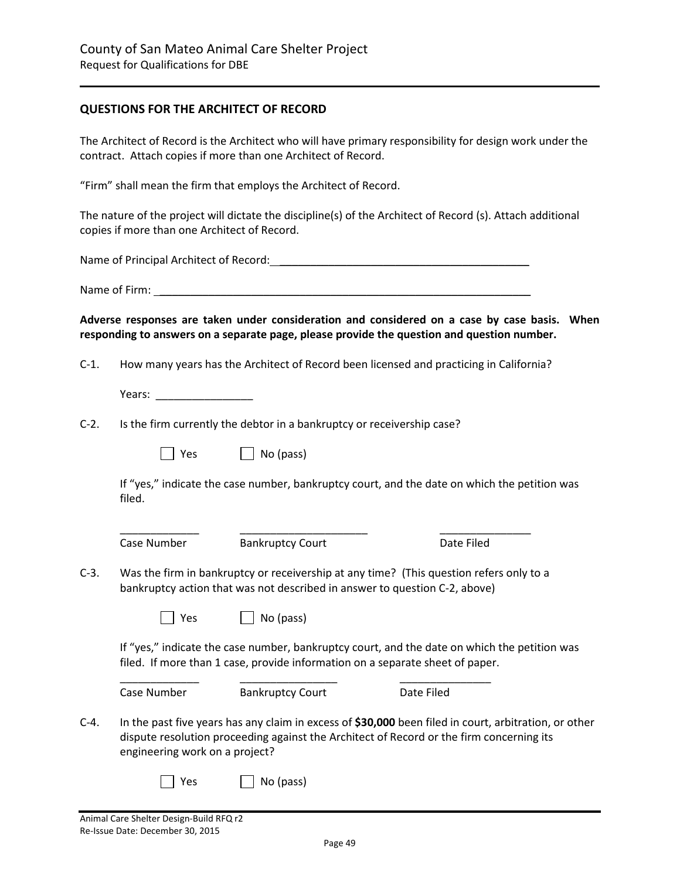## QUESTIONS FOR THE ARCHITECT OF RECORD

The Architect of Record is the Architect who will have primary responsibility for design work under the contract. Attach copies if more than one Architect of Record.

"Firm" shall mean the firm that employs the Architect of Record.

The nature of the project will dictate the discipline(s) of the Architect of Record (s). Attach additional copies if more than one Architect of Record.

Name of Principal Architect of Record: ___________________________________________

Name of Firm: _________________________________________________________________

**Adverse responses are taken under consideration and considered on a case by case basis. When responding to answers on a separate page, please provide the question and question number.**

C-1. How many years has the Architect of Record been licensed and practicing in California?

Years: ________________

C-2. Is the firm currently the debtor in a bankruptcy or receivership case?

☐ Yes ☐ No (pass)

If "yes," indicate the case number, bankruptcy court, and the date on which the petition was filed.

| _____________ | _____________________ | _______________ |
|---|---|---|
| Case Number | Bankruptcy Court | Date Filed |

C-3. Was the firm in bankruptcy or receivership at any time? (This question refers only to a bankruptcy action that was not described in answer to question C-2, above)

☐ Yes ☐ No (pass)

If "yes," indicate the case number, bankruptcy court, and the date on which the petition was filed. If more than 1 case, provide information on a separate sheet of paper.

| _____________ | ________________ | _______________ |
|---|---|---|
| Case Number | Bankruptcy Court | Date Filed |

C-4. In the past five years has any claim in excess of **$30,000** been filed in court, arbitration, or other dispute resolution proceeding against the Architect of Record or the firm concerning its engineering work on a project?

☐ Yes ☐ No (pass)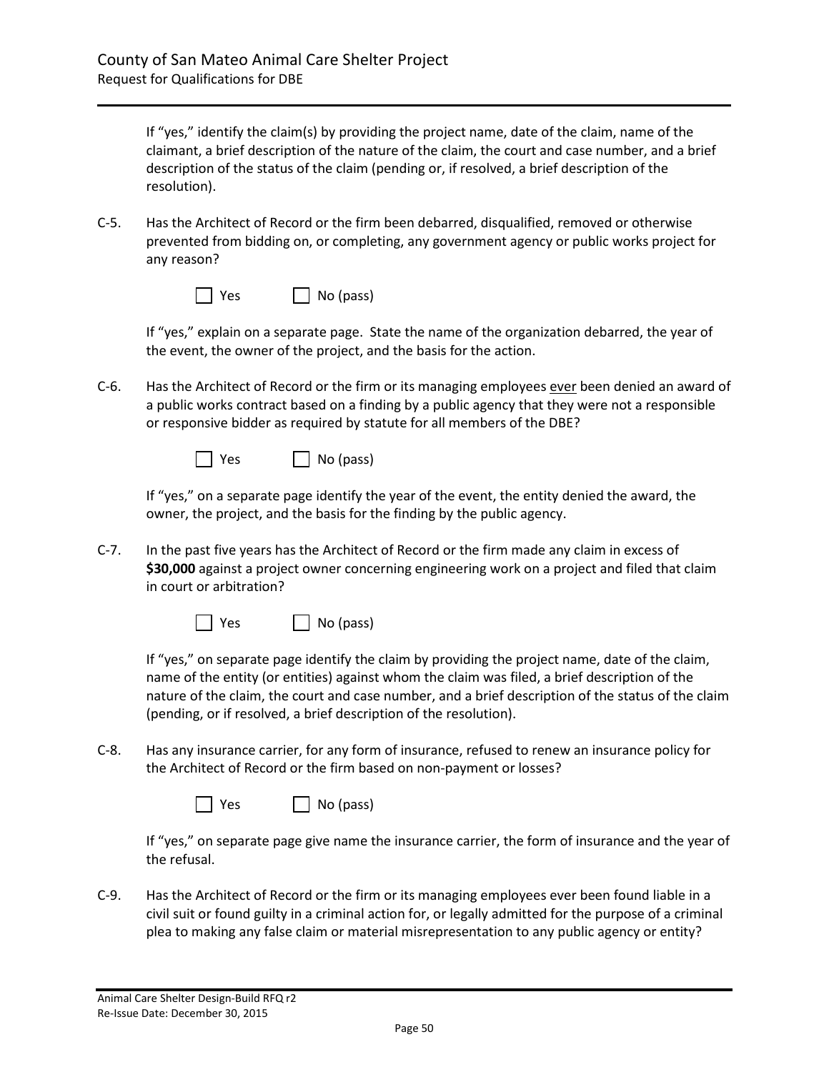If "yes," identify the claim(s) by providing the project name, date of the claim, name of the claimant, a brief description of the nature of the claim, the court and case number, and a brief description of the status of the claim (pending or, if resolved, a brief description of the resolution).

C-5. Has the Architect of Record or the firm been debarred, disqualified, removed or otherwise prevented from bidding on, or completing, any government agency or public works project for any reason?

☐ Yes ☐ No (pass)

If "yes," explain on a separate page. State the name of the organization debarred, the year of the event, the owner of the project, and the basis for the action.

C-6. Has the Architect of Record or the firm or its managing employees ever been denied an award of a public works contract based on a finding by a public agency that they were not a responsible or responsive bidder as required by statute for all members of the DBE?

☐ Yes ☐ No (pass)

If "yes," on a separate page identify the year of the event, the entity denied the award, the owner, the project, and the basis for the finding by the public agency.

C-7. In the past five years has the Architect of Record or the firm made any claim in excess of **$30,000** against a project owner concerning engineering work on a project and filed that claim in court or arbitration?

☐ Yes ☐ No (pass)

If "yes," on separate page identify the claim by providing the project name, date of the claim, name of the entity (or entities) against whom the claim was filed, a brief description of the nature of the claim, the court and case number, and a brief description of the status of the claim (pending, or if resolved, a brief description of the resolution).

C-8. Has any insurance carrier, for any form of insurance, refused to renew an insurance policy for the Architect of Record or the firm based on non-payment or losses?

☐ Yes ☐ No (pass)

If "yes," on separate page give name the insurance carrier, the form of insurance and the year of the refusal.

C-9. Has the Architect of Record or the firm or its managing employees ever been found liable in a civil suit or found guilty in a criminal action for, or legally admitted for the purpose of a criminal plea to making any false claim or material misrepresentation to any public agency or entity?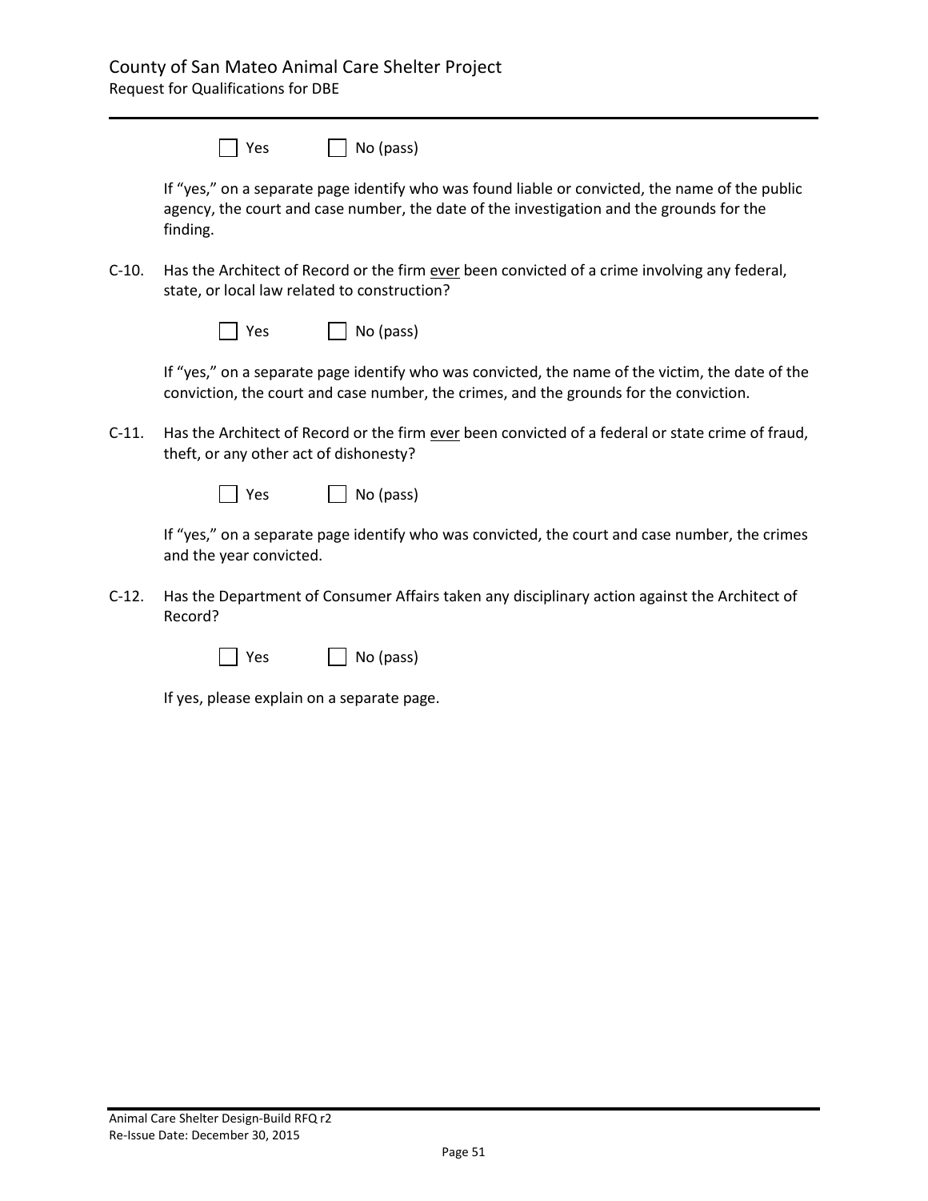☐ Yes ☐ No (pass)

If "yes," on a separate page identify who was found liable or convicted, the name of the public agency, the court and case number, the date of the investigation and the grounds for the finding.

C-10. Has the Architect of Record or the firm <u>ever</u> been convicted of a crime involving any federal, state, or local law related to construction?

☐ Yes ☐ No (pass)

If "yes," on a separate page identify who was convicted, the name of the victim, the date of the conviction, the court and case number, the crimes, and the grounds for the conviction.

C-11. Has the Architect of Record or the firm <u>ever</u> been convicted of a federal or state crime of fraud, theft, or any other act of dishonesty?

☐ Yes ☐ No (pass)

If "yes," on a separate page identify who was convicted, the court and case number, the crimes and the year convicted.

C-12. Has the Department of Consumer Affairs taken any disciplinary action against the Architect of Record?

☐ Yes ☐ No (pass)

If yes, please explain on a separate page.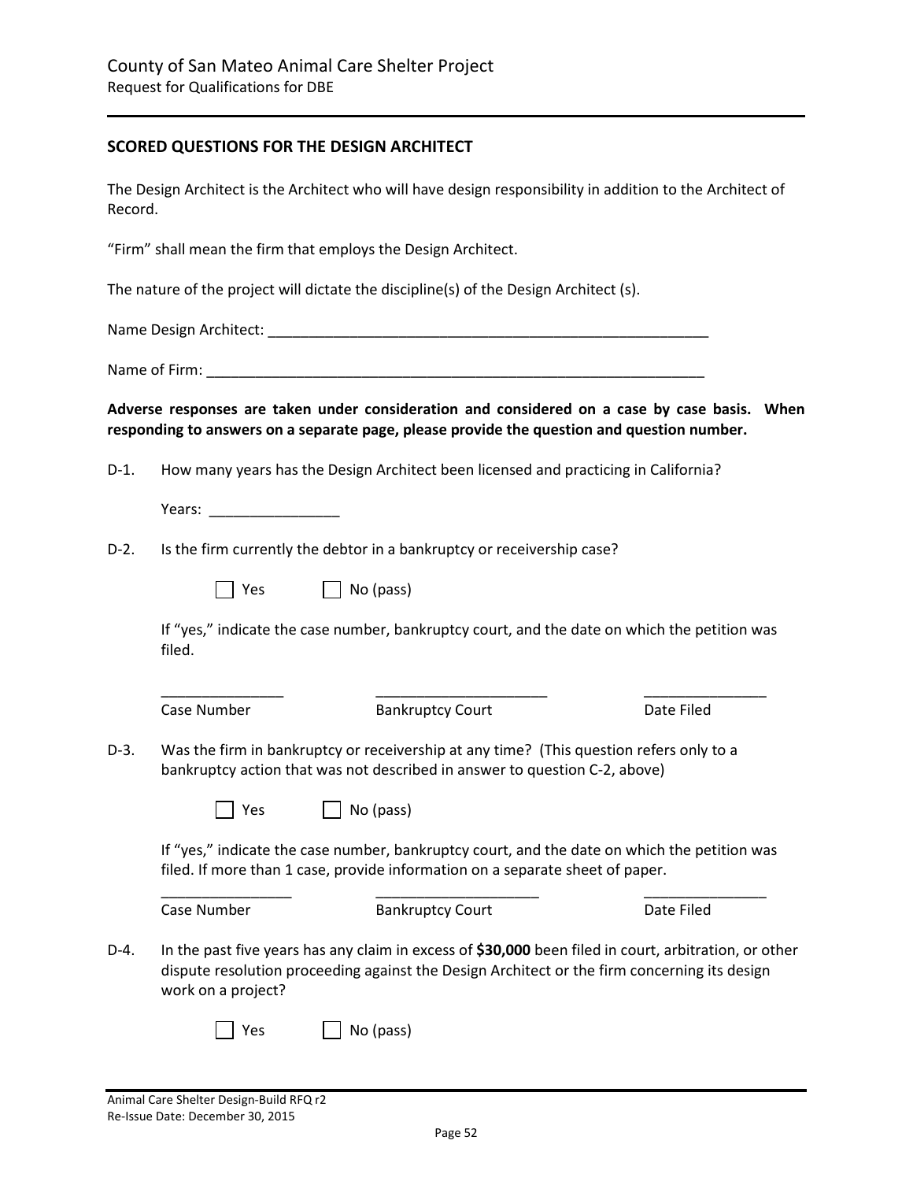## SCORED QUESTIONS FOR THE DESIGN ARCHITECT

The Design Architect is the Architect who will have design responsibility in addition to the Architect of Record.

"Firm" shall mean the firm that employs the Design Architect.

The nature of the project will dictate the discipline(s) of the Design Architect (s).

Name Design Architect: ________________________________________________________

Name of Firm: _________________________________________________________________

**Adverse responses are taken under consideration and considered on a case by case basis. When responding to answers on a separate page, please provide the question and question number.**

D-1. How many years has the Design Architect been licensed and practicing in California?

Years: ________________

D-2. Is the firm currently the debtor in a bankruptcy or receivership case?

☐ Yes ☐ No (pass)

If "yes," indicate the case number, bankruptcy court, and the date on which the petition was filed.

| _______________ | _____________________ | _______________ |
|---|---|---|
| Case Number | Bankruptcy Court | Date Filed |

D-3. Was the firm in bankruptcy or receivership at any time? (This question refers only to a bankruptcy action that was not described in answer to question C-2, above)

☐ Yes ☐ No (pass)

If "yes," indicate the case number, bankruptcy court, and the date on which the petition was filed. If more than 1 case, provide information on a separate sheet of paper.

| ________________ | ____________________ | _______________ |
|---|---|---|
| Case Number | Bankruptcy Court | Date Filed |

D-4. In the past five years has any claim in excess of **$30,000** been filed in court, arbitration, or other dispute resolution proceeding against the Design Architect or the firm concerning its design work on a project?

☐ Yes ☐ No (pass)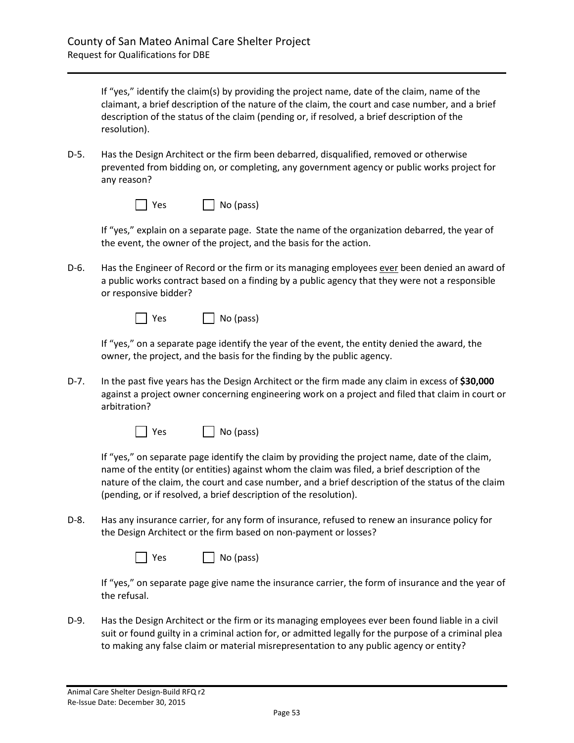If "yes," identify the claim(s) by providing the project name, date of the claim, name of the claimant, a brief description of the nature of the claim, the court and case number, and a brief description of the status of the claim (pending or, if resolved, a brief description of the resolution).

D-5. Has the Design Architect or the firm been debarred, disqualified, removed or otherwise prevented from bidding on, or completing, any government agency or public works project for any reason?

☐ Yes ☐ No (pass)

If "yes," explain on a separate page. State the name of the organization debarred, the year of the event, the owner of the project, and the basis for the action.

D-6. Has the Engineer of Record or the firm or its managing employees <u>ever</u> been denied an award of a public works contract based on a finding by a public agency that they were not a responsible or responsive bidder?

☐ Yes ☐ No (pass)

If "yes," on a separate page identify the year of the event, the entity denied the award, the owner, the project, and the basis for the finding by the public agency.

D-7. In the past five years has the Design Architect or the firm made any claim in excess of **$30,000** against a project owner concerning engineering work on a project and filed that claim in court or arbitration?

☐ Yes ☐ No (pass)

If "yes," on separate page identify the claim by providing the project name, date of the claim, name of the entity (or entities) against whom the claim was filed, a brief description of the nature of the claim, the court and case number, and a brief description of the status of the claim (pending, or if resolved, a brief description of the resolution).

D-8. Has any insurance carrier, for any form of insurance, refused to renew an insurance policy for the Design Architect or the firm based on non-payment or losses?

☐ Yes ☐ No (pass)

If "yes," on separate page give name the insurance carrier, the form of insurance and the year of the refusal.

D-9. Has the Design Architect or the firm or its managing employees ever been found liable in a civil suit or found guilty in a criminal action for, or admitted legally for the purpose of a criminal plea to making any false claim or material misrepresentation to any public agency or entity?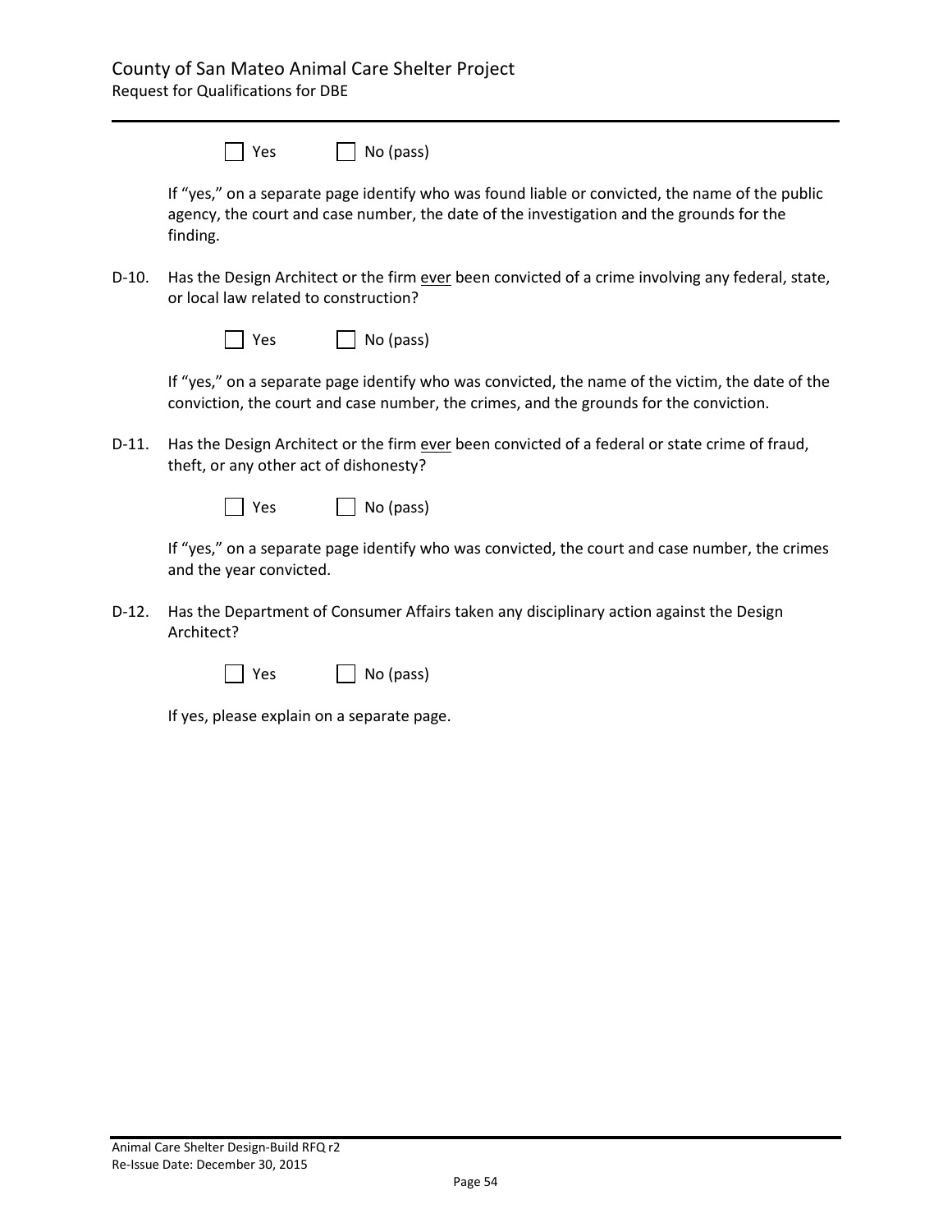☐ Yes ☐ No (pass)

If "yes," on a separate page identify who was found liable or convicted, the name of the public agency, the court and case number, the date of the investigation and the grounds for the finding.

D-10. Has the Design Architect or the firm <u>ever</u> been convicted of a crime involving any federal, state, or local law related to construction?

☐ Yes ☐ No (pass)

If "yes," on a separate page identify who was convicted, the name of the victim, the date of the conviction, the court and case number, the crimes, and the grounds for the conviction.

D-11. Has the Design Architect or the firm <u>ever</u> been convicted of a federal or state crime of fraud, theft, or any other act of dishonesty?

☐ Yes ☐ No (pass)

If "yes," on a separate page identify who was convicted, the court and case number, the crimes and the year convicted.

D-12. Has the Department of Consumer Affairs taken any disciplinary action against the Design Architect?

☐ Yes ☐ No (pass)

If yes, please explain on a separate page.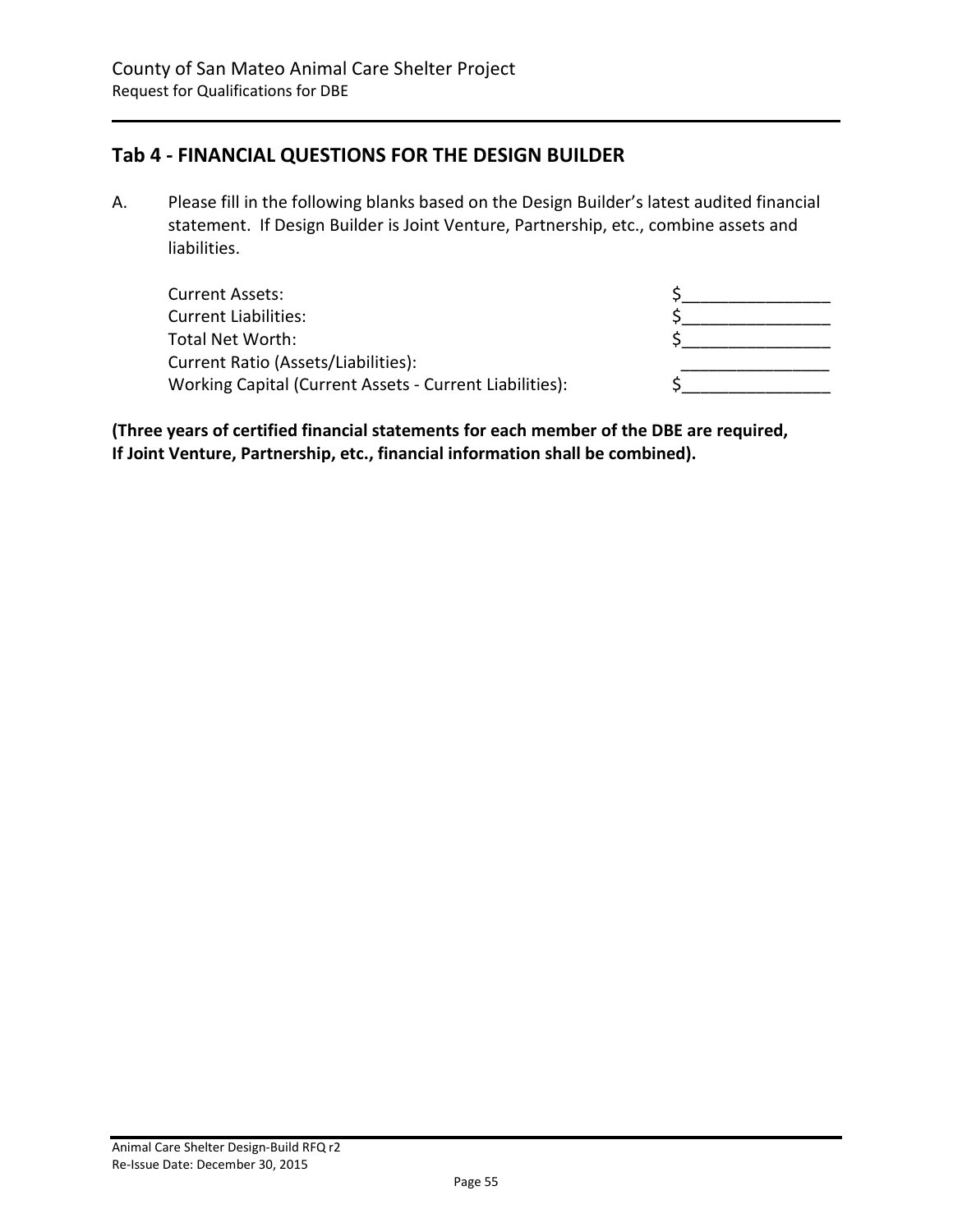## Tab 4 - FINANCIAL QUESTIONS FOR THE DESIGN BUILDER

A. Please fill in the following blanks based on the Design Builder's latest audited financial statement. If Design Builder is Joint Venture, Partnership, etc., combine assets and liabilities.

| | |
|---|---|
| Current Assets: | $________________ |
| Current Liabilities: | $________________ |
| Total Net Worth: | $________________ |
| Current Ratio (Assets/Liabilities): | ________________ |
| Working Capital (Current Assets - Current Liabilities): | $________________ |

**(Three years of certified financial statements for each member of the DBE are required, If Joint Venture, Partnership, etc., financial information shall be combined).**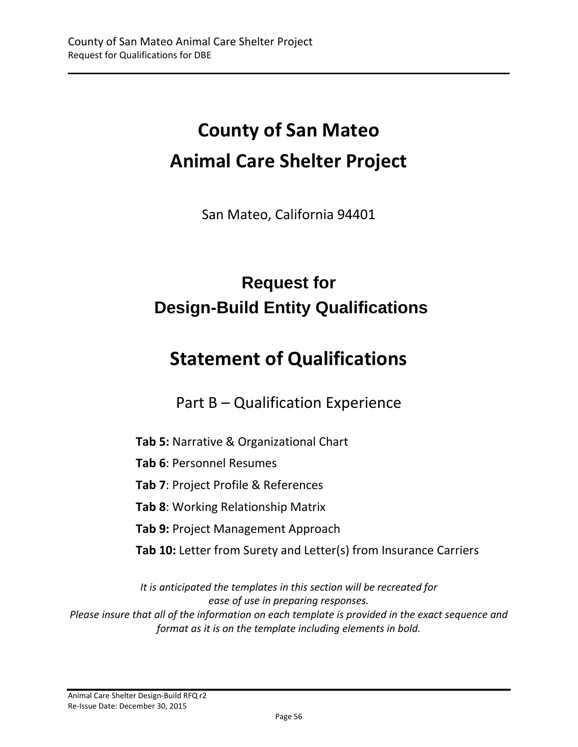# County of San Mateo
# Animal Care Shelter Project

San Mateo, California 94401

## Request for
## Design-Build Entity Qualifications

# Statement of Qualifications

### Part B – Qualification Experience

**Tab 5:** Narrative & Organizational Chart

**Tab 6**: Personnel Resumes

**Tab 7**: Project Profile & References

**Tab 8**: Working Relationship Matrix

**Tab 9:** Project Management Approach

**Tab 10:** Letter from Surety and Letter(s) from Insurance Carriers

*It is anticipated the templates in this section will be recreated for ease of use in preparing responses.*
*Please insure that all of the information on each template is provided in the exact sequence and format as it is on the template including elements in bold.*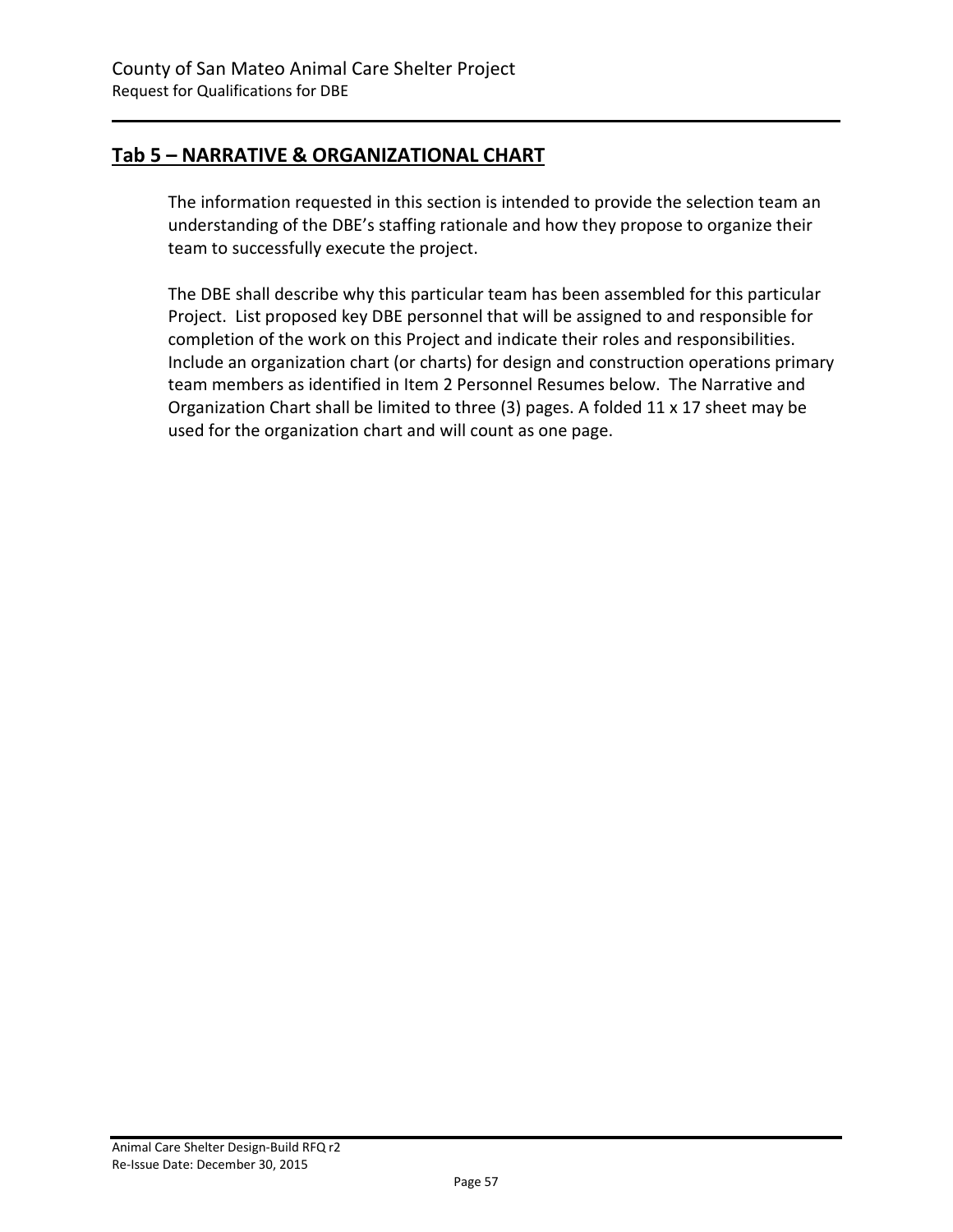## Tab 5 – NARRATIVE & ORGANIZATIONAL CHART

The information requested in this section is intended to provide the selection team an understanding of the DBE's staffing rationale and how they propose to organize their team to successfully execute the project.

The DBE shall describe why this particular team has been assembled for this particular Project. List proposed key DBE personnel that will be assigned to and responsible for completion of the work on this Project and indicate their roles and responsibilities. Include an organization chart (or charts) for design and construction operations primary team members as identified in Item 2 Personnel Resumes below. The Narrative and Organization Chart shall be limited to three (3) pages. A folded 11 x 17 sheet may be used for the organization chart and will count as one page.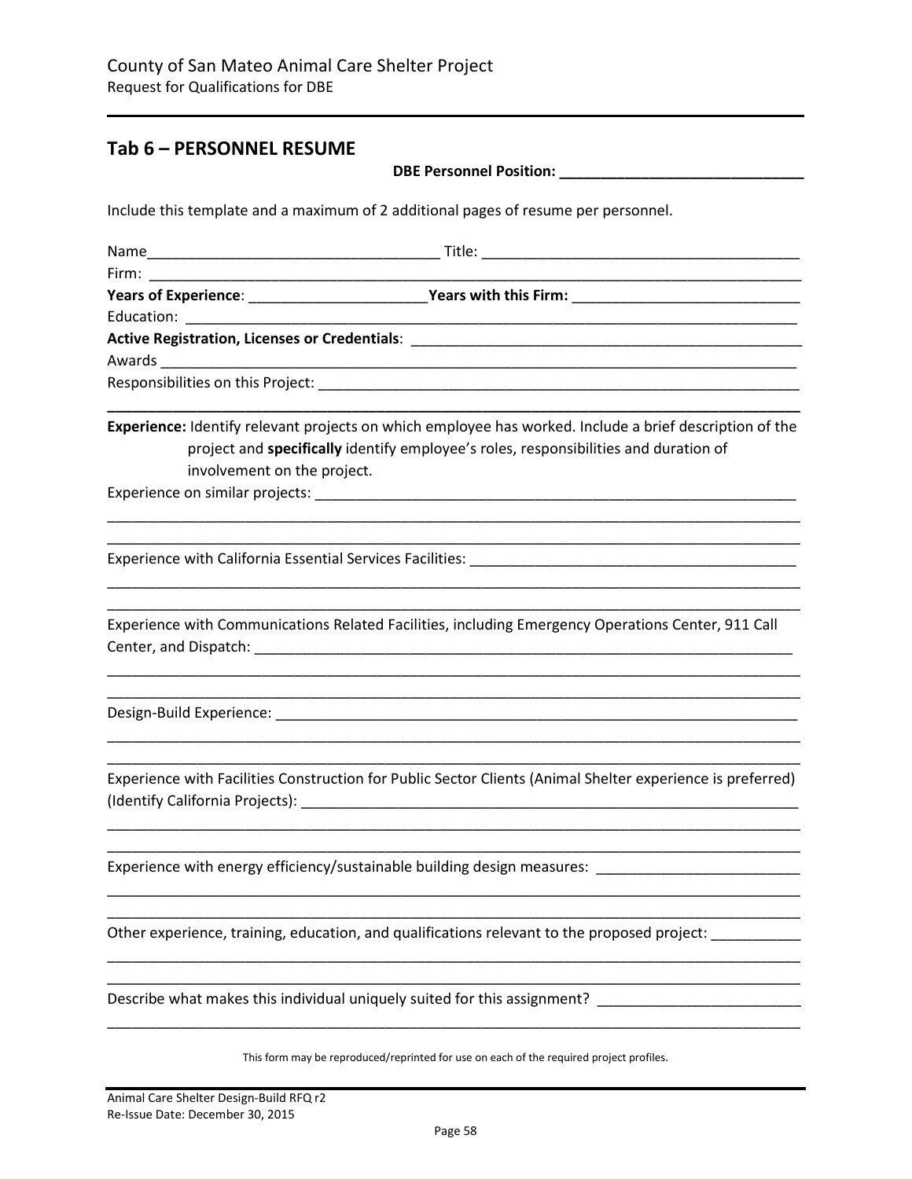## Tab 6 – PERSONNEL RESUME

**DBE Personnel Position: ______________________________**

Include this template and a maximum of 2 additional pages of resume per personnel.

Name___________________________________ Title: ______________________________________

Firm: ________________________________________________________________________________

**Years of Experience**: ______________________**Years with this Firm:** ___________________________

Education: ____________________________________________________________________________

**Active Registration, Licenses or Credentials**: _________________________________________________

Awards ______________________________________________________________________________

Responsibilities on this Project: ______________________________________________________________

**Experience:** Identify relevant projects on which employee has worked. Include a brief description of the project and **specifically** identify employee's roles, responsibilities and duration of involvement on the project.

Experience on similar projects: _______________________________________________________________

______________________________________________________________________________________

______________________________________________________________________________________

Experience with California Essential Services Facilities: ________________________________________

______________________________________________________________________________________

______________________________________________________________________________________

Experience with Communications Related Facilities, including Emergency Operations Center, 911 Call Center, and Dispatch: ____________________________________________________________________

______________________________________________________________________________________

______________________________________________________________________________________

Design-Build Experience: __________________________________________________________________

______________________________________________________________________________________

______________________________________________________________________________________

Experience with Facilities Construction for Public Sector Clients (Animal Shelter experience is preferred) (Identify California Projects): ______________________________________________________________

______________________________________________________________________________________

______________________________________________________________________________________

Experience with energy efficiency/sustainable building design measures: ________________________

______________________________________________________________________________________

______________________________________________________________________________________

Other experience, training, education, and qualifications relevant to the proposed project: __________

______________________________________________________________________________________

______________________________________________________________________________________

Describe what makes this individual uniquely suited for this assignment? ________________________

______________________________________________________________________________________

This form may be reproduced/reprinted for use on each of the required project profiles.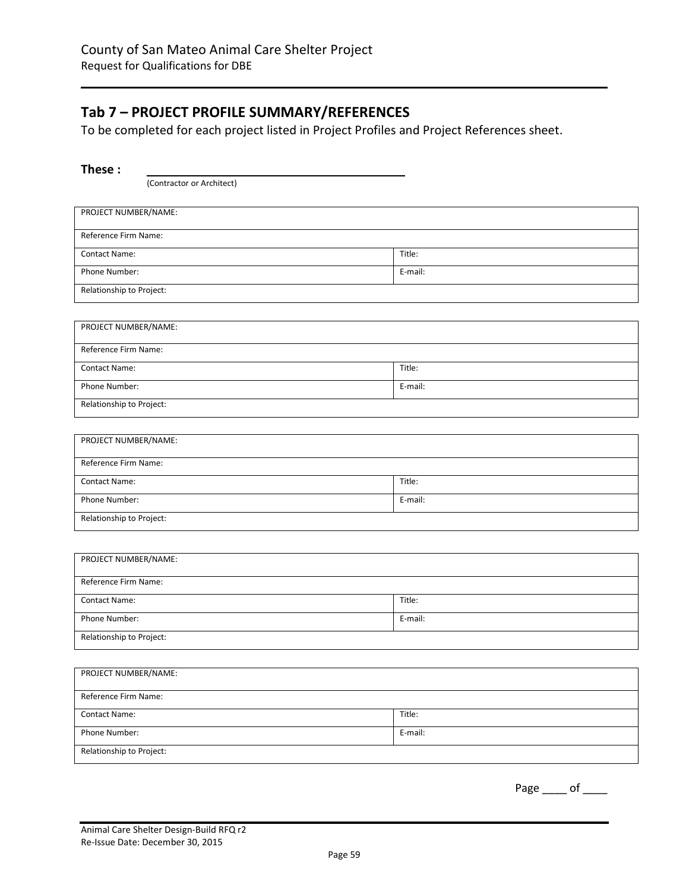## Tab 7 – PROJECT PROFILE SUMMARY/REFERENCES

To be completed for each project listed in Project Profiles and Project References sheet.

**These :** ______________________________
(Contractor or Architect)

| PROJECT NUMBER/NAME: | |
|---|---|
| Reference Firm Name: | |
| Contact Name: | Title: |
| Phone Number: | E-mail: |
| Relationship to Project: | |

| PROJECT NUMBER/NAME: | |
|---|---|
| Reference Firm Name: | |
| Contact Name: | Title: |
| Phone Number: | E-mail: |
| Relationship to Project: | |

| PROJECT NUMBER/NAME: | |
|---|---|
| Reference Firm Name: | |
| Contact Name: | Title: |
| Phone Number: | E-mail: |
| Relationship to Project: | |

| PROJECT NUMBER/NAME: | |
|---|---|
| Reference Firm Name: | |
| Contact Name: | Title: |
| Phone Number: | E-mail: |
| Relationship to Project: | |

| PROJECT NUMBER/NAME: | |
|---|---|
| Reference Firm Name: | |
| Contact Name: | Title: |
| Phone Number: | E-mail: |
| Relationship to Project: | |

Page ____ of ____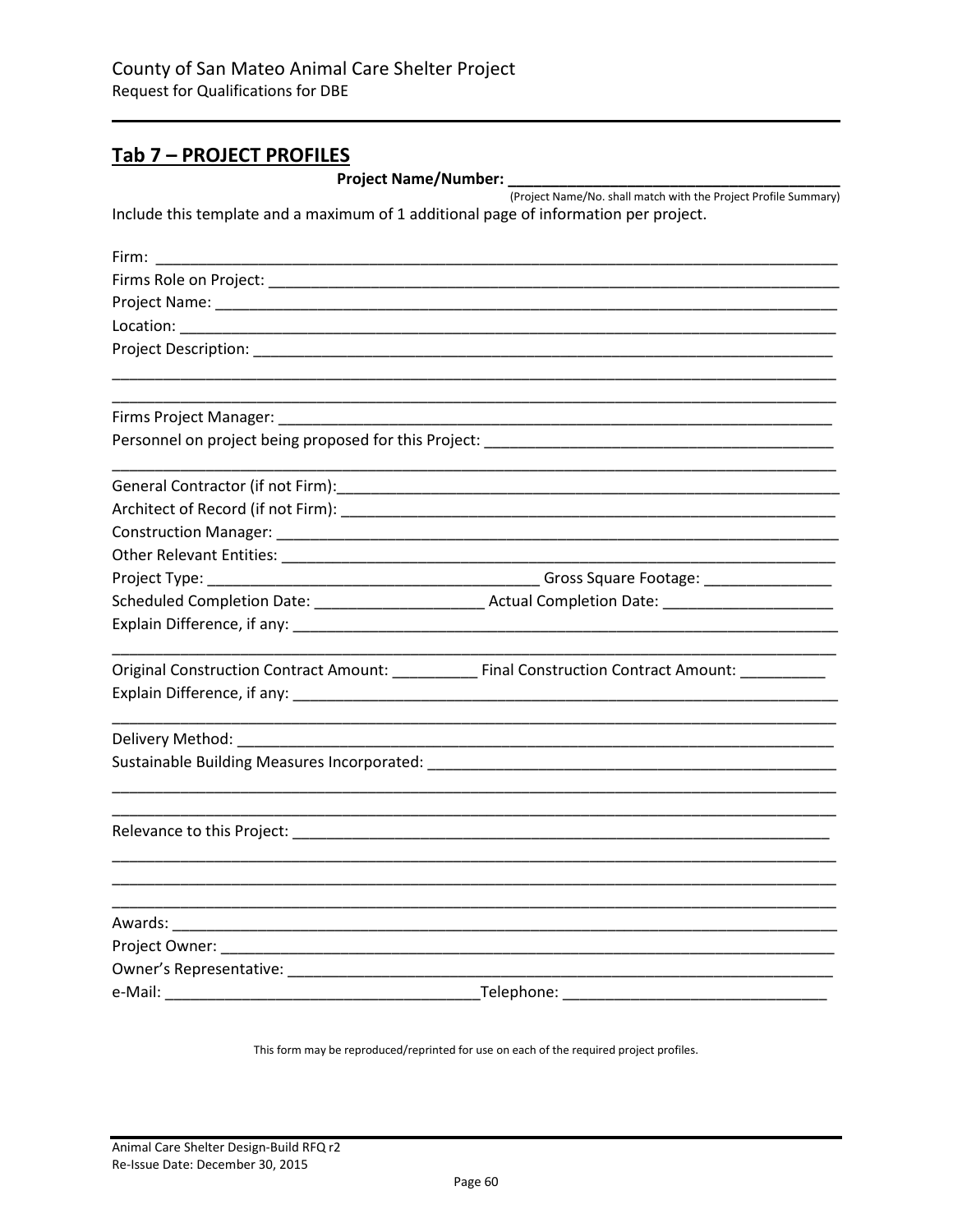## Tab 7 – PROJECT PROFILES

**Project Name/Number: \_\_\_\_\_\_\_\_\_\_\_\_\_\_\_\_\_\_\_\_\_\_\_\_\_\_\_\_\_\_\_\_\_\_\_\_\_\_\_\_**

(Project Name/No. shall match with the Project Profile Summary)

Include this template and a maximum of 1 additional page of information per project.

Firm: \_\_\_\_\_\_\_\_\_\_\_\_\_\_\_\_\_\_\_\_\_\_\_\_\_\_\_\_\_\_\_\_\_\_\_\_\_\_\_\_\_\_\_\_\_\_\_\_\_\_\_\_\_\_\_\_\_\_\_\_\_\_\_\_\_\_\_\_\_\_

Firms Role on Project: \_\_\_\_\_\_\_\_\_\_\_\_\_\_\_\_\_\_\_\_\_\_\_\_\_\_\_\_\_\_\_\_\_\_\_\_\_\_\_\_\_\_\_\_\_\_\_\_\_\_\_\_\_\_\_\_\_\_

Project Name: \_\_\_\_\_\_\_\_\_\_\_\_\_\_\_\_\_\_\_\_\_\_\_\_\_\_\_\_\_\_\_\_\_\_\_\_\_\_\_\_\_\_\_\_\_\_\_\_\_\_\_\_\_\_\_\_\_\_\_\_\_\_

Location: \_\_\_\_\_\_\_\_\_\_\_\_\_\_\_\_\_\_\_\_\_\_\_\_\_\_\_\_\_\_\_\_\_\_\_\_\_\_\_\_\_\_\_\_\_\_\_\_\_\_\_\_\_\_\_\_\_\_\_\_\_\_\_\_\_\_

Project Description: \_\_\_\_\_\_\_\_\_\_\_\_\_\_\_\_\_\_\_\_\_\_\_\_\_\_\_\_\_\_\_\_\_\_\_\_\_\_\_\_\_\_\_\_\_\_\_\_\_\_\_\_\_\_\_\_\_\_\_

\_\_\_\_\_\_\_\_\_\_\_\_\_\_\_\_\_\_\_\_\_\_\_\_\_\_\_\_\_\_\_\_\_\_\_\_\_\_\_\_\_\_\_\_\_\_\_\_\_\_\_\_\_\_\_\_\_\_\_\_\_\_\_\_\_\_\_\_\_\_\_\_\_\_\_\_

\_\_\_\_\_\_\_\_\_\_\_\_\_\_\_\_\_\_\_\_\_\_\_\_\_\_\_\_\_\_\_\_\_\_\_\_\_\_\_\_\_\_\_\_\_\_\_\_\_\_\_\_\_\_\_\_\_\_\_\_\_\_\_\_\_\_\_\_\_\_\_\_\_\_\_\_

Firms Project Manager: \_\_\_\_\_\_\_\_\_\_\_\_\_\_\_\_\_\_\_\_\_\_\_\_\_\_\_\_\_\_\_\_\_\_\_\_\_\_\_\_\_\_\_\_\_\_\_\_\_\_\_\_\_\_\_\_\_

Personnel on project being proposed for this Project: \_\_\_\_\_\_\_\_\_\_\_\_\_\_\_\_\_\_\_\_\_\_\_\_\_\_\_\_\_\_\_\_\_\_\_\_

\_\_\_\_\_\_\_\_\_\_\_\_\_\_\_\_\_\_\_\_\_\_\_\_\_\_\_\_\_\_\_\_\_\_\_\_\_\_\_\_\_\_\_\_\_\_\_\_\_\_\_\_\_\_\_\_\_\_\_\_\_\_\_\_\_\_\_\_\_\_\_\_\_\_\_\_

General Contractor (if not Firm):\_\_\_\_\_\_\_\_\_\_\_\_\_\_\_\_\_\_\_\_\_\_\_\_\_\_\_\_\_\_\_\_\_\_\_\_\_\_\_\_\_\_\_\_\_\_\_\_\_\_\_

Architect of Record (if not Firm): \_\_\_\_\_\_\_\_\_\_\_\_\_\_\_\_\_\_\_\_\_\_\_\_\_\_\_\_\_\_\_\_\_\_\_\_\_\_\_\_\_\_\_\_\_\_\_\_\_

Construction Manager: \_\_\_\_\_\_\_\_\_\_\_\_\_\_\_\_\_\_\_\_\_\_\_\_\_\_\_\_\_\_\_\_\_\_\_\_\_\_\_\_\_\_\_\_\_\_\_\_\_\_\_\_\_\_\_\_\_\_

Other Relevant Entities: \_\_\_\_\_\_\_\_\_\_\_\_\_\_\_\_\_\_\_\_\_\_\_\_\_\_\_\_\_\_\_\_\_\_\_\_\_\_\_\_\_\_\_\_\_\_\_\_\_\_\_\_\_\_\_\_\_

Project Type: \_\_\_\_\_\_\_\_\_\_\_\_\_\_\_\_\_\_\_\_\_\_\_\_\_\_\_\_\_\_\_\_\_\_\_\_\_\_\_ Gross Square Footage: \_\_\_\_\_\_\_\_\_\_\_\_\_\_\_

Scheduled Completion Date: \_\_\_\_\_\_\_\_\_\_\_\_\_\_\_\_\_\_\_\_ Actual Completion Date: \_\_\_\_\_\_\_\_\_\_\_\_\_\_\_\_\_\_\_\_

Explain Difference, if any: \_\_\_\_\_\_\_\_\_\_\_\_\_\_\_\_\_\_\_\_\_\_\_\_\_\_\_\_\_\_\_\_\_\_\_\_\_\_\_\_\_\_\_\_\_\_\_\_\_\_\_\_\_\_\_\_\_

\_\_\_\_\_\_\_\_\_\_\_\_\_\_\_\_\_\_\_\_\_\_\_\_\_\_\_\_\_\_\_\_\_\_\_\_\_\_\_\_\_\_\_\_\_\_\_\_\_\_\_\_\_\_\_\_\_\_\_\_\_\_\_\_\_\_\_\_\_\_\_\_\_\_\_\_

Original Construction Contract Amount: \_\_\_\_\_\_\_\_\_\_ Final Construction Contract Amount: \_\_\_\_\_\_\_\_\_\_

Explain Difference, if any: \_\_\_\_\_\_\_\_\_\_\_\_\_\_\_\_\_\_\_\_\_\_\_\_\_\_\_\_\_\_\_\_\_\_\_\_\_\_\_\_\_\_\_\_\_\_\_\_\_\_\_\_\_\_\_\_\_

\_\_\_\_\_\_\_\_\_\_\_\_\_\_\_\_\_\_\_\_\_\_\_\_\_\_\_\_\_\_\_\_\_\_\_\_\_\_\_\_\_\_\_\_\_\_\_\_\_\_\_\_\_\_\_\_\_\_\_\_\_\_\_\_\_\_\_\_\_\_\_\_\_\_\_\_

Delivery Method: \_\_\_\_\_\_\_\_\_\_\_\_\_\_\_\_\_\_\_\_\_\_\_\_\_\_\_\_\_\_\_\_\_\_\_\_\_\_\_\_\_\_\_\_\_\_\_\_\_\_\_\_\_\_\_\_\_\_\_\_\_

Sustainable Building Measures Incorporated: \_\_\_\_\_\_\_\_\_\_\_\_\_\_\_\_\_\_\_\_\_\_\_\_\_\_\_\_\_\_\_\_\_\_\_\_\_\_\_\_\_\_

\_\_\_\_\_\_\_\_\_\_\_\_\_\_\_\_\_\_\_\_\_\_\_\_\_\_\_\_\_\_\_\_\_\_\_\_\_\_\_\_\_\_\_\_\_\_\_\_\_\_\_\_\_\_\_\_\_\_\_\_\_\_\_\_\_\_\_\_\_\_\_\_\_\_\_\_

\_\_\_\_\_\_\_\_\_\_\_\_\_\_\_\_\_\_\_\_\_\_\_\_\_\_\_\_\_\_\_\_\_\_\_\_\_\_\_\_\_\_\_\_\_\_\_\_\_\_\_\_\_\_\_\_\_\_\_\_\_\_\_\_\_\_\_\_\_\_\_\_\_\_\_\_

Relevance to this Project: \_\_\_\_\_\_\_\_\_\_\_\_\_\_\_\_\_\_\_\_\_\_\_\_\_\_\_\_\_\_\_\_\_\_\_\_\_\_\_\_\_\_\_\_\_\_\_\_\_\_\_\_\_\_\_\_

\_\_\_\_\_\_\_\_\_\_\_\_\_\_\_\_\_\_\_\_\_\_\_\_\_\_\_\_\_\_\_\_\_\_\_\_\_\_\_\_\_\_\_\_\_\_\_\_\_\_\_\_\_\_\_\_\_\_\_\_\_\_\_\_\_\_\_\_\_\_\_\_\_\_\_\_

\_\_\_\_\_\_\_\_\_\_\_\_\_\_\_\_\_\_\_\_\_\_\_\_\_\_\_\_\_\_\_\_\_\_\_\_\_\_\_\_\_\_\_\_\_\_\_\_\_\_\_\_\_\_\_\_\_\_\_\_\_\_\_\_\_\_\_\_\_\_\_\_\_\_\_\_

\_\_\_\_\_\_\_\_\_\_\_\_\_\_\_\_\_\_\_\_\_\_\_\_\_\_\_\_\_\_\_\_\_\_\_\_\_\_\_\_\_\_\_\_\_\_\_\_\_\_\_\_\_\_\_\_\_\_\_\_\_\_\_\_\_\_\_\_\_\_\_\_\_\_\_\_

Awards: \_\_\_\_\_\_\_\_\_\_\_\_\_\_\_\_\_\_\_\_\_\_\_\_\_\_\_\_\_\_\_\_\_\_\_\_\_\_\_\_\_\_\_\_\_\_\_\_\_\_\_\_\_\_\_\_\_\_\_\_\_\_\_\_\_\_\_\_

Project Owner: \_\_\_\_\_\_\_\_\_\_\_\_\_\_\_\_\_\_\_\_\_\_\_\_\_\_\_\_\_\_\_\_\_\_\_\_\_\_\_\_\_\_\_\_\_\_\_\_\_\_\_\_\_\_\_\_\_\_\_\_\_\_\_

Owner's Representative: \_\_\_\_\_\_\_\_\_\_\_\_\_\_\_\_\_\_\_\_\_\_\_\_\_\_\_\_\_\_\_\_\_\_\_\_\_\_\_\_\_\_\_\_\_\_\_\_\_\_\_\_\_\_\_\_

e-Mail: \_\_\_\_\_\_\_\_\_\_\_\_\_\_\_\_\_\_\_\_\_\_\_\_\_\_\_\_\_\_\_\_\_\_\_\_\_\_Telephone: \_\_\_\_\_\_\_\_\_\_\_\_\_\_\_\_\_\_\_\_\_\_\_\_\_\_\_\_\_\_\_

This form may be reproduced/reprinted for use on each of the required project profiles.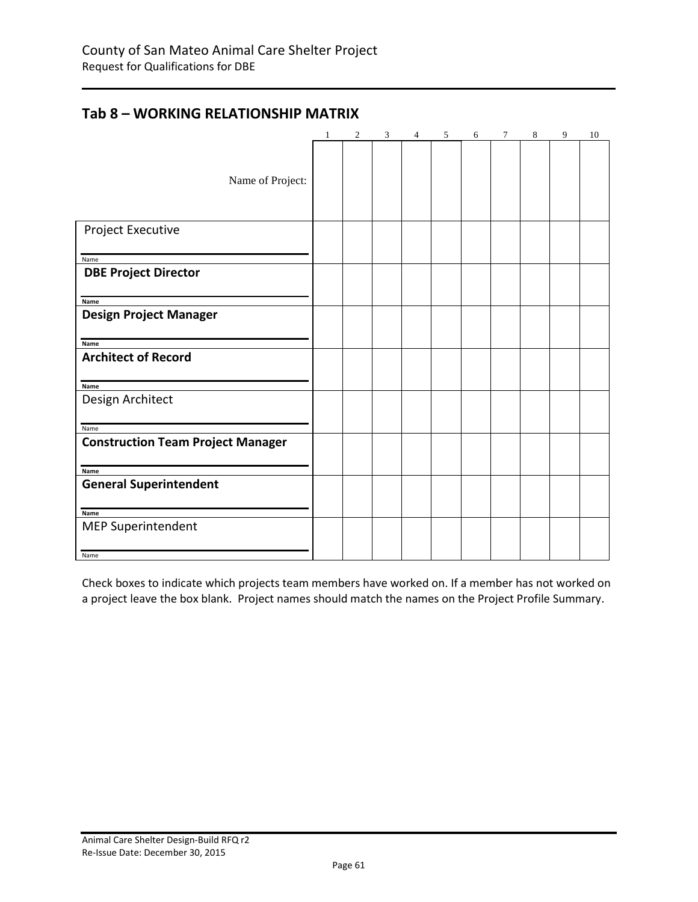## Tab 8 – WORKING RELATIONSHIP MATRIX

| | 1 | 2 | 3 | 4 | 5 | 6 | 7 | 8 | 9 | 10 |
|---|---|---|---|---|---|---|---|---|---|---|
| Name of Project: | | | | | | | | | | |
| Project Executive<br>Name | | | | | | | | | | |
| **DBE Project Director**<br>**Name** | | | | | | | | | | |
| **Design Project Manager**<br>**Name** | | | | | | | | | | |
| **Architect of Record**<br>**Name** | | | | | | | | | | |
| Design Architect<br>Name | | | | | | | | | | |
| **Construction Team Project Manager**<br>**Name** | | | | | | | | | | |
| **General Superintendent**<br>**Name** | | | | | | | | | | |
| MEP Superintendent<br>Name | | | | | | | | | | |

Check boxes to indicate which projects team members have worked on. If a member has not worked on a project leave the box blank. Project names should match the names on the Project Profile Summary.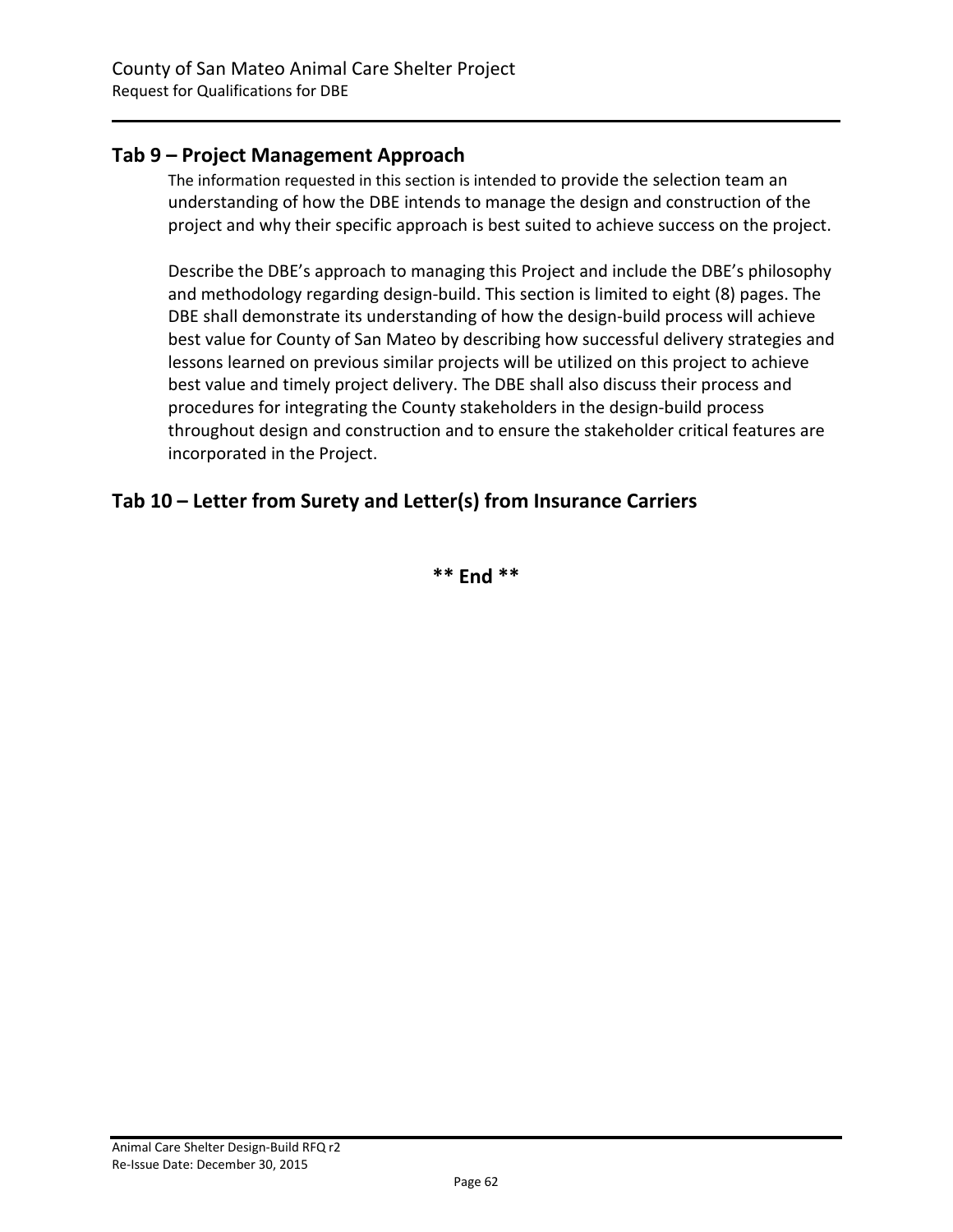## Tab 9 – Project Management Approach

The information requested in this section is intended to provide the selection team an understanding of how the DBE intends to manage the design and construction of the project and why their specific approach is best suited to achieve success on the project.

Describe the DBE's approach to managing this Project and include the DBE's philosophy and methodology regarding design-build. This section is limited to eight (8) pages. The DBE shall demonstrate its understanding of how the design-build process will achieve best value for County of San Mateo by describing how successful delivery strategies and lessons learned on previous similar projects will be utilized on this project to achieve best value and timely project delivery. The DBE shall also discuss their process and procedures for integrating the County stakeholders in the design-build process throughout design and construction and to ensure the stakeholder critical features are incorporated in the Project.

## Tab 10 – Letter from Surety and Letter(s) from Insurance Carriers

**\*\* End \*\***